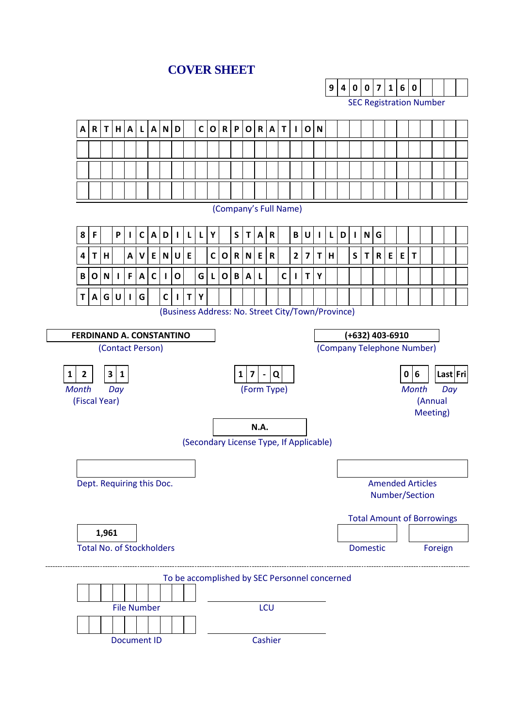# COVER SHEET

**9 4 0 0 7 1 6 0**

SEC Registration Number

**A R T H A L A N D   C O R P O R A T I O N**

(Company's Full Name)

**8 F   P I C A D I L L Y   S T A R   B U I L D I N G**

**4 T H   A V E N U E   C O R N E R   2 7 T H   S T R E E T**

**B O N I F A C I O   G L O B A L   C I T Y**

**T A G U I G   C I T Y**

(Business Address: No. Street City/Town/Province)

| **FERDINAND A. CONSTANTINO** | **(+632) 403-6910** |
|---|---|
| (Contact Person) | (Company Telephone Number) |

| **1 2** | **3 1** | **1 7 - Q** | **0 6** | **Last Fri** |
|---|---|---|---|---|
| *Month* | *Day* | (Form Type) | *Month* | *Day* |
| (Fiscal Year) | | | (Annual Meeting) | |

**N.A.**

(Secondary License Type, If Applicable)

| | |
|---|---|
| Dept. Requiring this Doc. | Amended Articles Number/Section |

Total Amount of Borrowings

| **1,961** | | |
|---|---|---|
| Total No. of Stockholders | Domestic | Foreign |

---

To be accomplished by SEC Personnel concerned

| | |
|---|---|
| File Number | LCU |
| Document ID | Cashier |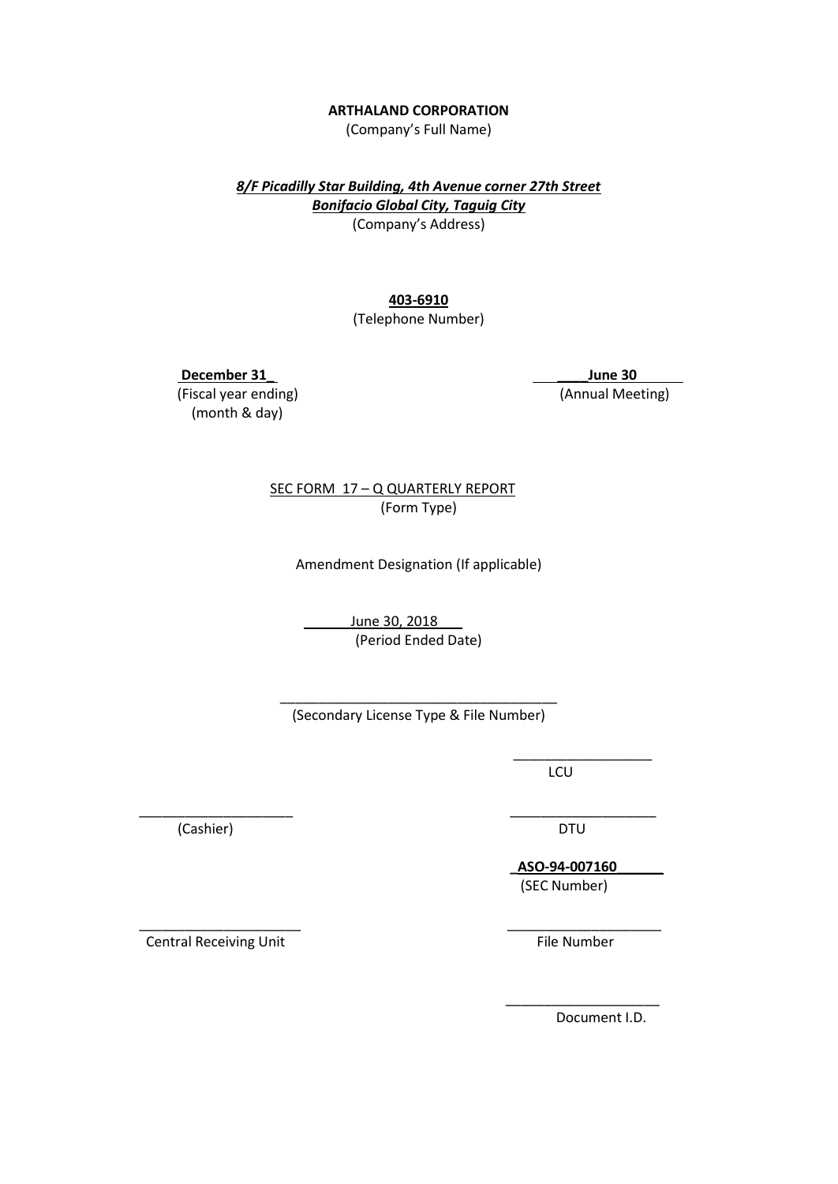**ARTHALAND CORPORATION**
(Company's Full Name)

***8/F Picadilly Star Building, 4th Avenue corner 27th Street***
***Bonifacio Global City, Taguig City***
(Company's Address)

**403-6910**
(Telephone Number)

**December 31**
(Fiscal year ending)
(month & day)

**June 30**
(Annual Meeting)

SEC FORM 17 – Q QUARTERLY REPORT
(Form Type)

Amendment Designation (If applicable)

June 30, 2018
(Period Ended Date)

_____________________________________
(Secondary License Type & File Number)

__________________
LCU

____________________
(Cashier)

____________________
DTU

**ASO-94-007160**
(SEC Number)

_____________________
Central Receiving Unit

_____________________
File Number

_____________________
Document I.D.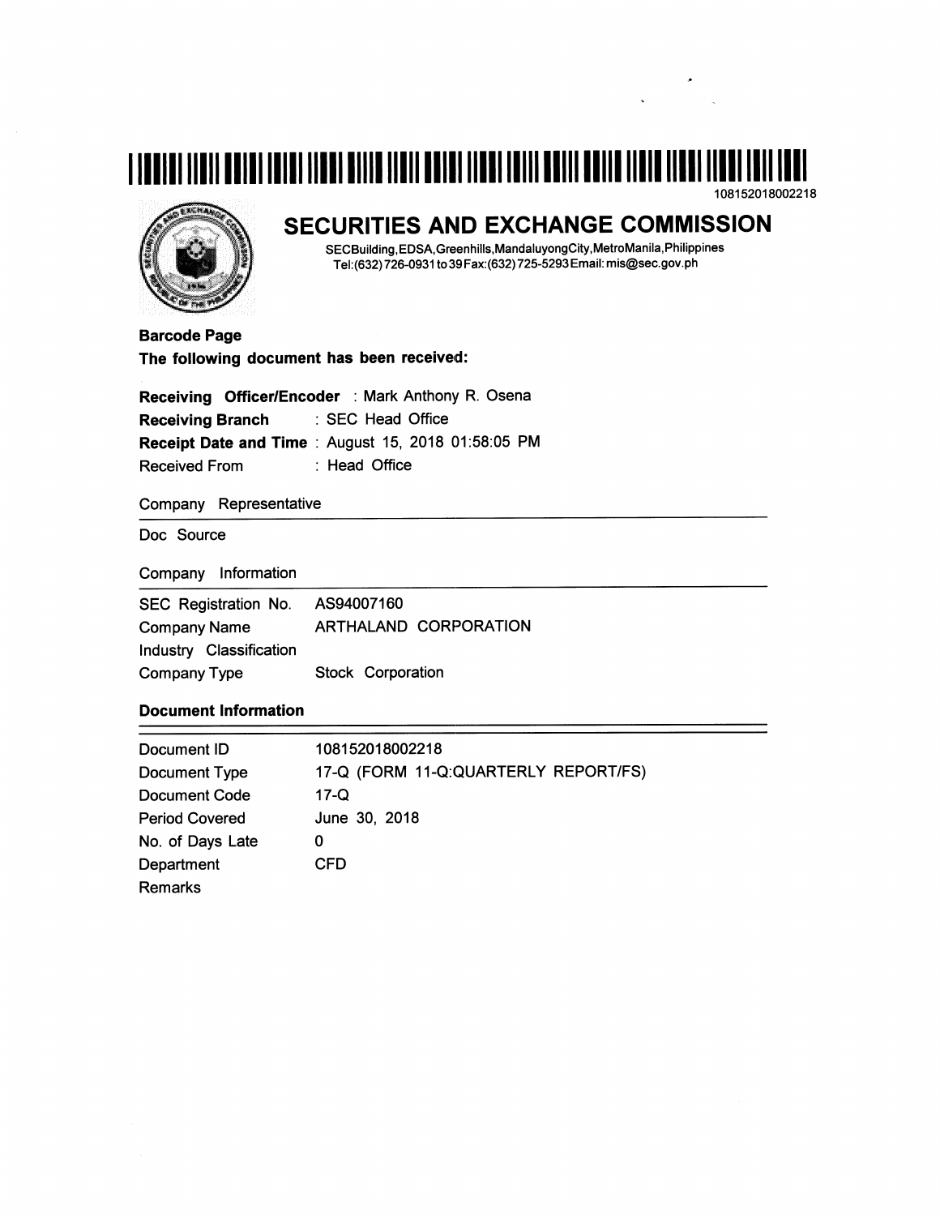108152018002218

# SECURITIES AND EXCHANGE COMMISSION

SECBuilding,EDSA,Greenhills,MandaluyongCity,MetroManila,Philippines
Tel:(632) 726-0931 to 39 Fax:(632) 725-5293 Email: mis@sec.gov.ph

**Barcode Page**

**The following document has been received:**

| | |
|---|---|
| **Receiving Officer/Encoder** | : Mark Anthony R. Osena |
| **Receiving Branch** | : SEC Head Office |
| **Receipt Date and Time** | : August 15, 2018 01:58:05 PM |
| Received From | : Head Office |

Company Representative

Doc Source

Company Information

| | |
|---|---|
| SEC Registration No. | AS94007160 |
| Company Name | ARTHALAND CORPORATION |
| Industry Classification | |
| Company Type | Stock Corporation |

**Document Information**

| | |
|---|---|
| Document ID | 108152018002218 |
| Document Type | 17-Q (FORM 11-Q:QUARTERLY REPORT/FS) |
| Document Code | 17-Q |
| Period Covered | June 30, 2018 |
| No. of Days Late | 0 |
| Department | CFD |
| Remarks | |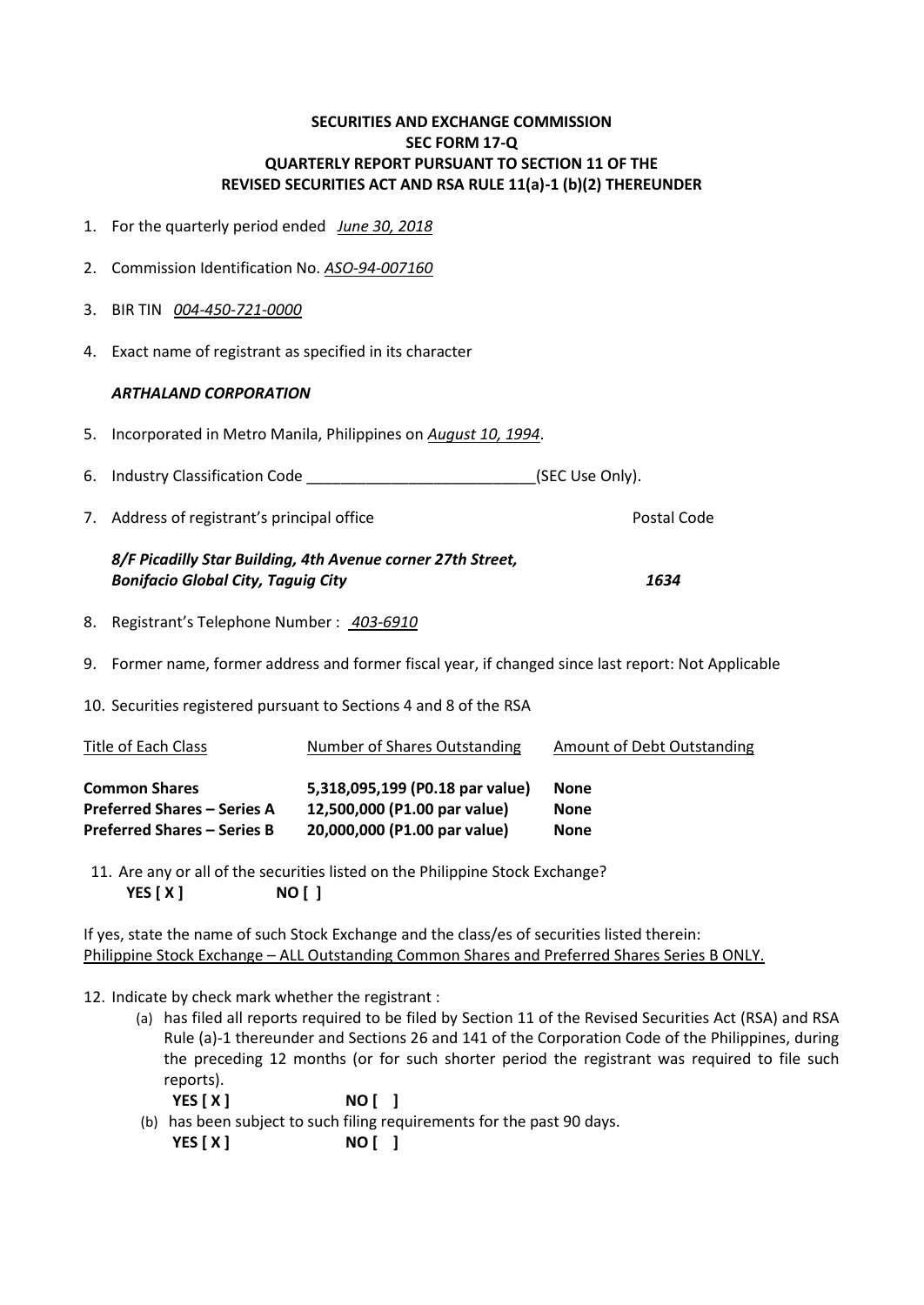**SECURITIES AND EXCHANGE COMMISSION**
**SEC FORM 17-Q**
**QUARTERLY REPORT PURSUANT TO SECTION 11 OF THE REVISED SECURITIES ACT AND RSA RULE 11(a)-1 (b)(2) THEREUNDER**

1. For the quarterly period ended *June 30, 2018*

2. Commission Identification No. *ASO-94-007160*

3. BIR TIN *004-450-721-0000*

4. Exact name of registrant as specified in its character

   ***ARTHALAND CORPORATION***

5. Incorporated in Metro Manila, Philippines on *August 10, 1994*.

6. Industry Classification Code ___________________________(SEC Use Only).

7. Address of registrant's principal office — Postal Code

   ***8/F Picadilly Star Building, 4th Avenue corner 27th Street, Bonifacio Global City, Taguig City*** — ***1634***

8. Registrant's Telephone Number : *403-6910*

9. Former name, former address and former fiscal year, if changed since last report: Not Applicable

10. Securities registered pursuant to Sections 4 and 8 of the RSA

| Title of Each Class | Number of Shares Outstanding | Amount of Debt Outstanding |
|---|---|---|
| **Common Shares** | **5,318,095,199 (P0.18 par value)** | **None** |
| **Preferred Shares – Series A** | **12,500,000 (P1.00 par value)** | **None** |
| **Preferred Shares – Series B** | **20,000,000 (P1.00 par value)** | **None** |

11. Are any or all of the securities listed on the Philippine Stock Exchange?
    **YES [ X ]** **NO [ ]**

If yes, state the name of such Stock Exchange and the class/es of securities listed therein:
Philippine Stock Exchange – ALL Outstanding Common Shares and Preferred Shares Series B ONLY.

12. Indicate by check mark whether the registrant :
    (a) has filed all reports required to be filed by Section 11 of the Revised Securities Act (RSA) and RSA Rule (a)-1 thereunder and Sections 26 and 141 of the Corporation Code of the Philippines, during the preceding 12 months (or for such shorter period the registrant was required to file such reports).
    **YES [ X ]** **NO [ ]**
    (b) has been subject to such filing requirements for the past 90 days.
    **YES [ X ]** **NO [ ]**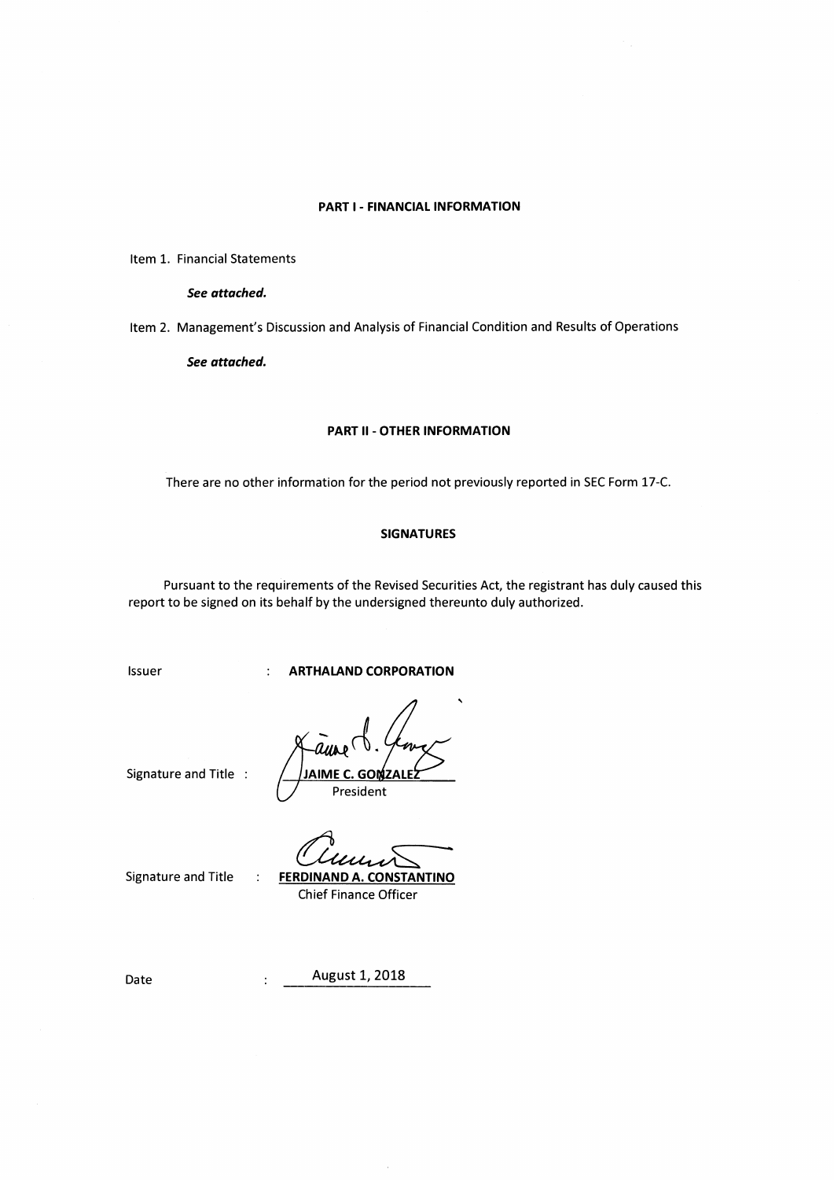## PART I - FINANCIAL INFORMATION

Item 1. Financial Statements

***See attached.***

Item 2. Management's Discussion and Analysis of Financial Condition and Results of Operations

***See attached.***

## PART II - OTHER INFORMATION

There are no other information for the period not previously reported in SEC Form 17-C.

## SIGNATURES

Pursuant to the requirements of the Revised Securities Act, the registrant has duly caused this report to be signed on its behalf by the undersigned thereunto duly authorized.

Issuer : **ARTHALAND CORPORATION**

Signature and Title : **JAIME C. GONZALEZ**
President

Signature and Title : **FERDINAND A. CONSTANTINO**
Chief Finance Officer

Date : August 1, 2018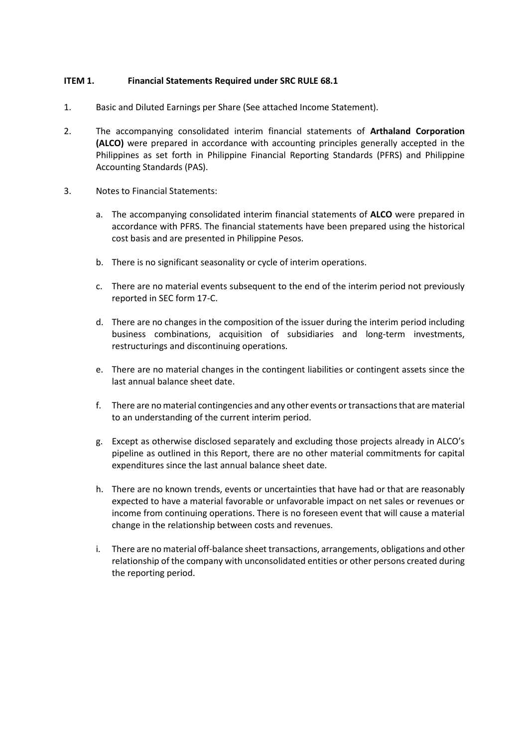**ITEM 1. Financial Statements Required under SRC RULE 68.1**

1. Basic and Diluted Earnings per Share (See attached Income Statement).

2. The accompanying consolidated interim financial statements of **Arthaland Corporation (ALCO)** were prepared in accordance with accounting principles generally accepted in the Philippines as set forth in Philippine Financial Reporting Standards (PFRS) and Philippine Accounting Standards (PAS).

3. Notes to Financial Statements:

   a. The accompanying consolidated interim financial statements of **ALCO** were prepared in accordance with PFRS. The financial statements have been prepared using the historical cost basis and are presented in Philippine Pesos.

   b. There is no significant seasonality or cycle of interim operations.

   c. There are no material events subsequent to the end of the interim period not previously reported in SEC form 17-C.

   d. There are no changes in the composition of the issuer during the interim period including business combinations, acquisition of subsidiaries and long-term investments, restructurings and discontinuing operations.

   e. There are no material changes in the contingent liabilities or contingent assets since the last annual balance sheet date.

   f. There are no material contingencies and any other events or transactions that are material to an understanding of the current interim period.

   g. Except as otherwise disclosed separately and excluding those projects already in ALCO's pipeline as outlined in this Report, there are no other material commitments for capital expenditures since the last annual balance sheet date.

   h. There are no known trends, events or uncertainties that have had or that are reasonably expected to have a material favorable or unfavorable impact on net sales or revenues or income from continuing operations. There is no foreseen event that will cause a material change in the relationship between costs and revenues.

   i. There are no material off-balance sheet transactions, arrangements, obligations and other relationship of the company with unconsolidated entities or other persons created during the reporting period.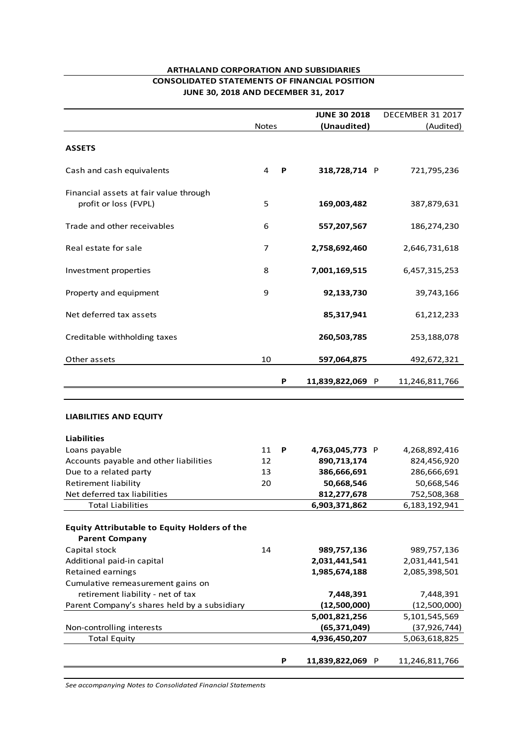**ARTHALAND CORPORATION AND SUBSIDIARIES**

**CONSOLIDATED STATEMENTS OF FINANCIAL POSITION**

**JUNE 30, 2018 AND DECEMBER 31, 2017**

| | Notes | | **JUNE 30 2018 (Unaudited)** | | DECEMBER 31 2017 (Audited) |
|---|---|---|---|---|---|
| **ASSETS** | | | | | |
| Cash and cash equivalents | 4 | **P** | **318,728,714** | P | 721,795,236 |
| Financial assets at fair value through profit or loss (FVPL) | 5 | | **169,003,482** | | 387,879,631 |
| Trade and other receivables | 6 | | **557,207,567** | | 186,274,230 |
| Real estate for sale | 7 | | **2,758,692,460** | | 2,646,731,618 |
| Investment properties | 8 | | **7,001,169,515** | | 6,457,315,253 |
| Property and equipment | 9 | | **92,133,730** | | 39,743,166 |
| Net deferred tax assets | | | **85,317,941** | | 61,212,233 |
| Creditable withholding taxes | | | **260,503,785** | | 253,188,078 |
| Other assets | 10 | | **597,064,875** | | 492,672,321 |
| | | **P** | **11,839,822,069** | P | 11,246,811,766 |
| **LIABILITIES AND EQUITY** | | | | | |
| **Liabilities** | | | | | |
| Loans payable | 11 | **P** | **4,763,045,773** | P | 4,268,892,416 |
| Accounts payable and other liabilities | 12 | | **890,713,174** | | 824,456,920 |
| Due to a related party | 13 | | **386,666,691** | | 286,666,691 |
| Retirement liability | 20 | | **50,668,546** | | 50,668,546 |
| Net deferred tax liabilities | | | **812,277,678** | | 752,508,368 |
| Total Liabilities | | | **6,903,371,862** | | 6,183,192,941 |
| **Equity Attributable to Equity Holders of the Parent Company** | | | | | |
| Capital stock | 14 | | **989,757,136** | | 989,757,136 |
| Additional paid-in capital | | | **2,031,441,541** | | 2,031,441,541 |
| Retained earnings | | | **1,985,674,188** | | 2,085,398,501 |
| Cumulative remeasurement gains on retirement liability - net of tax | | | **7,448,391** | | 7,448,391 |
| Parent Company's shares held by a subsidiary | | | **(12,500,000)** | | (12,500,000) |
| | | | **5,001,821,256** | | 5,101,545,569 |
| Non-controlling interests | | | **(65,371,049)** | | (37,926,744) |
| Total Equity | | | **4,936,450,207** | | 5,063,618,825 |
| | | **P** | **11,839,822,069** | P | 11,246,811,766 |

*See accompanying Notes to Consolidated Financial Statements*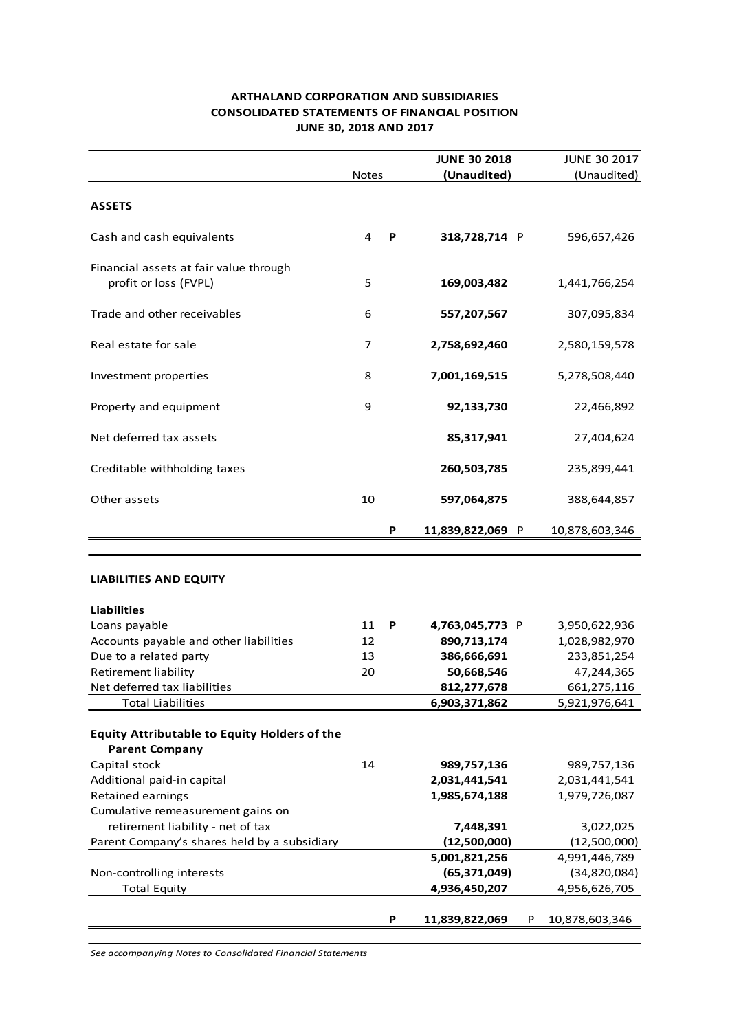**ARTHALAND CORPORATION AND SUBSIDIARIES**
**CONSOLIDATED STATEMENTS OF FINANCIAL POSITION**
**JUNE 30, 2018 AND 2017**

| | Notes | | JUNE 30 2018 (Unaudited) | | JUNE 30 2017 (Unaudited) |
|---|---|---|---|---|---|
| **ASSETS** | | | | | |
| Cash and cash equivalents | 4 | P | 318,728,714 | P | 596,657,426 |
| Financial assets at fair value through profit or loss (FVPL) | 5 | | 169,003,482 | | 1,441,766,254 |
| Trade and other receivables | 6 | | 557,207,567 | | 307,095,834 |
| Real estate for sale | 7 | | 2,758,692,460 | | 2,580,159,578 |
| Investment properties | 8 | | 7,001,169,515 | | 5,278,508,440 |
| Property and equipment | 9 | | 92,133,730 | | 22,466,892 |
| Net deferred tax assets | | | 85,317,941 | | 27,404,624 |
| Creditable withholding taxes | | | 260,503,785 | | 235,899,441 |
| Other assets | 10 | | 597,064,875 | | 388,644,857 |
| | | P | 11,839,822,069 | P | 10,878,603,346 |
| **LIABILITIES AND EQUITY** | | | | | |
| **Liabilities** | | | | | |
| Loans payable | 11 | P | 4,763,045,773 | P | 3,950,622,936 |
| Accounts payable and other liabilities | 12 | | 890,713,174 | | 1,028,982,970 |
| Due to a related party | 13 | | 386,666,691 | | 233,851,254 |
| Retirement liability | 20 | | 50,668,546 | | 47,244,365 |
| Net deferred tax liabilities | | | 812,277,678 | | 661,275,116 |
| Total Liabilities | | | 6,903,371,862 | | 5,921,976,641 |
| **Equity Attributable to Equity Holders of the Parent Company** | | | | | |
| Capital stock | 14 | | 989,757,136 | | 989,757,136 |
| Additional paid-in capital | | | 2,031,441,541 | | 2,031,441,541 |
| Retained earnings | | | 1,985,674,188 | | 1,979,726,087 |
| Cumulative remeasurement gains on retirement liability - net of tax | | | 7,448,391 | | 3,022,025 |
| Parent Company's shares held by a subsidiary | | | (12,500,000) | | (12,500,000) |
| | | | 5,001,821,256 | | 4,991,446,789 |
| Non-controlling interests | | | (65,371,049) | | (34,820,084) |
| Total Equity | | | 4,936,450,207 | | 4,956,626,705 |
| | | P | 11,839,822,069 | P | 10,878,603,346 |

*See accompanying Notes to Consolidated Financial Statements*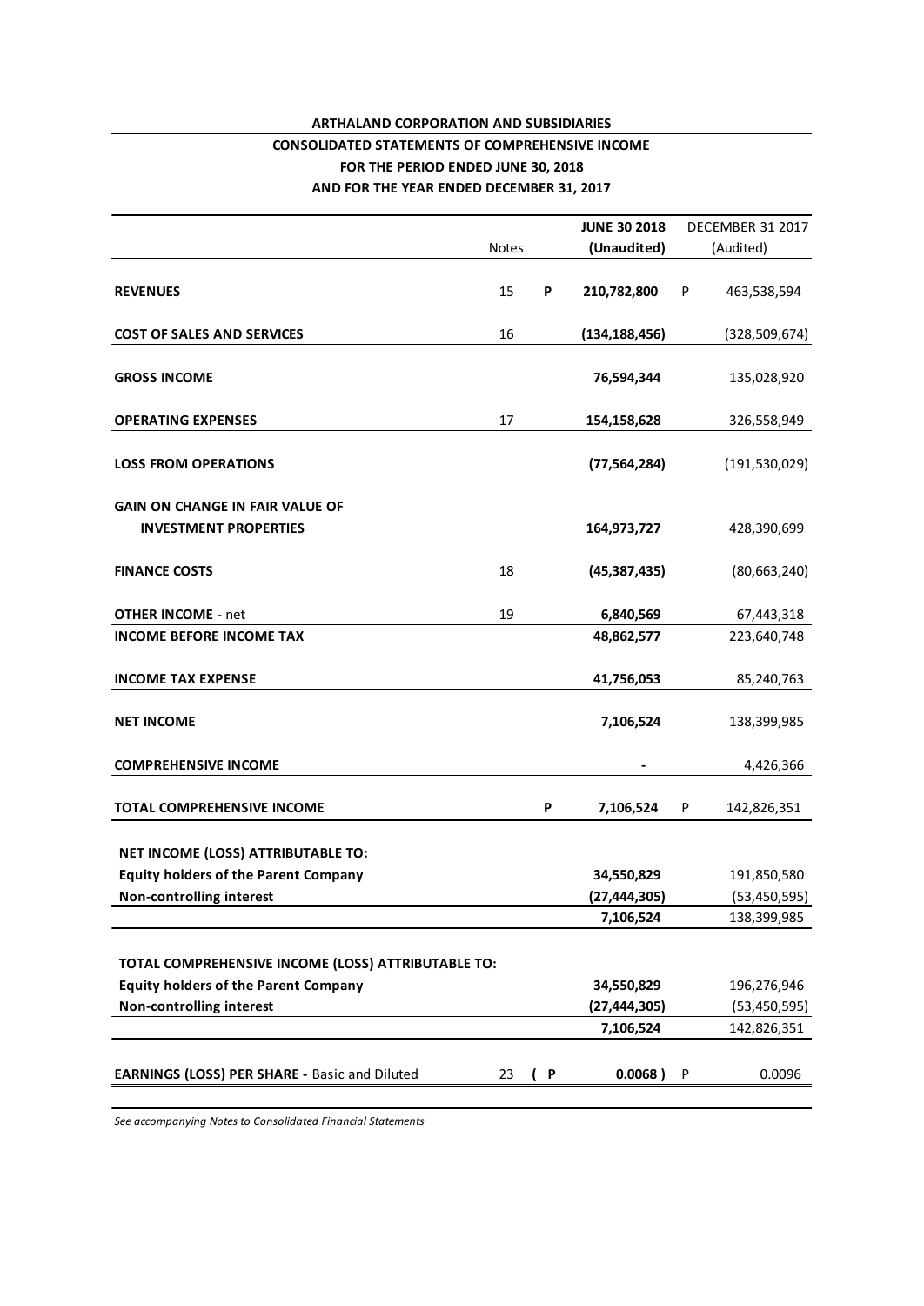**ARTHALAND CORPORATION AND SUBSIDIARIES**

**CONSOLIDATED STATEMENTS OF COMPREHENSIVE INCOME**

**FOR THE PERIOD ENDED JUNE 30, 2018**

**AND FOR THE YEAR ENDED DECEMBER 31, 2017**

| | Notes | | JUNE 30 2018 (Unaudited) | | DECEMBER 31 2017 (Audited) |
|---|---|---|---|---|---|
| **REVENUES** | 15 | **P** | **210,782,800** | P | 463,538,594 |
| **COST OF SALES AND SERVICES** | 16 | | **(134,188,456)** | | (328,509,674) |
| **GROSS INCOME** | | | **76,594,344** | | 135,028,920 |
| **OPERATING EXPENSES** | 17 | | **154,158,628** | | 326,558,949 |
| **LOSS FROM OPERATIONS** | | | **(77,564,284)** | | (191,530,029) |
| **GAIN ON CHANGE IN FAIR VALUE OF INVESTMENT PROPERTIES** | | | **164,973,727** | | 428,390,699 |
| **FINANCE COSTS** | 18 | | **(45,387,435)** | | (80,663,240) |
| **OTHER INCOME** - net | 19 | | **6,840,569** | | 67,443,318 |
| **INCOME BEFORE INCOME TAX** | | | **48,862,577** | | 223,640,748 |
| **INCOME TAX EXPENSE** | | | **41,756,053** | | 85,240,763 |
| **NET INCOME** | | | **7,106,524** | | 138,399,985 |
| **COMPREHENSIVE INCOME** | | | **-** | | 4,426,366 |
| **TOTAL COMPREHENSIVE INCOME** | | **P** | **7,106,524** | P | 142,826,351 |
| **NET INCOME (LOSS) ATTRIBUTABLE TO:** | | | | | |
| **Equity holders of the Parent Company** | | | **34,550,829** | | 191,850,580 |
| **Non-controlling interest** | | | **(27,444,305)** | | (53,450,595) |
| | | | **7,106,524** | | 138,399,985 |
| **TOTAL COMPREHENSIVE INCOME (LOSS) ATTRIBUTABLE TO:** | | | | | |
| **Equity holders of the Parent Company** | | | **34,550,829** | | 196,276,946 |
| **Non-controlling interest** | | | **(27,444,305)** | | (53,450,595) |
| | | | **7,106,524** | | 142,826,351 |
| **EARNINGS (LOSS) PER SHARE** - Basic and Diluted | 23 | **( P** | **0.0068 )** | P | 0.0096 |

*See accompanying Notes to Consolidated Financial Statements*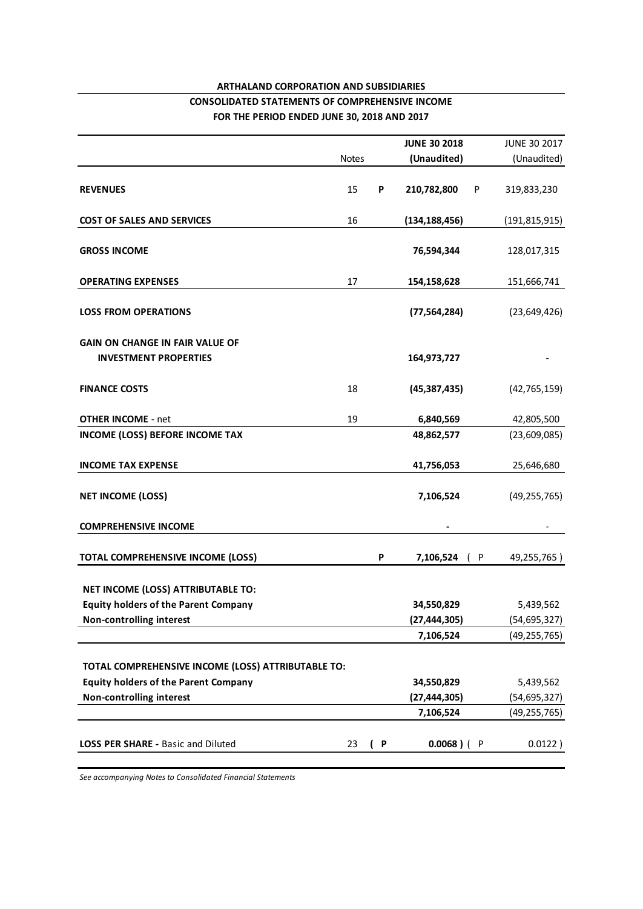**ARTHALAND CORPORATION AND SUBSIDIARIES**

**CONSOLIDATED STATEMENTS OF COMPREHENSIVE INCOME**

**FOR THE PERIOD ENDED JUNE 30, 2018 AND 2017**

| | Notes | | JUNE 30 2018 (Unaudited) | | JUNE 30 2017 (Unaudited) |
|---|---|---|---|---|---|
| **REVENUES** | 15 | **P** | **210,782,800** | P | 319,833,230 |
| **COST OF SALES AND SERVICES** | 16 | | **(134,188,456)** | | (191,815,915) |
| **GROSS INCOME** | | | **76,594,344** | | 128,017,315 |
| **OPERATING EXPENSES** | 17 | | **154,158,628** | | 151,666,741 |
| **LOSS FROM OPERATIONS** | | | **(77,564,284)** | | (23,649,426) |
| **GAIN ON CHANGE IN FAIR VALUE OF INVESTMENT PROPERTIES** | | | **164,973,727** | | - |
| **FINANCE COSTS** | 18 | | **(45,387,435)** | | (42,765,159) |
| **OTHER INCOME** - net | 19 | | **6,840,569** | | 42,805,500 |
| **INCOME (LOSS) BEFORE INCOME TAX** | | | **48,862,577** | | (23,609,085) |
| **INCOME TAX EXPENSE** | | | **41,756,053** | | 25,646,680 |
| **NET INCOME (LOSS)** | | | **7,106,524** | | (49,255,765) |
| **COMPREHENSIVE INCOME** | | | **-** | | - |
| **TOTAL COMPREHENSIVE INCOME (LOSS)** | | **P** | **7,106,524** | ( P | 49,255,765 ) |
| **NET INCOME (LOSS) ATTRIBUTABLE TO:** | | | | | |
| **Equity holders of the Parent Company** | | | **34,550,829** | | 5,439,562 |
| **Non-controlling interest** | | | **(27,444,305)** | | (54,695,327) |
| | | | **7,106,524** | | (49,255,765) |
| **TOTAL COMPREHENSIVE INCOME (LOSS) ATTRIBUTABLE TO:** | | | | | |
| **Equity holders of the Parent Company** | | | **34,550,829** | | 5,439,562 |
| **Non-controlling interest** | | | **(27,444,305)** | | (54,695,327) |
| | | | **7,106,524** | | (49,255,765) |
| **LOSS PER SHARE** - Basic and Diluted | 23 | **( P** | **0.0068 )** | ( P | 0.0122 ) |

*See accompanying Notes to Consolidated Financial Statements*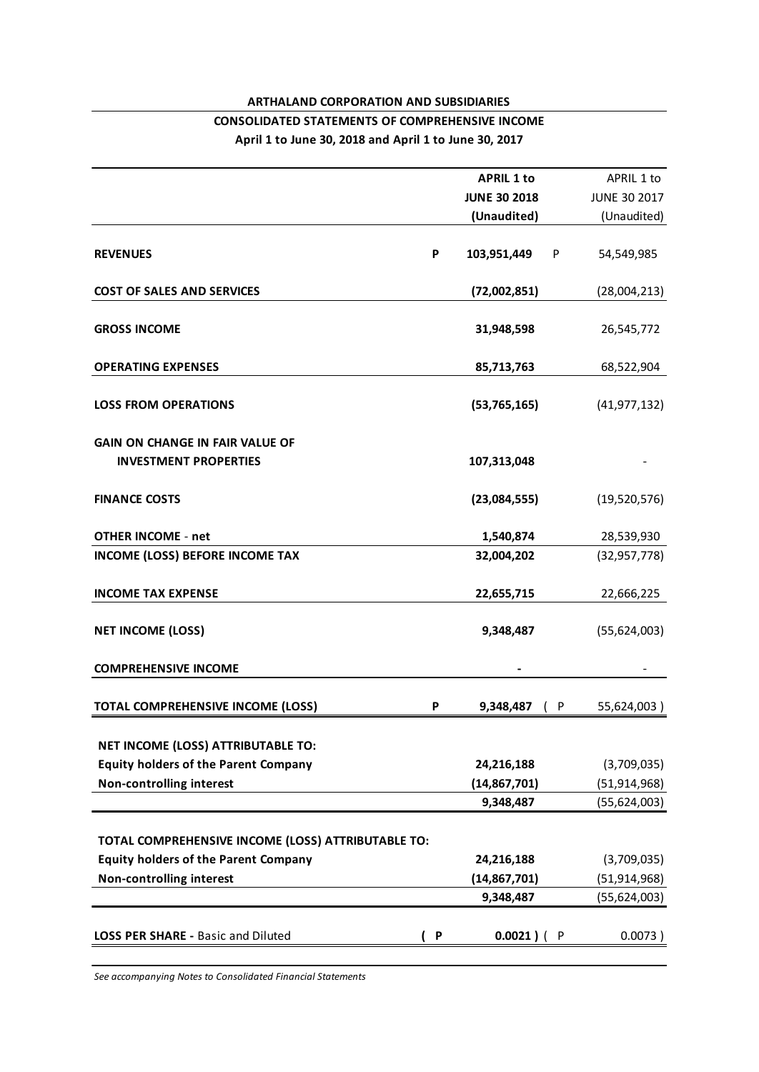**ARTHALAND CORPORATION AND SUBSIDIARIES**

**CONSOLIDATED STATEMENTS OF COMPREHENSIVE INCOME**

**April 1 to June 30, 2018 and April 1 to June 30, 2017**

| | **APRIL 1 to JUNE 30 2018 (Unaudited)** | APRIL 1 to JUNE 30 2017 (Unaudited) |
|---|---|---|
| **REVENUES** | **P 103,951,449** | P 54,549,985 |
| **COST OF SALES AND SERVICES** | **(72,002,851)** | (28,004,213) |
| **GROSS INCOME** | **31,948,598** | 26,545,772 |
| **OPERATING EXPENSES** | **85,713,763** | 68,522,904 |
| **LOSS FROM OPERATIONS** | **(53,765,165)** | (41,977,132) |
| **GAIN ON CHANGE IN FAIR VALUE OF INVESTMENT PROPERTIES** | **107,313,048** | - |
| **FINANCE COSTS** | **(23,084,555)** | (19,520,576) |
| **OTHER INCOME** - **net** | **1,540,874** | 28,539,930 |
| **INCOME (LOSS) BEFORE INCOME TAX** | **32,004,202** | (32,957,778) |
| **INCOME TAX EXPENSE** | **22,655,715** | 22,666,225 |
| **NET INCOME (LOSS)** | **9,348,487** | (55,624,003) |
| **COMPREHENSIVE INCOME** | **-** | - |
| **TOTAL COMPREHENSIVE INCOME (LOSS)** | **P 9,348,487** | ( P 55,624,003 ) |
| **NET INCOME (LOSS) ATTRIBUTABLE TO:** | | |
| **Equity holders of the Parent Company** | **24,216,188** | (3,709,035) |
| **Non-controlling interest** | **(14,867,701)** | (51,914,968) |
| | **9,348,487** | (55,624,003) |
| **TOTAL COMPREHENSIVE INCOME (LOSS) ATTRIBUTABLE TO:** | | |
| **Equity holders of the Parent Company** | **24,216,188** | (3,709,035) |
| **Non-controlling interest** | **(14,867,701)** | (51,914,968) |
| | **9,348,487** | (55,624,003) |
| **LOSS PER SHARE** - Basic and Diluted | **( P 0.0021 )** | ( P 0.0073 ) |

*See accompanying Notes to Consolidated Financial Statements*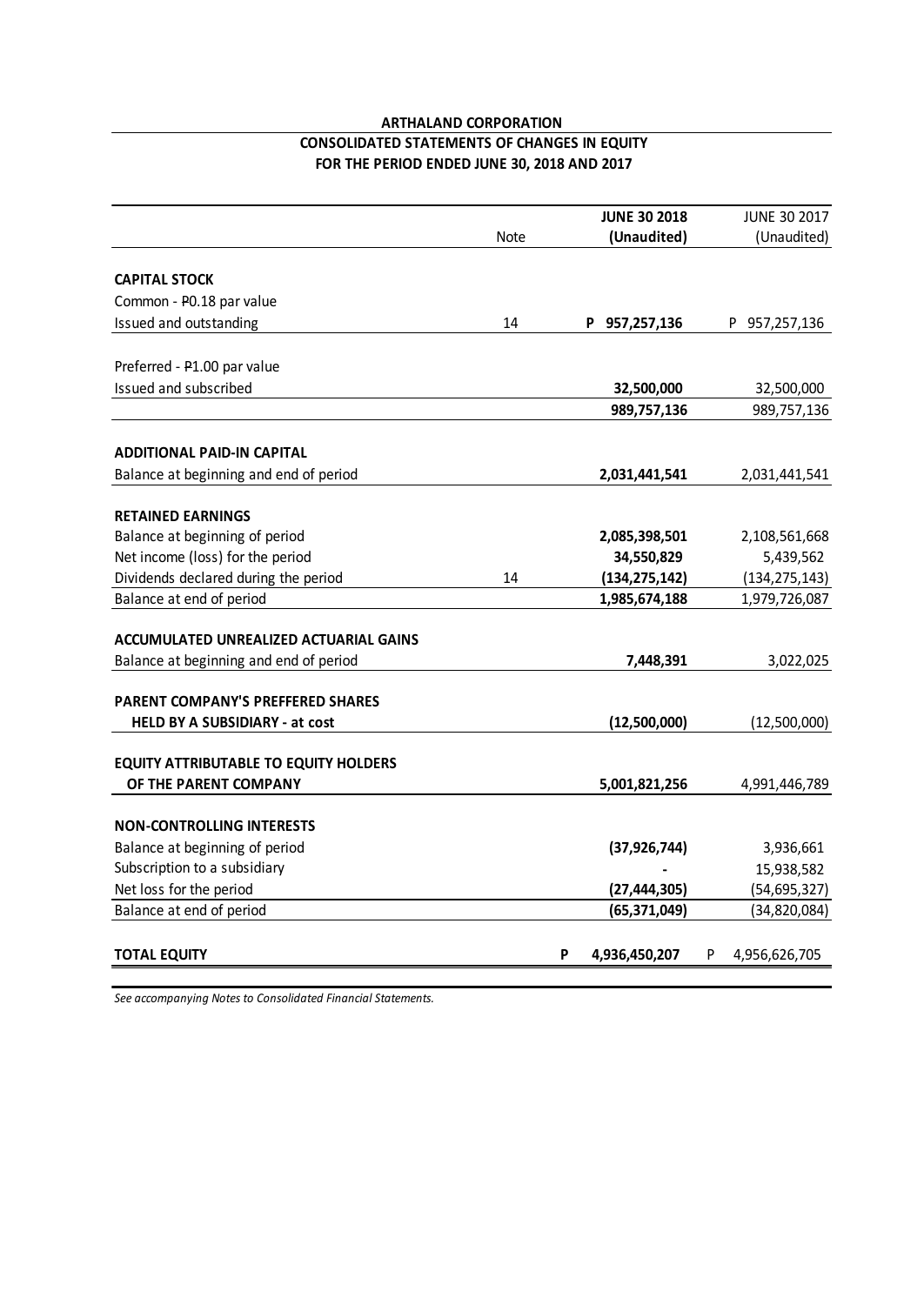**ARTHALAND CORPORATION**

**CONSOLIDATED STATEMENTS OF CHANGES IN EQUITY**

**FOR THE PERIOD ENDED JUNE 30, 2018 AND 2017**

| | Note | **JUNE 30 2018 (Unaudited)** | JUNE 30 2017 (Unaudited) |
|---|---|---|---|
| **CAPITAL STOCK** | | | |
| Common - ₱0.18 par value | | | |
| Issued and outstanding | 14 | **P 957,257,136** | P 957,257,136 |
| Preferred - ₱1.00 par value | | | |
| Issued and subscribed | | **32,500,000** | 32,500,000 |
| | | **989,757,136** | 989,757,136 |
| **ADDITIONAL PAID-IN CAPITAL** | | | |
| Balance at beginning and end of period | | **2,031,441,541** | 2,031,441,541 |
| **RETAINED EARNINGS** | | | |
| Balance at beginning of period | | **2,085,398,501** | 2,108,561,668 |
| Net income (loss) for the period | | **34,550,829** | 5,439,562 |
| Dividends declared during the period | 14 | **(134,275,142)** | (134,275,143) |
| Balance at end of period | | **1,985,674,188** | 1,979,726,087 |
| **ACCUMULATED UNREALIZED ACTUARIAL GAINS** | | | |
| Balance at beginning and end of period | | **7,448,391** | 3,022,025 |
| **PARENT COMPANY'S PREFFERED SHARES HELD BY A SUBSIDIARY - at cost** | | **(12,500,000)** | (12,500,000) |
| **EQUITY ATTRIBUTABLE TO EQUITY HOLDERS OF THE PARENT COMPANY** | | **5,001,821,256** | 4,991,446,789 |
| **NON-CONTROLLING INTERESTS** | | | |
| Balance at beginning of period | | **(37,926,744)** | 3,936,661 |
| Subscription to a subsidiary | | **-** | 15,938,582 |
| Net loss for the period | | **(27,444,305)** | (54,695,327) |
| Balance at end of period | | **(65,371,049)** | (34,820,084) |
| **TOTAL EQUITY** | | **P 4,936,450,207** | P 4,956,626,705 |

*See accompanying Notes to Consolidated Financial Statements.*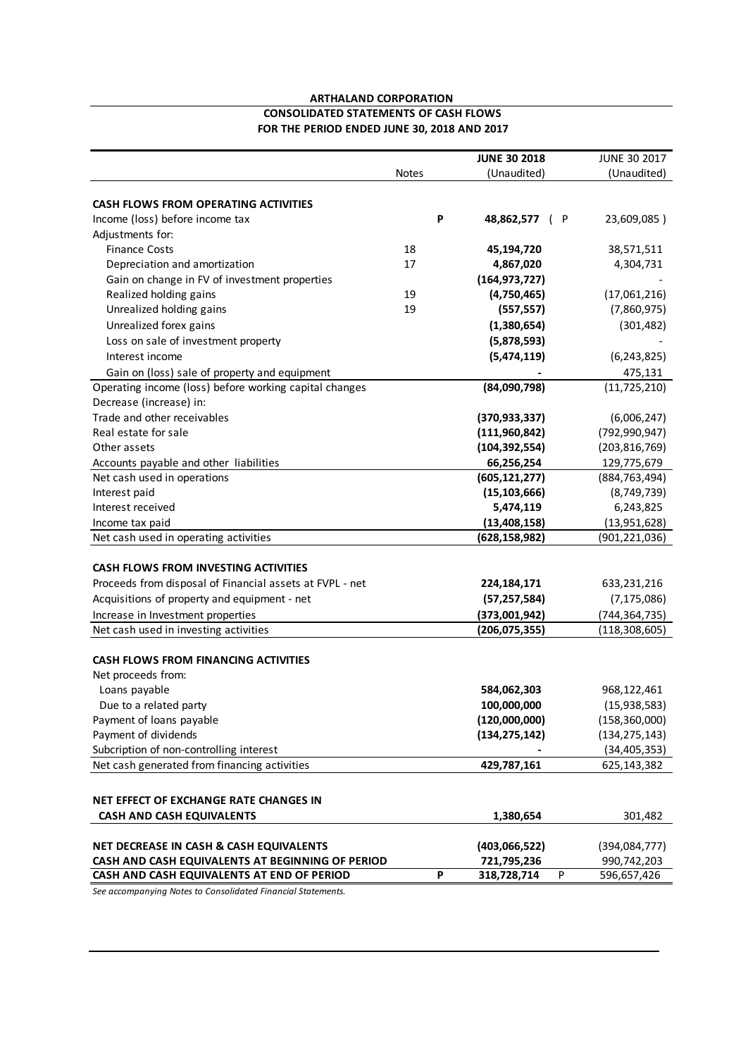**ARTHALAND CORPORATION**

**CONSOLIDATED STATEMENTS OF CASH FLOWS**

**FOR THE PERIOD ENDED JUNE 30, 2018 AND 2017**

| | Notes | **JUNE 30 2018** (Unaudited) | JUNE 30 2017 (Unaudited) |
|---|---|---|---|
| **CASH FLOWS FROM OPERATING ACTIVITIES** | | | |
| Income (loss) before income tax | | **P 48,862,577** | ( P 23,609,085 ) |
| Adjustments for: | | | |
| Finance Costs | 18 | **45,194,720** | 38,571,511 |
| Depreciation and amortization | 17 | **4,867,020** | 4,304,731 |
| Gain on change in FV of investment properties | | **(164,973,727)** | - |
| Realized holding gains | 19 | **(4,750,465)** | (17,061,216) |
| Unrealized holding gains | 19 | **(557,557)** | (7,860,975) |
| Unrealized forex gains | | **(1,380,654)** | (301,482) |
| Loss on sale of investment property | | **(5,878,593)** | - |
| Interest income | | **(5,474,119)** | (6,243,825) |
| Gain on (loss) sale of property and equipment | | **-** | 475,131 |
| Operating income (loss) before working capital changes | | **(84,090,798)** | (11,725,210) |
| Decrease (increase) in: | | | |
| Trade and other receivables | | **(370,933,337)** | (6,006,247) |
| Real estate for sale | | **(111,960,842)** | (792,990,947) |
| Other assets | | **(104,392,554)** | (203,816,769) |
| Accounts payable and other liabilities | | **66,256,254** | 129,775,679 |
| Net cash used in operations | | **(605,121,277)** | (884,763,494) |
| Interest paid | | **(15,103,666)** | (8,749,739) |
| Interest received | | **5,474,119** | 6,243,825 |
| Income tax paid | | **(13,408,158)** | (13,951,628) |
| Net cash used in operating activities | | **(628,158,982)** | (901,221,036) |
| **CASH FLOWS FROM INVESTING ACTIVITIES** | | | |
| Proceeds from disposal of Financial assets at FVPL - net | | **224,184,171** | 633,231,216 |
| Acquisitions of property and equipment - net | | **(57,257,584)** | (7,175,086) |
| Increase in Investment properties | | **(373,001,942)** | (744,364,735) |
| Net cash used in investing activities | | **(206,075,355)** | (118,308,605) |
| **CASH FLOWS FROM FINANCING ACTIVITIES** | | | |
| Net proceeds from: | | | |
| Loans payable | | **584,062,303** | 968,122,461 |
| Due to a related party | | **100,000,000** | (15,938,583) |
| Payment of loans payable | | **(120,000,000)** | (158,360,000) |
| Payment of dividends | | **(134,275,142)** | (134,275,143) |
| Subcription of non-controlling interest | | **-** | (34,405,353) |
| Net cash generated from financing activities | | **429,787,161** | 625,143,382 |
| **NET EFFECT OF EXCHANGE RATE CHANGES IN CASH AND CASH EQUIVALENTS** | | **1,380,654** | 301,482 |
| **NET DECREASE IN CASH & CASH EQUIVALENTS** | | **(403,066,522)** | (394,084,777) |
| **CASH AND CASH EQUIVALENTS AT BEGINNING OF PERIOD** | | **721,795,236** | 990,742,203 |
| **CASH AND CASH EQUIVALENTS AT END OF PERIOD** | | **P 318,728,714** | P 596,657,426 |

*See accompanying Notes to Consolidated Financial Statements.*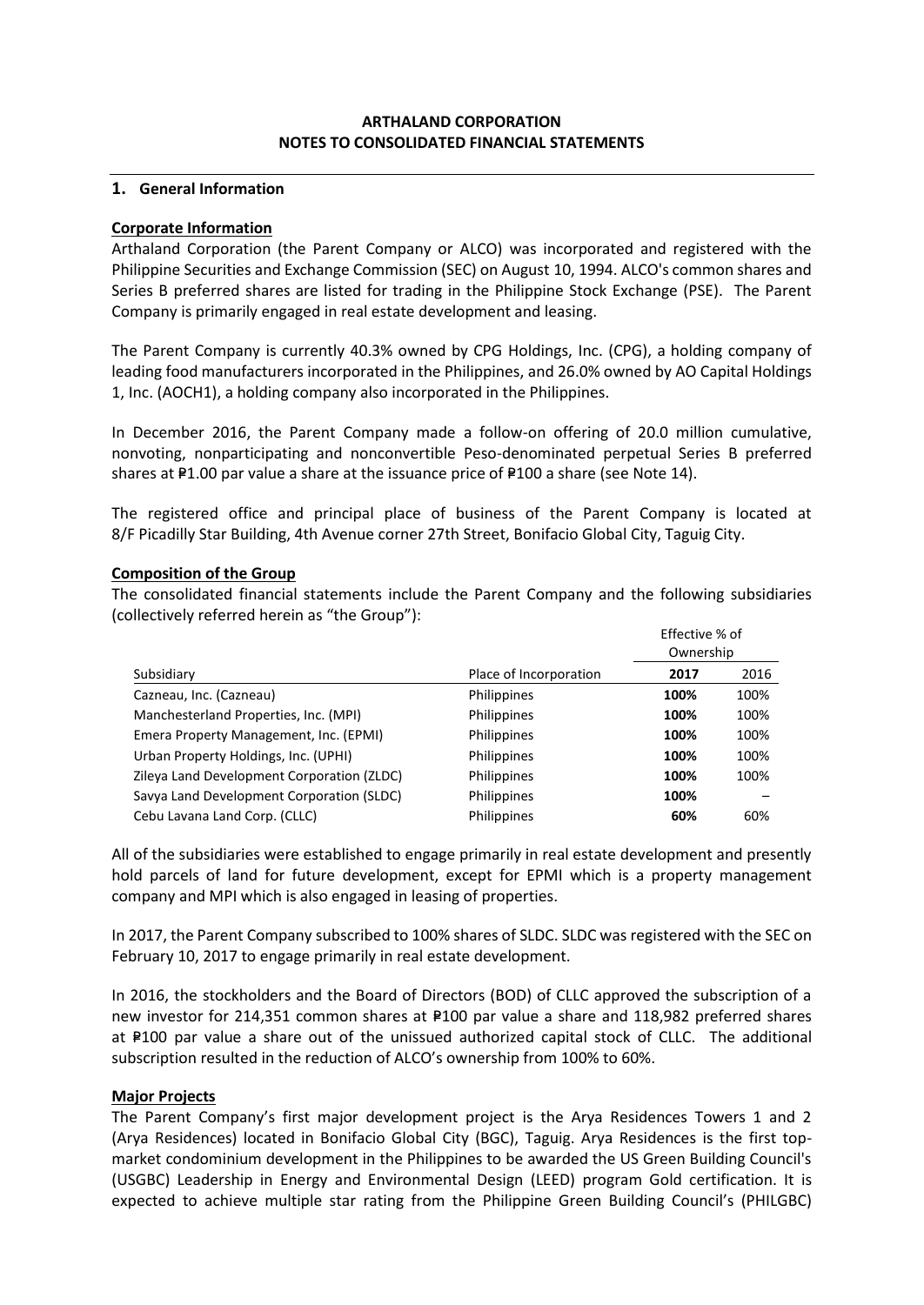**ARTHALAND CORPORATION**
**NOTES TO CONSOLIDATED FINANCIAL STATEMENTS**

## 1. General Information

**Corporate Information**

Arthaland Corporation (the Parent Company or ALCO) was incorporated and registered with the Philippine Securities and Exchange Commission (SEC) on August 10, 1994. ALCO's common shares and Series B preferred shares are listed for trading in the Philippine Stock Exchange (PSE). The Parent Company is primarily engaged in real estate development and leasing.

The Parent Company is currently 40.3% owned by CPG Holdings, Inc. (CPG), a holding company of leading food manufacturers incorporated in the Philippines, and 26.0% owned by AO Capital Holdings 1, Inc. (AOCH1), a holding company also incorporated in the Philippines.

In December 2016, the Parent Company made a follow-on offering of 20.0 million cumulative, nonvoting, nonparticipating and nonconvertible Peso-denominated perpetual Series B preferred shares at ₱1.00 par value a share at the issuance price of ₱100 a share (see Note 14).

The registered office and principal place of business of the Parent Company is located at 8/F Picadilly Star Building, 4th Avenue corner 27th Street, Bonifacio Global City, Taguig City.

**Composition of the Group**

The consolidated financial statements include the Parent Company and the following subsidiaries (collectively referred herein as "the Group"):

| Subsidiary | Place of Incorporation | Effective % of Ownership | |
|---|---|---|---|
| | | **2017** | 2016 |
| Cazneau, Inc. (Cazneau) | Philippines | **100%** | 100% |
| Manchesterland Properties, Inc. (MPI) | Philippines | **100%** | 100% |
| Emera Property Management, Inc. (EPMI) | Philippines | **100%** | 100% |
| Urban Property Holdings, Inc. (UPHI) | Philippines | **100%** | 100% |
| Zileya Land Development Corporation (ZLDC) | Philippines | **100%** | 100% |
| Savya Land Development Corporation (SLDC) | Philippines | **100%** | – |
| Cebu Lavana Land Corp. (CLLC) | Philippines | **60%** | 60% |

All of the subsidiaries were established to engage primarily in real estate development and presently hold parcels of land for future development, except for EPMI which is a property management company and MPI which is also engaged in leasing of properties.

In 2017, the Parent Company subscribed to 100% shares of SLDC. SLDC was registered with the SEC on February 10, 2017 to engage primarily in real estate development.

In 2016, the stockholders and the Board of Directors (BOD) of CLLC approved the subscription of a new investor for 214,351 common shares at ₱100 par value a share and 118,982 preferred shares at ₱100 par value a share out of the unissued authorized capital stock of CLLC. The additional subscription resulted in the reduction of ALCO's ownership from 100% to 60%.

**Major Projects**

The Parent Company's first major development project is the Arya Residences Towers 1 and 2 (Arya Residences) located in Bonifacio Global City (BGC), Taguig. Arya Residences is the first top-market condominium development in the Philippines to be awarded the US Green Building Council's (USGBC) Leadership in Energy and Environmental Design (LEED) program Gold certification. It is expected to achieve multiple star rating from the Philippine Green Building Council's (PHILGBC)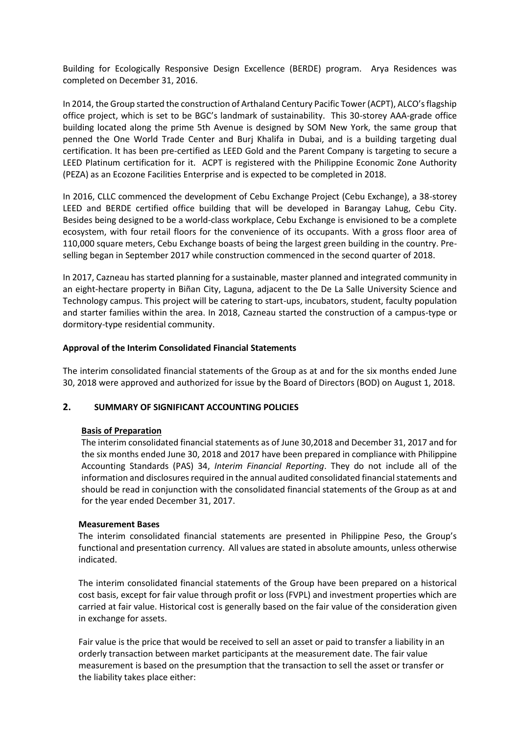Building for Ecologically Responsive Design Excellence (BERDE) program. Arya Residences was completed on December 31, 2016.

In 2014, the Group started the construction of Arthaland Century Pacific Tower (ACPT), ALCO's flagship office project, which is set to be BGC's landmark of sustainability. This 30-storey AAA-grade office building located along the prime 5th Avenue is designed by SOM New York, the same group that penned the One World Trade Center and Burj Khalifa in Dubai, and is a building targeting dual certification. It has been pre-certified as LEED Gold and the Parent Company is targeting to secure a LEED Platinum certification for it. ACPT is registered with the Philippine Economic Zone Authority (PEZA) as an Ecozone Facilities Enterprise and is expected to be completed in 2018.

In 2016, CLLC commenced the development of Cebu Exchange Project (Cebu Exchange), a 38-storey LEED and BERDE certified office building that will be developed in Barangay Lahug, Cebu City. Besides being designed to be a world-class workplace, Cebu Exchange is envisioned to be a complete ecosystem, with four retail floors for the convenience of its occupants. With a gross floor area of 110,000 square meters, Cebu Exchange boasts of being the largest green building in the country. Pre-selling began in September 2017 while construction commenced in the second quarter of 2018.

In 2017, Cazneau has started planning for a sustainable, master planned and integrated community in an eight-hectare property in Biñan City, Laguna, adjacent to the De La Salle University Science and Technology campus. This project will be catering to start-ups, incubators, student, faculty population and starter families within the area. In 2018, Cazneau started the construction of a campus-type or dormitory-type residential community.

**Approval of the Interim Consolidated Financial Statements**

The interim consolidated financial statements of the Group as at and for the six months ended June 30, 2018 were approved and authorized for issue by the Board of Directors (BOD) on August 1, 2018.

## 2. SUMMARY OF SIGNIFICANT ACCOUNTING POLICIES

**Basis of Preparation**

The interim consolidated financial statements as of June 30,2018 and December 31, 2017 and for the six months ended June 30, 2018 and 2017 have been prepared in compliance with Philippine Accounting Standards (PAS) 34, *Interim Financial Reporting*. They do not include all of the information and disclosures required in the annual audited consolidated financial statements and should be read in conjunction with the consolidated financial statements of the Group as at and for the year ended December 31, 2017.

**Measurement Bases**

The interim consolidated financial statements are presented in Philippine Peso, the Group's functional and presentation currency. All values are stated in absolute amounts, unless otherwise indicated.

The interim consolidated financial statements of the Group have been prepared on a historical cost basis, except for fair value through profit or loss (FVPL) and investment properties which are carried at fair value. Historical cost is generally based on the fair value of the consideration given in exchange for assets.

Fair value is the price that would be received to sell an asset or paid to transfer a liability in an orderly transaction between market participants at the measurement date. The fair value measurement is based on the presumption that the transaction to sell the asset or transfer or the liability takes place either: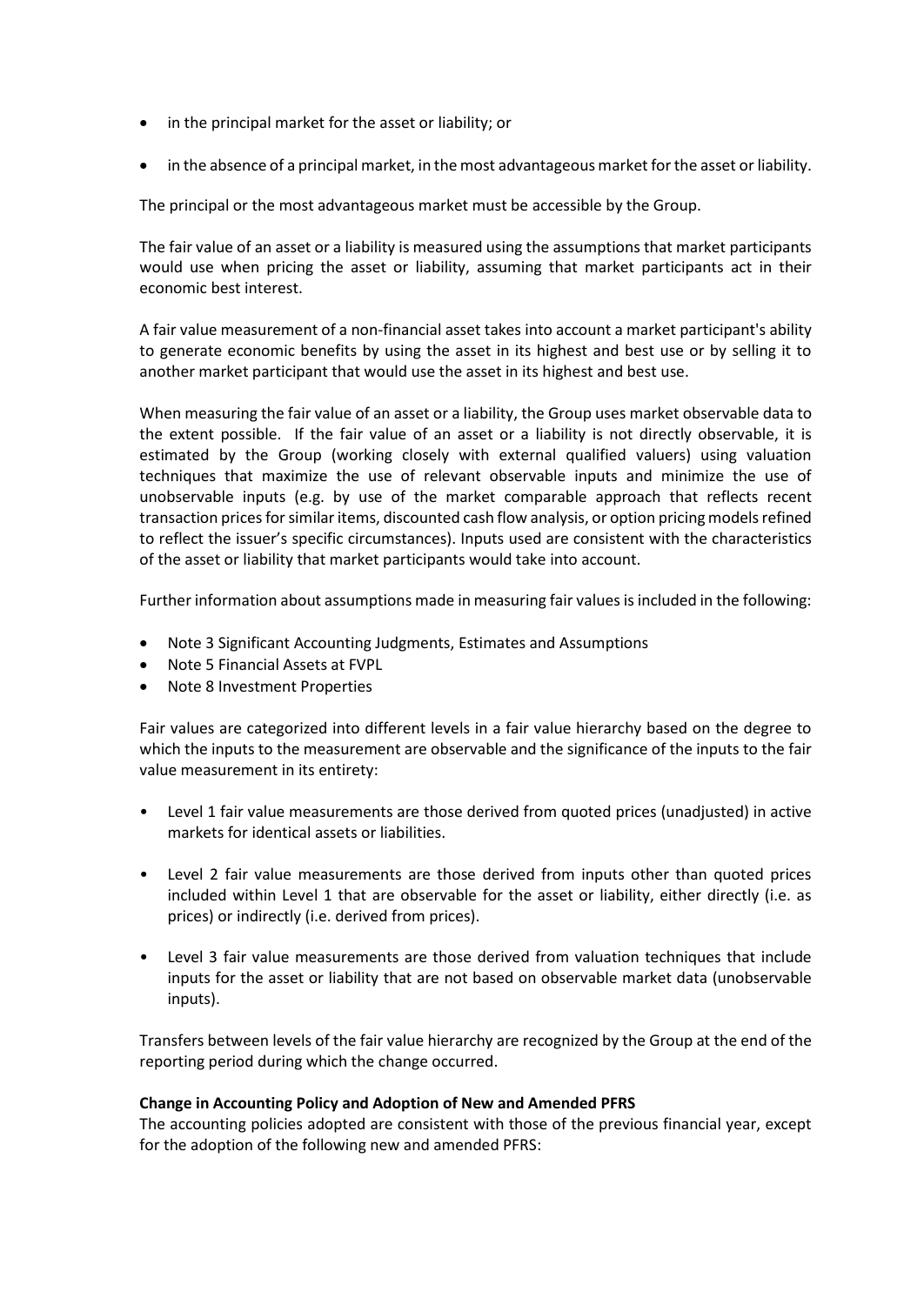- in the principal market for the asset or liability; or
- in the absence of a principal market, in the most advantageous market for the asset or liability.

The principal or the most advantageous market must be accessible by the Group.

The fair value of an asset or a liability is measured using the assumptions that market participants would use when pricing the asset or liability, assuming that market participants act in their economic best interest.

A fair value measurement of a non-financial asset takes into account a market participant's ability to generate economic benefits by using the asset in its highest and best use or by selling it to another market participant that would use the asset in its highest and best use.

When measuring the fair value of an asset or a liability, the Group uses market observable data to the extent possible. If the fair value of an asset or a liability is not directly observable, it is estimated by the Group (working closely with external qualified valuers) using valuation techniques that maximize the use of relevant observable inputs and minimize the use of unobservable inputs (e.g. by use of the market comparable approach that reflects recent transaction prices for similar items, discounted cash flow analysis, or option pricing models refined to reflect the issuer's specific circumstances). Inputs used are consistent with the characteristics of the asset or liability that market participants would take into account.

Further information about assumptions made in measuring fair values is included in the following:

- Note 3 Significant Accounting Judgments, Estimates and Assumptions
- Note 5 Financial Assets at FVPL
- Note 8 Investment Properties

Fair values are categorized into different levels in a fair value hierarchy based on the degree to which the inputs to the measurement are observable and the significance of the inputs to the fair value measurement in its entirety:

- Level 1 fair value measurements are those derived from quoted prices (unadjusted) in active markets for identical assets or liabilities.
- Level 2 fair value measurements are those derived from inputs other than quoted prices included within Level 1 that are observable for the asset or liability, either directly (i.e. as prices) or indirectly (i.e. derived from prices).
- Level 3 fair value measurements are those derived from valuation techniques that include inputs for the asset or liability that are not based on observable market data (unobservable inputs).

Transfers between levels of the fair value hierarchy are recognized by the Group at the end of the reporting period during which the change occurred.

**Change in Accounting Policy and Adoption of New and Amended PFRS**

The accounting policies adopted are consistent with those of the previous financial year, except for the adoption of the following new and amended PFRS: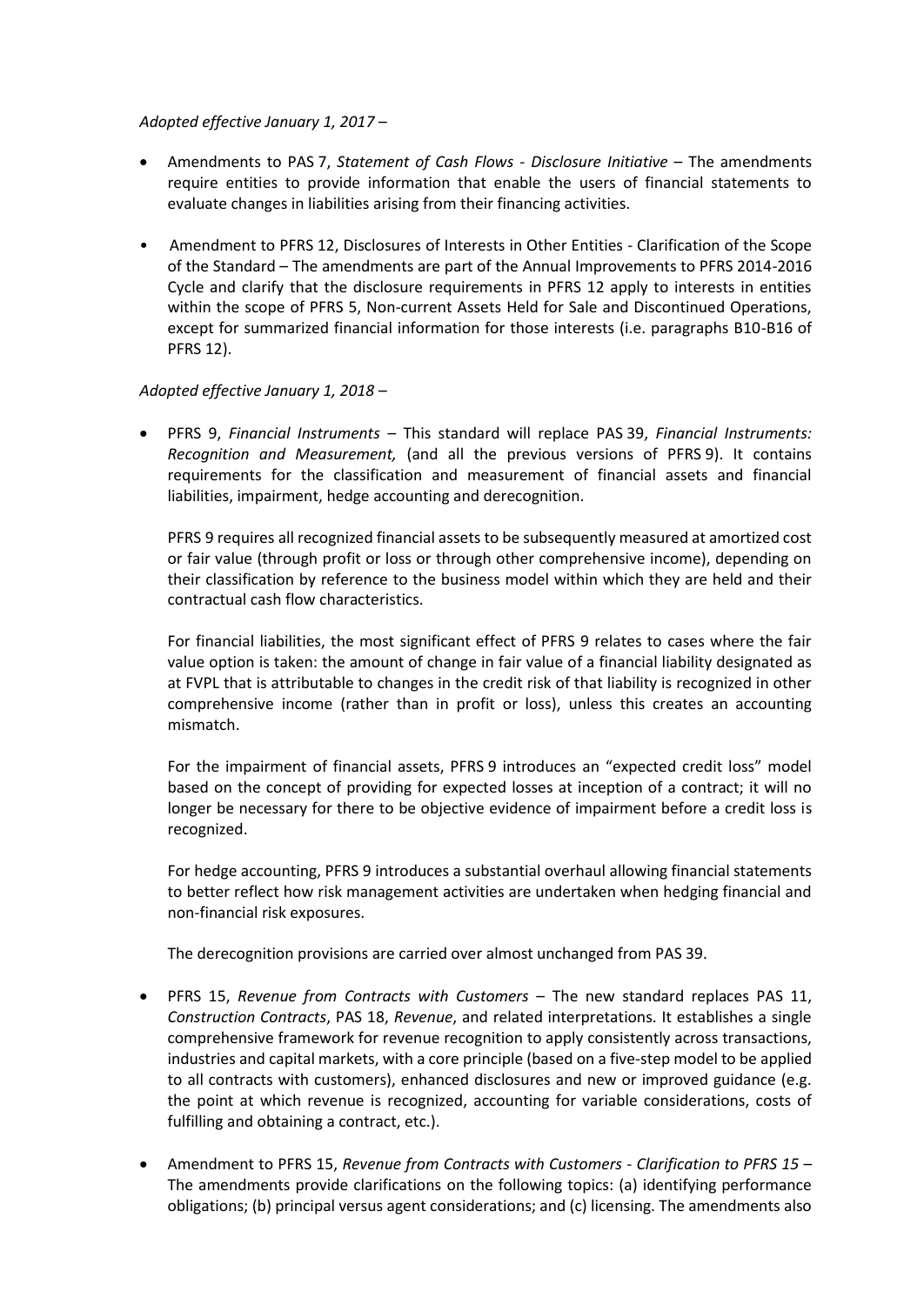*Adopted effective January 1, 2017 –*

- Amendments to PAS 7, *Statement of Cash Flows - Disclosure Initiative* – The amendments require entities to provide information that enable the users of financial statements to evaluate changes in liabilities arising from their financing activities.

- Amendment to PFRS 12, Disclosures of Interests in Other Entities - Clarification of the Scope of the Standard – The amendments are part of the Annual Improvements to PFRS 2014-2016 Cycle and clarify that the disclosure requirements in PFRS 12 apply to interests in entities within the scope of PFRS 5, Non-current Assets Held for Sale and Discontinued Operations, except for summarized financial information for those interests (i.e. paragraphs B10-B16 of PFRS 12).

*Adopted effective January 1, 2018 –*

- PFRS 9, *Financial Instruments* – This standard will replace PAS 39, *Financial Instruments: Recognition and Measurement,* (and all the previous versions of PFRS 9). It contains requirements for the classification and measurement of financial assets and financial liabilities, impairment, hedge accounting and derecognition.

  PFRS 9 requires all recognized financial assets to be subsequently measured at amortized cost or fair value (through profit or loss or through other comprehensive income), depending on their classification by reference to the business model within which they are held and their contractual cash flow characteristics.

  For financial liabilities, the most significant effect of PFRS 9 relates to cases where the fair value option is taken: the amount of change in fair value of a financial liability designated as at FVPL that is attributable to changes in the credit risk of that liability is recognized in other comprehensive income (rather than in profit or loss), unless this creates an accounting mismatch.

  For the impairment of financial assets, PFRS 9 introduces an "expected credit loss" model based on the concept of providing for expected losses at inception of a contract; it will no longer be necessary for there to be objective evidence of impairment before a credit loss is recognized.

  For hedge accounting, PFRS 9 introduces a substantial overhaul allowing financial statements to better reflect how risk management activities are undertaken when hedging financial and non-financial risk exposures.

  The derecognition provisions are carried over almost unchanged from PAS 39.

- PFRS 15, *Revenue from Contracts with Customers* – The new standard replaces PAS 11, *Construction Contracts*, PAS 18, *Revenue*, and related interpretations. It establishes a single comprehensive framework for revenue recognition to apply consistently across transactions, industries and capital markets, with a core principle (based on a five-step model to be applied to all contracts with customers), enhanced disclosures and new or improved guidance (e.g. the point at which revenue is recognized, accounting for variable considerations, costs of fulfilling and obtaining a contract, etc.).

- Amendment to PFRS 15, *Revenue from Contracts with Customers - Clarification to PFRS 15* – The amendments provide clarifications on the following topics: (a) identifying performance obligations; (b) principal versus agent considerations; and (c) licensing. The amendments also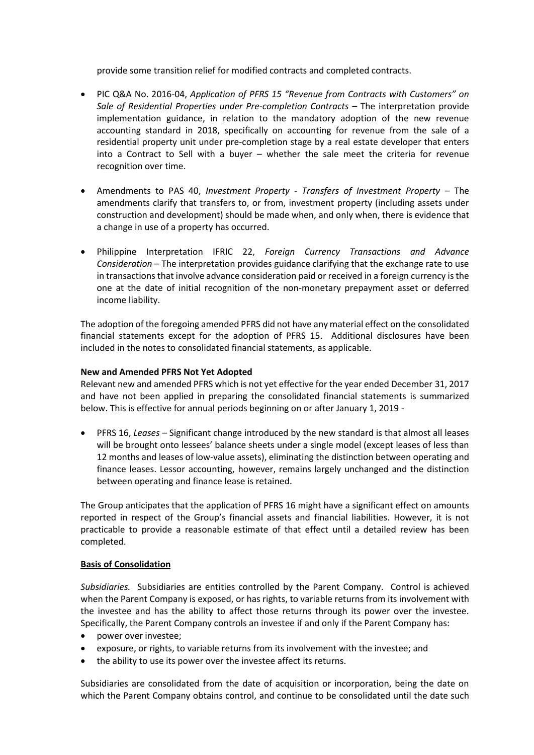provide some transition relief for modified contracts and completed contracts.

- PIC Q&A No. 2016-04, *Application of PFRS 15 "Revenue from Contracts with Customers" on Sale of Residential Properties under Pre-completion Contracts* – The interpretation provide implementation guidance, in relation to the mandatory adoption of the new revenue accounting standard in 2018, specifically on accounting for revenue from the sale of a residential property unit under pre-completion stage by a real estate developer that enters into a Contract to Sell with a buyer – whether the sale meet the criteria for revenue recognition over time.

- Amendments to PAS 40, *Investment Property - Transfers of Investment Property* – The amendments clarify that transfers to, or from, investment property (including assets under construction and development) should be made when, and only when, there is evidence that a change in use of a property has occurred.

- Philippine Interpretation IFRIC 22, *Foreign Currency Transactions and Advance Consideration* – The interpretation provides guidance clarifying that the exchange rate to use in transactions that involve advance consideration paid or received in a foreign currency is the one at the date of initial recognition of the non-monetary prepayment asset or deferred income liability.

The adoption of the foregoing amended PFRS did not have any material effect on the consolidated financial statements except for the adoption of PFRS 15. Additional disclosures have been included in the notes to consolidated financial statements, as applicable.

**New and Amended PFRS Not Yet Adopted**

Relevant new and amended PFRS which is not yet effective for the year ended December 31, 2017 and have not been applied in preparing the consolidated financial statements is summarized below. This is effective for annual periods beginning on or after January 1, 2019 -

- PFRS 16, *Leases* – Significant change introduced by the new standard is that almost all leases will be brought onto lessees' balance sheets under a single model (except leases of less than 12 months and leases of low-value assets), eliminating the distinction between operating and finance leases. Lessor accounting, however, remains largely unchanged and the distinction between operating and finance lease is retained.

The Group anticipates that the application of PFRS 16 might have a significant effect on amounts reported in respect of the Group's financial assets and financial liabilities. However, it is not practicable to provide a reasonable estimate of that effect until a detailed review has been completed.

**Basis of Consolidation**

*Subsidiaries.* Subsidiaries are entities controlled by the Parent Company. Control is achieved when the Parent Company is exposed, or has rights, to variable returns from its involvement with the investee and has the ability to affect those returns through its power over the investee. Specifically, the Parent Company controls an investee if and only if the Parent Company has:

- power over investee;
- exposure, or rights, to variable returns from its involvement with the investee; and
- the ability to use its power over the investee affect its returns.

Subsidiaries are consolidated from the date of acquisition or incorporation, being the date on which the Parent Company obtains control, and continue to be consolidated until the date such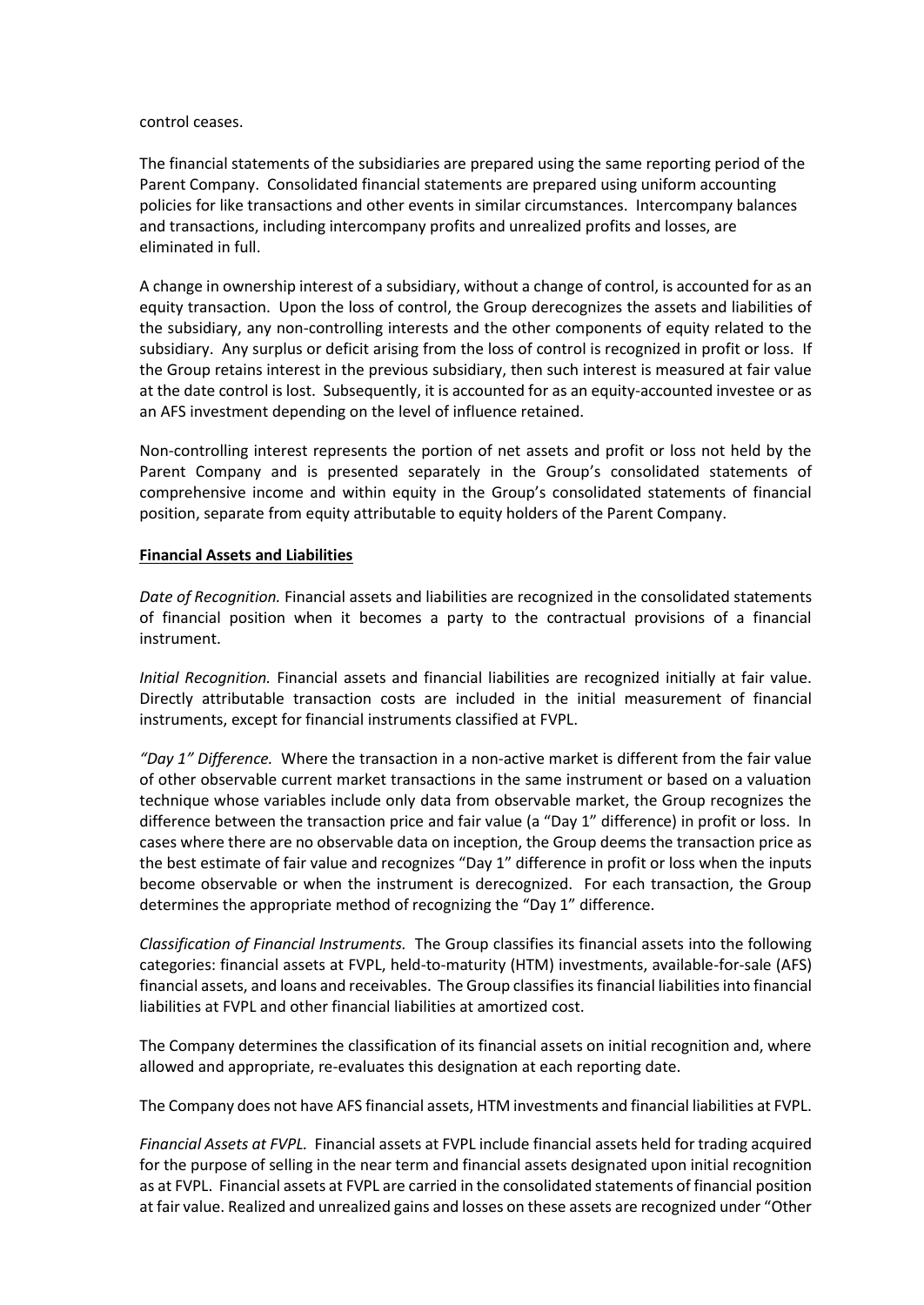control ceases.

The financial statements of the subsidiaries are prepared using the same reporting period of the Parent Company. Consolidated financial statements are prepared using uniform accounting policies for like transactions and other events in similar circumstances. Intercompany balances and transactions, including intercompany profits and unrealized profits and losses, are eliminated in full.

A change in ownership interest of a subsidiary, without a change of control, is accounted for as an equity transaction. Upon the loss of control, the Group derecognizes the assets and liabilities of the subsidiary, any non-controlling interests and the other components of equity related to the subsidiary. Any surplus or deficit arising from the loss of control is recognized in profit or loss. If the Group retains interest in the previous subsidiary, then such interest is measured at fair value at the date control is lost. Subsequently, it is accounted for as an equity-accounted investee or as an AFS investment depending on the level of influence retained.

Non-controlling interest represents the portion of net assets and profit or loss not held by the Parent Company and is presented separately in the Group's consolidated statements of comprehensive income and within equity in the Group's consolidated statements of financial position, separate from equity attributable to equity holders of the Parent Company.

**Financial Assets and Liabilities**

*Date of Recognition.* Financial assets and liabilities are recognized in the consolidated statements of financial position when it becomes a party to the contractual provisions of a financial instrument.

*Initial Recognition.* Financial assets and financial liabilities are recognized initially at fair value. Directly attributable transaction costs are included in the initial measurement of financial instruments, except for financial instruments classified at FVPL.

*"Day 1" Difference.* Where the transaction in a non-active market is different from the fair value of other observable current market transactions in the same instrument or based on a valuation technique whose variables include only data from observable market, the Group recognizes the difference between the transaction price and fair value (a "Day 1" difference) in profit or loss. In cases where there are no observable data on inception, the Group deems the transaction price as the best estimate of fair value and recognizes "Day 1" difference in profit or loss when the inputs become observable or when the instrument is derecognized. For each transaction, the Group determines the appropriate method of recognizing the "Day 1" difference.

*Classification of Financial Instruments.* The Group classifies its financial assets into the following categories: financial assets at FVPL, held-to-maturity (HTM) investments, available-for-sale (AFS) financial assets, and loans and receivables. The Group classifies its financial liabilities into financial liabilities at FVPL and other financial liabilities at amortized cost.

The Company determines the classification of its financial assets on initial recognition and, where allowed and appropriate, re-evaluates this designation at each reporting date.

The Company does not have AFS financial assets, HTM investments and financial liabilities at FVPL.

*Financial Assets at FVPL.* Financial assets at FVPL include financial assets held for trading acquired for the purpose of selling in the near term and financial assets designated upon initial recognition as at FVPL. Financial assets at FVPL are carried in the consolidated statements of financial position at fair value. Realized and unrealized gains and losses on these assets are recognized under "Other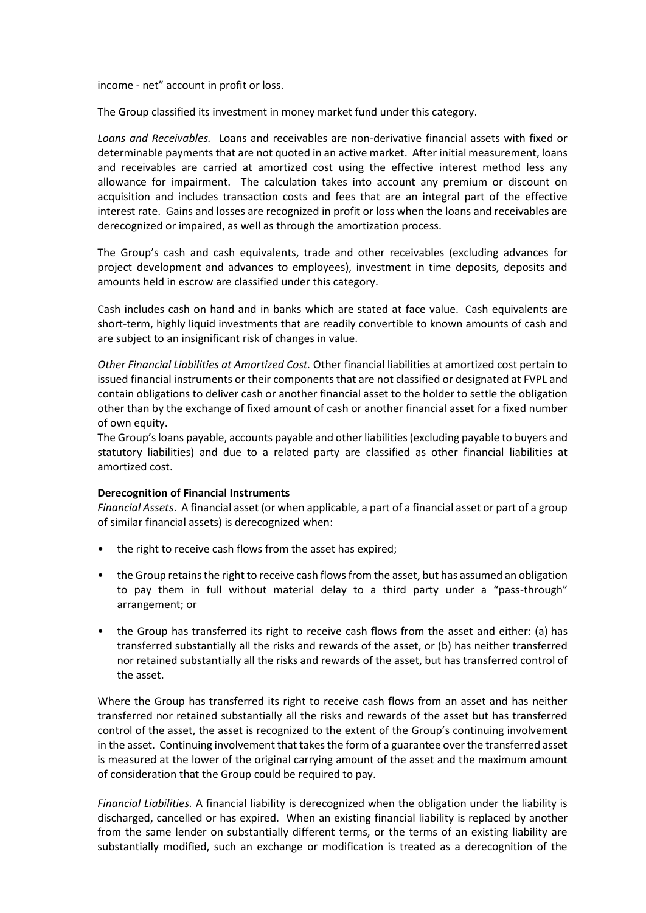income - net" account in profit or loss.

The Group classified its investment in money market fund under this category.

*Loans and Receivables.* Loans and receivables are non-derivative financial assets with fixed or determinable payments that are not quoted in an active market. After initial measurement, loans and receivables are carried at amortized cost using the effective interest method less any allowance for impairment. The calculation takes into account any premium or discount on acquisition and includes transaction costs and fees that are an integral part of the effective interest rate. Gains and losses are recognized in profit or loss when the loans and receivables are derecognized or impaired, as well as through the amortization process.

The Group's cash and cash equivalents, trade and other receivables (excluding advances for project development and advances to employees), investment in time deposits, deposits and amounts held in escrow are classified under this category.

Cash includes cash on hand and in banks which are stated at face value. Cash equivalents are short-term, highly liquid investments that are readily convertible to known amounts of cash and are subject to an insignificant risk of changes in value.

*Other Financial Liabilities at Amortized Cost.* Other financial liabilities at amortized cost pertain to issued financial instruments or their components that are not classified or designated at FVPL and contain obligations to deliver cash or another financial asset to the holder to settle the obligation other than by the exchange of fixed amount of cash or another financial asset for a fixed number of own equity.

The Group's loans payable, accounts payable and other liabilities (excluding payable to buyers and statutory liabilities) and due to a related party are classified as other financial liabilities at amortized cost.

**Derecognition of Financial Instruments**

*Financial Assets*. A financial asset (or when applicable, a part of a financial asset or part of a group of similar financial assets) is derecognized when:

- the right to receive cash flows from the asset has expired;
- the Group retains the right to receive cash flows from the asset, but has assumed an obligation to pay them in full without material delay to a third party under a "pass-through" arrangement; or
- the Group has transferred its right to receive cash flows from the asset and either: (a) has transferred substantially all the risks and rewards of the asset, or (b) has neither transferred nor retained substantially all the risks and rewards of the asset, but has transferred control of the asset.

Where the Group has transferred its right to receive cash flows from an asset and has neither transferred nor retained substantially all the risks and rewards of the asset but has transferred control of the asset, the asset is recognized to the extent of the Group's continuing involvement in the asset. Continuing involvement that takes the form of a guarantee over the transferred asset is measured at the lower of the original carrying amount of the asset and the maximum amount of consideration that the Group could be required to pay.

*Financial Liabilities.* A financial liability is derecognized when the obligation under the liability is discharged, cancelled or has expired. When an existing financial liability is replaced by another from the same lender on substantially different terms, or the terms of an existing liability are substantially modified, such an exchange or modification is treated as a derecognition of the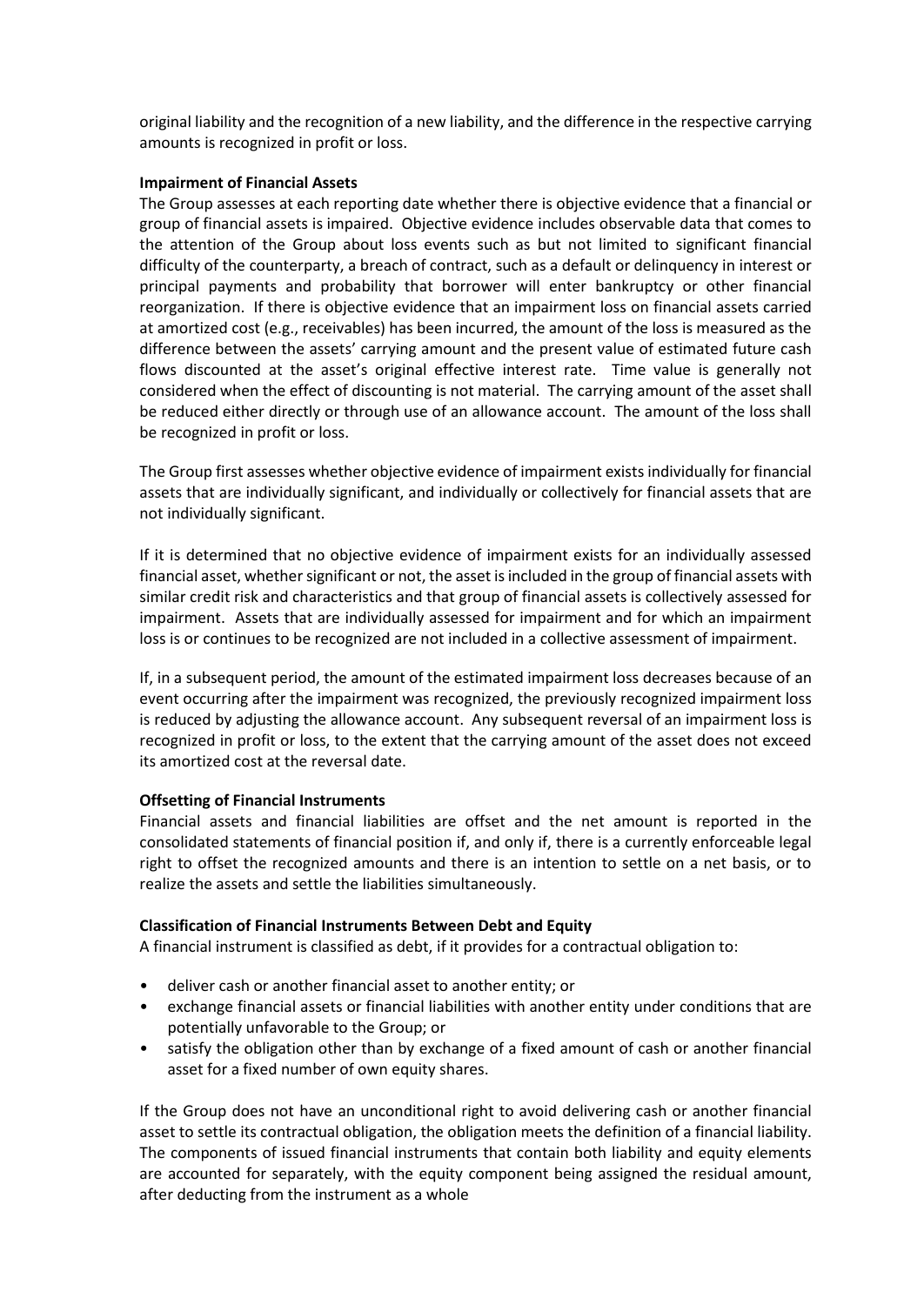original liability and the recognition of a new liability, and the difference in the respective carrying amounts is recognized in profit or loss.

**Impairment of Financial Assets**

The Group assesses at each reporting date whether there is objective evidence that a financial or group of financial assets is impaired. Objective evidence includes observable data that comes to the attention of the Group about loss events such as but not limited to significant financial difficulty of the counterparty, a breach of contract, such as a default or delinquency in interest or principal payments and probability that borrower will enter bankruptcy or other financial reorganization. If there is objective evidence that an impairment loss on financial assets carried at amortized cost (e.g., receivables) has been incurred, the amount of the loss is measured as the difference between the assets' carrying amount and the present value of estimated future cash flows discounted at the asset's original effective interest rate. Time value is generally not considered when the effect of discounting is not material. The carrying amount of the asset shall be reduced either directly or through use of an allowance account. The amount of the loss shall be recognized in profit or loss.

The Group first assesses whether objective evidence of impairment exists individually for financial assets that are individually significant, and individually or collectively for financial assets that are not individually significant.

If it is determined that no objective evidence of impairment exists for an individually assessed financial asset, whether significant or not, the asset is included in the group of financial assets with similar credit risk and characteristics and that group of financial assets is collectively assessed for impairment. Assets that are individually assessed for impairment and for which an impairment loss is or continues to be recognized are not included in a collective assessment of impairment.

If, in a subsequent period, the amount of the estimated impairment loss decreases because of an event occurring after the impairment was recognized, the previously recognized impairment loss is reduced by adjusting the allowance account. Any subsequent reversal of an impairment loss is recognized in profit or loss, to the extent that the carrying amount of the asset does not exceed its amortized cost at the reversal date.

**Offsetting of Financial Instruments**

Financial assets and financial liabilities are offset and the net amount is reported in the consolidated statements of financial position if, and only if, there is a currently enforceable legal right to offset the recognized amounts and there is an intention to settle on a net basis, or to realize the assets and settle the liabilities simultaneously.

**Classification of Financial Instruments Between Debt and Equity**

A financial instrument is classified as debt, if it provides for a contractual obligation to:

- deliver cash or another financial asset to another entity; or
- exchange financial assets or financial liabilities with another entity under conditions that are potentially unfavorable to the Group; or
- satisfy the obligation other than by exchange of a fixed amount of cash or another financial asset for a fixed number of own equity shares.

If the Group does not have an unconditional right to avoid delivering cash or another financial asset to settle its contractual obligation, the obligation meets the definition of a financial liability. The components of issued financial instruments that contain both liability and equity elements are accounted for separately, with the equity component being assigned the residual amount, after deducting from the instrument as a whole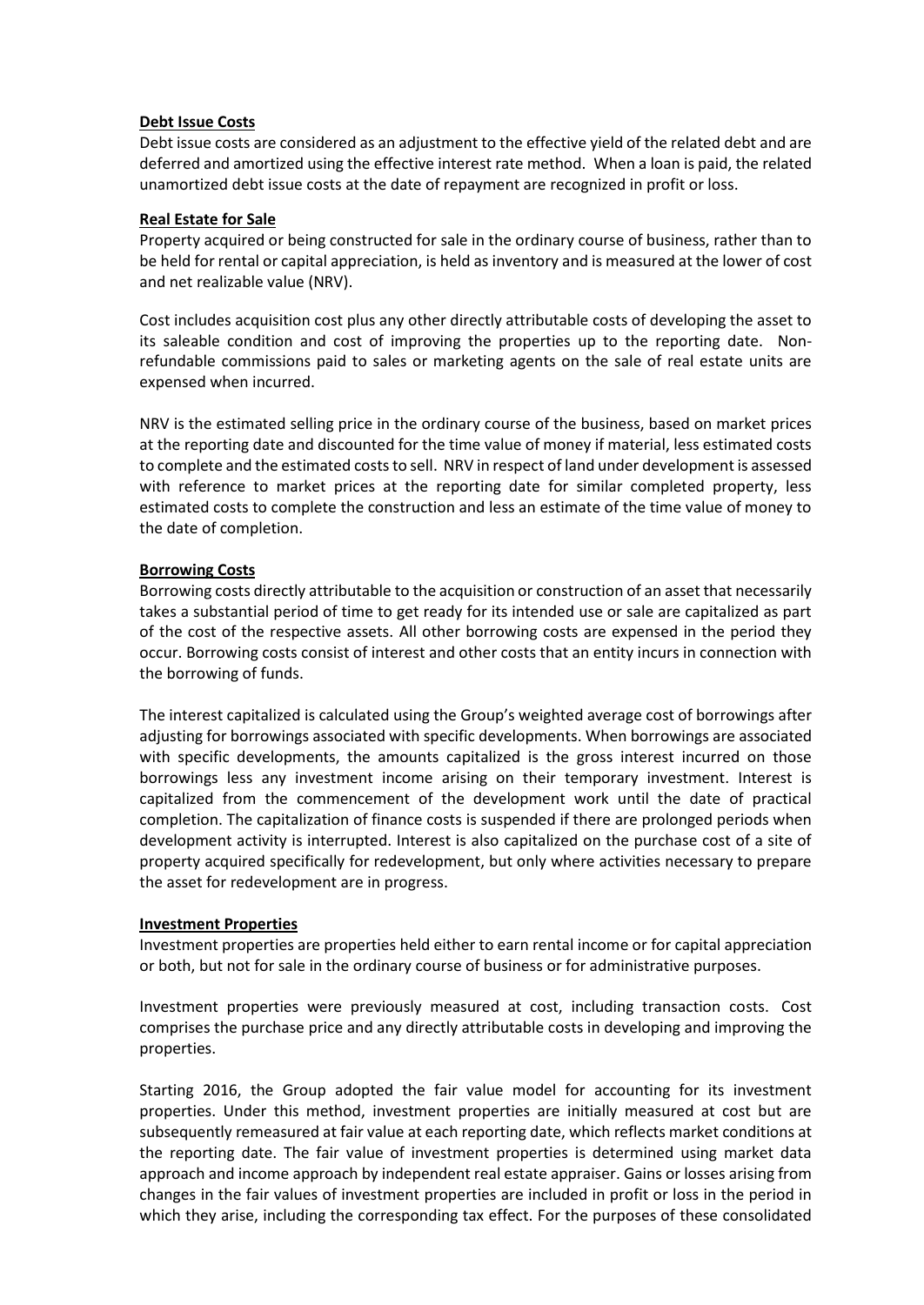**Debt Issue Costs**

Debt issue costs are considered as an adjustment to the effective yield of the related debt and are deferred and amortized using the effective interest rate method. When a loan is paid, the related unamortized debt issue costs at the date of repayment are recognized in profit or loss.

**Real Estate for Sale**

Property acquired or being constructed for sale in the ordinary course of business, rather than to be held for rental or capital appreciation, is held as inventory and is measured at the lower of cost and net realizable value (NRV).

Cost includes acquisition cost plus any other directly attributable costs of developing the asset to its saleable condition and cost of improving the properties up to the reporting date. Non-refundable commissions paid to sales or marketing agents on the sale of real estate units are expensed when incurred.

NRV is the estimated selling price in the ordinary course of the business, based on market prices at the reporting date and discounted for the time value of money if material, less estimated costs to complete and the estimated costs to sell. NRV in respect of land under development is assessed with reference to market prices at the reporting date for similar completed property, less estimated costs to complete the construction and less an estimate of the time value of money to the date of completion.

**Borrowing Costs**

Borrowing costs directly attributable to the acquisition or construction of an asset that necessarily takes a substantial period of time to get ready for its intended use or sale are capitalized as part of the cost of the respective assets. All other borrowing costs are expensed in the period they occur. Borrowing costs consist of interest and other costs that an entity incurs in connection with the borrowing of funds.

The interest capitalized is calculated using the Group's weighted average cost of borrowings after adjusting for borrowings associated with specific developments. When borrowings are associated with specific developments, the amounts capitalized is the gross interest incurred on those borrowings less any investment income arising on their temporary investment. Interest is capitalized from the commencement of the development work until the date of practical completion. The capitalization of finance costs is suspended if there are prolonged periods when development activity is interrupted. Interest is also capitalized on the purchase cost of a site of property acquired specifically for redevelopment, but only where activities necessary to prepare the asset for redevelopment are in progress.

**Investment Properties**

Investment properties are properties held either to earn rental income or for capital appreciation or both, but not for sale in the ordinary course of business or for administrative purposes.

Investment properties were previously measured at cost, including transaction costs. Cost comprises the purchase price and any directly attributable costs in developing and improving the properties.

Starting 2016, the Group adopted the fair value model for accounting for its investment properties. Under this method, investment properties are initially measured at cost but are subsequently remeasured at fair value at each reporting date, which reflects market conditions at the reporting date. The fair value of investment properties is determined using market data approach and income approach by independent real estate appraiser. Gains or losses arising from changes in the fair values of investment properties are included in profit or loss in the period in which they arise, including the corresponding tax effect. For the purposes of these consolidated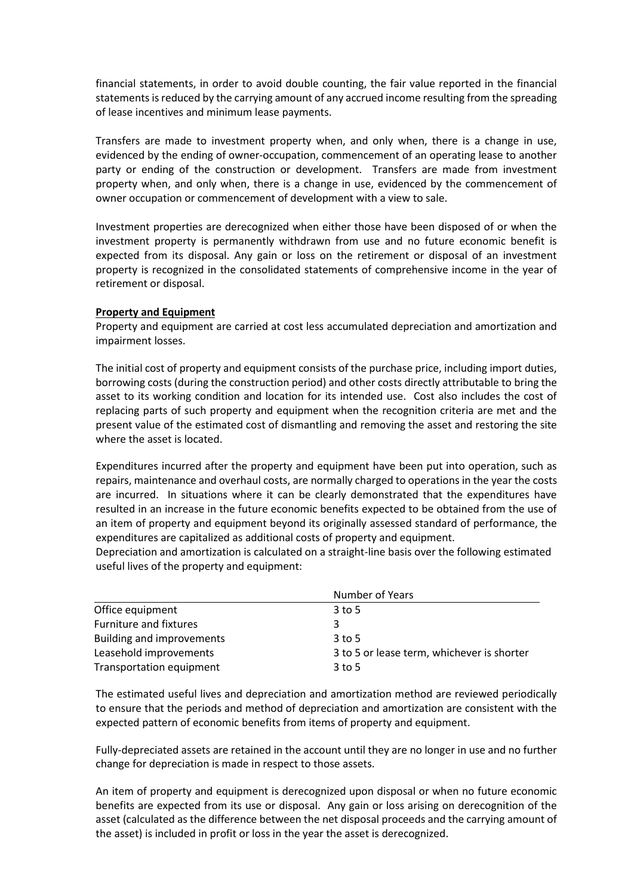financial statements, in order to avoid double counting, the fair value reported in the financial statements is reduced by the carrying amount of any accrued income resulting from the spreading of lease incentives and minimum lease payments.

Transfers are made to investment property when, and only when, there is a change in use, evidenced by the ending of owner-occupation, commencement of an operating lease to another party or ending of the construction or development. Transfers are made from investment property when, and only when, there is a change in use, evidenced by the commencement of owner occupation or commencement of development with a view to sale.

Investment properties are derecognized when either those have been disposed of or when the investment property is permanently withdrawn from use and no future economic benefit is expected from its disposal. Any gain or loss on the retirement or disposal of an investment property is recognized in the consolidated statements of comprehensive income in the year of retirement or disposal.

**Property and Equipment**

Property and equipment are carried at cost less accumulated depreciation and amortization and impairment losses.

The initial cost of property and equipment consists of the purchase price, including import duties, borrowing costs (during the construction period) and other costs directly attributable to bring the asset to its working condition and location for its intended use. Cost also includes the cost of replacing parts of such property and equipment when the recognition criteria are met and the present value of the estimated cost of dismantling and removing the asset and restoring the site where the asset is located.

Expenditures incurred after the property and equipment have been put into operation, such as repairs, maintenance and overhaul costs, are normally charged to operations in the year the costs are incurred. In situations where it can be clearly demonstrated that the expenditures have resulted in an increase in the future economic benefits expected to be obtained from the use of an item of property and equipment beyond its originally assessed standard of performance, the expenditures are capitalized as additional costs of property and equipment.

Depreciation and amortization is calculated on a straight-line basis over the following estimated useful lives of the property and equipment:

| | Number of Years |
|---|---|
| Office equipment | 3 to 5 |
| Furniture and fixtures | 3 |
| Building and improvements | 3 to 5 |
| Leasehold improvements | 3 to 5 or lease term, whichever is shorter |
| Transportation equipment | 3 to 5 |

The estimated useful lives and depreciation and amortization method are reviewed periodically to ensure that the periods and method of depreciation and amortization are consistent with the expected pattern of economic benefits from items of property and equipment.

Fully-depreciated assets are retained in the account until they are no longer in use and no further change for depreciation is made in respect to those assets.

An item of property and equipment is derecognized upon disposal or when no future economic benefits are expected from its use or disposal. Any gain or loss arising on derecognition of the asset (calculated as the difference between the net disposal proceeds and the carrying amount of the asset) is included in profit or loss in the year the asset is derecognized.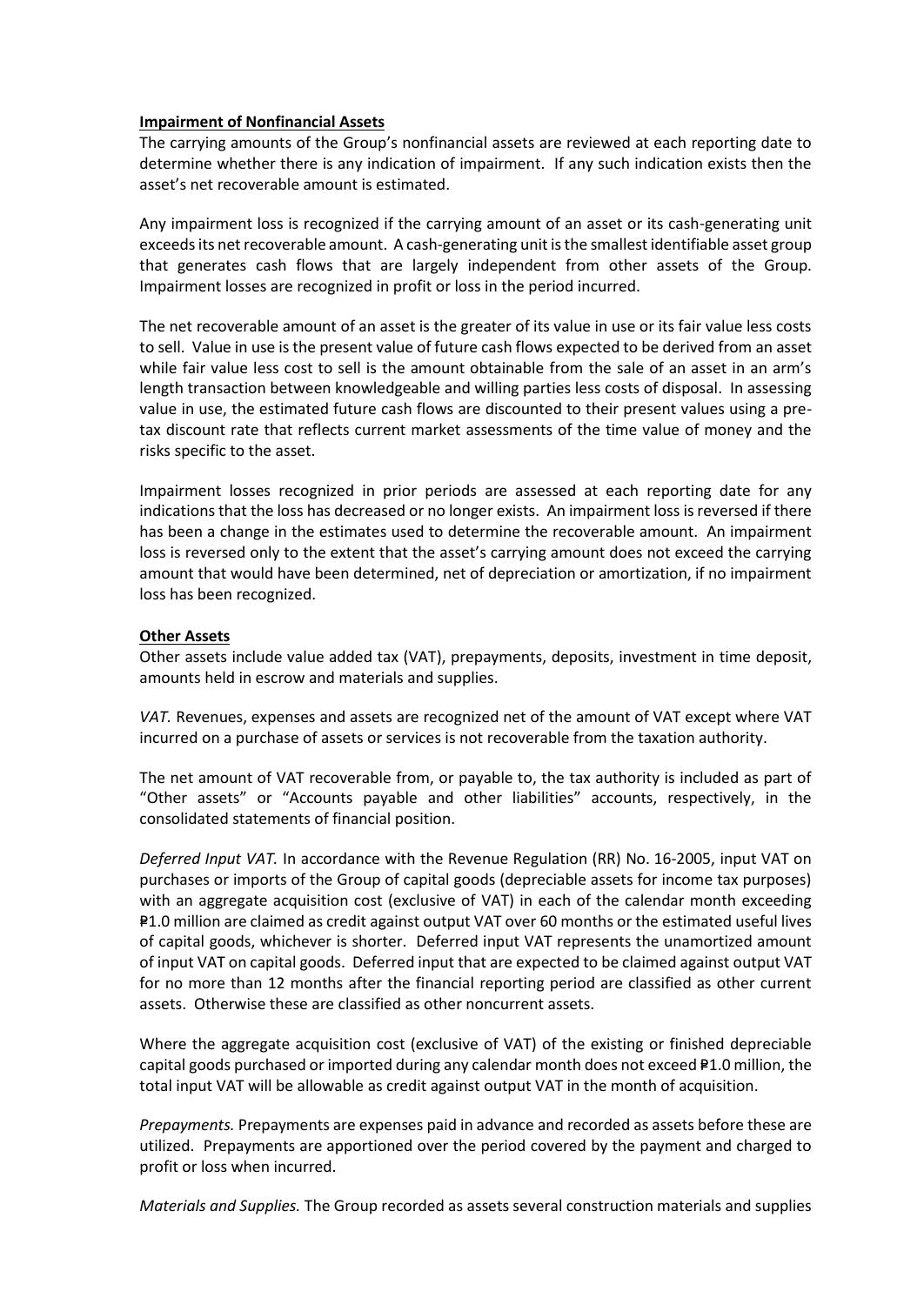**Impairment of Nonfinancial Assets**

The carrying amounts of the Group's nonfinancial assets are reviewed at each reporting date to determine whether there is any indication of impairment. If any such indication exists then the asset's net recoverable amount is estimated.

Any impairment loss is recognized if the carrying amount of an asset or its cash-generating unit exceeds its net recoverable amount. A cash-generating unit is the smallest identifiable asset group that generates cash flows that are largely independent from other assets of the Group. Impairment losses are recognized in profit or loss in the period incurred.

The net recoverable amount of an asset is the greater of its value in use or its fair value less costs to sell. Value in use is the present value of future cash flows expected to be derived from an asset while fair value less cost to sell is the amount obtainable from the sale of an asset in an arm's length transaction between knowledgeable and willing parties less costs of disposal. In assessing value in use, the estimated future cash flows are discounted to their present values using a pre-tax discount rate that reflects current market assessments of the time value of money and the risks specific to the asset.

Impairment losses recognized in prior periods are assessed at each reporting date for any indications that the loss has decreased or no longer exists. An impairment loss is reversed if there has been a change in the estimates used to determine the recoverable amount. An impairment loss is reversed only to the extent that the asset's carrying amount does not exceed the carrying amount that would have been determined, net of depreciation or amortization, if no impairment loss has been recognized.

**Other Assets**

Other assets include value added tax (VAT), prepayments, deposits, investment in time deposit, amounts held in escrow and materials and supplies.

*VAT.* Revenues, expenses and assets are recognized net of the amount of VAT except where VAT incurred on a purchase of assets or services is not recoverable from the taxation authority.

The net amount of VAT recoverable from, or payable to, the tax authority is included as part of "Other assets" or "Accounts payable and other liabilities" accounts, respectively, in the consolidated statements of financial position.

*Deferred Input VAT.* In accordance with the Revenue Regulation (RR) No. 16-2005, input VAT on purchases or imports of the Group of capital goods (depreciable assets for income tax purposes) with an aggregate acquisition cost (exclusive of VAT) in each of the calendar month exceeding ₱1.0 million are claimed as credit against output VAT over 60 months or the estimated useful lives of capital goods, whichever is shorter. Deferred input VAT represents the unamortized amount of input VAT on capital goods. Deferred input that are expected to be claimed against output VAT for no more than 12 months after the financial reporting period are classified as other current assets. Otherwise these are classified as other noncurrent assets.

Where the aggregate acquisition cost (exclusive of VAT) of the existing or finished depreciable capital goods purchased or imported during any calendar month does not exceed ₱1.0 million, the total input VAT will be allowable as credit against output VAT in the month of acquisition.

*Prepayments.* Prepayments are expenses paid in advance and recorded as assets before these are utilized. Prepayments are apportioned over the period covered by the payment and charged to profit or loss when incurred.

*Materials and Supplies.* The Group recorded as assets several construction materials and supplies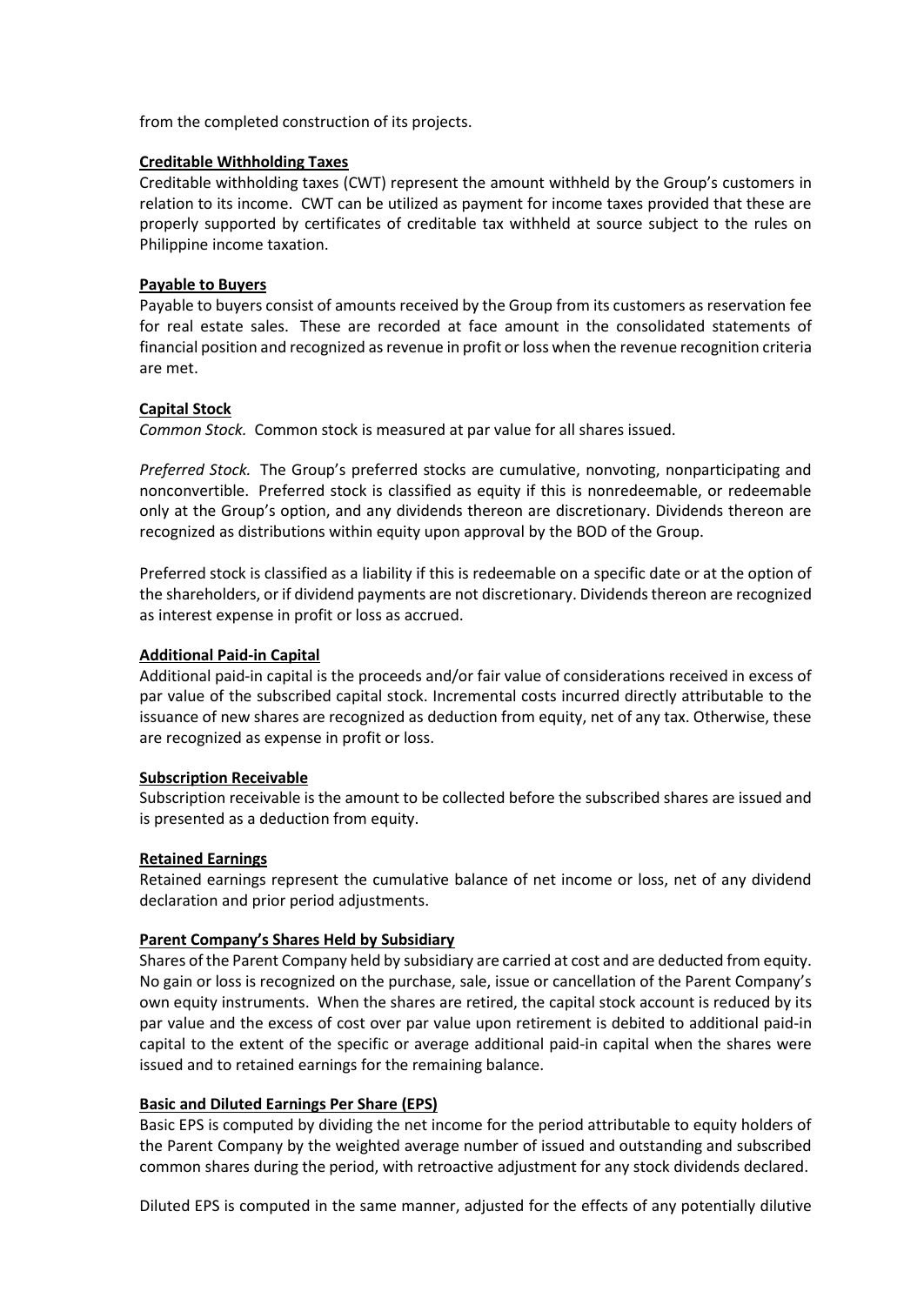from the completed construction of its projects.

**Creditable Withholding Taxes**

Creditable withholding taxes (CWT) represent the amount withheld by the Group's customers in relation to its income. CWT can be utilized as payment for income taxes provided that these are properly supported by certificates of creditable tax withheld at source subject to the rules on Philippine income taxation.

**Payable to Buyers**

Payable to buyers consist of amounts received by the Group from its customers as reservation fee for real estate sales. These are recorded at face amount in the consolidated statements of financial position and recognized as revenue in profit or loss when the revenue recognition criteria are met.

**Capital Stock**

*Common Stock.* Common stock is measured at par value for all shares issued.

*Preferred Stock.* The Group's preferred stocks are cumulative, nonvoting, nonparticipating and nonconvertible. Preferred stock is classified as equity if this is nonredeemable, or redeemable only at the Group's option, and any dividends thereon are discretionary. Dividends thereon are recognized as distributions within equity upon approval by the BOD of the Group.

Preferred stock is classified as a liability if this is redeemable on a specific date or at the option of the shareholders, or if dividend payments are not discretionary. Dividends thereon are recognized as interest expense in profit or loss as accrued.

**Additional Paid-in Capital**

Additional paid-in capital is the proceeds and/or fair value of considerations received in excess of par value of the subscribed capital stock. Incremental costs incurred directly attributable to the issuance of new shares are recognized as deduction from equity, net of any tax. Otherwise, these are recognized as expense in profit or loss.

**Subscription Receivable**

Subscription receivable is the amount to be collected before the subscribed shares are issued and is presented as a deduction from equity.

**Retained Earnings**

Retained earnings represent the cumulative balance of net income or loss, net of any dividend declaration and prior period adjustments.

**Parent Company's Shares Held by Subsidiary**

Shares of the Parent Company held by subsidiary are carried at cost and are deducted from equity. No gain or loss is recognized on the purchase, sale, issue or cancellation of the Parent Company's own equity instruments. When the shares are retired, the capital stock account is reduced by its par value and the excess of cost over par value upon retirement is debited to additional paid-in capital to the extent of the specific or average additional paid-in capital when the shares were issued and to retained earnings for the remaining balance.

**Basic and Diluted Earnings Per Share (EPS)**

Basic EPS is computed by dividing the net income for the period attributable to equity holders of the Parent Company by the weighted average number of issued and outstanding and subscribed common shares during the period, with retroactive adjustment for any stock dividends declared.

Diluted EPS is computed in the same manner, adjusted for the effects of any potentially dilutive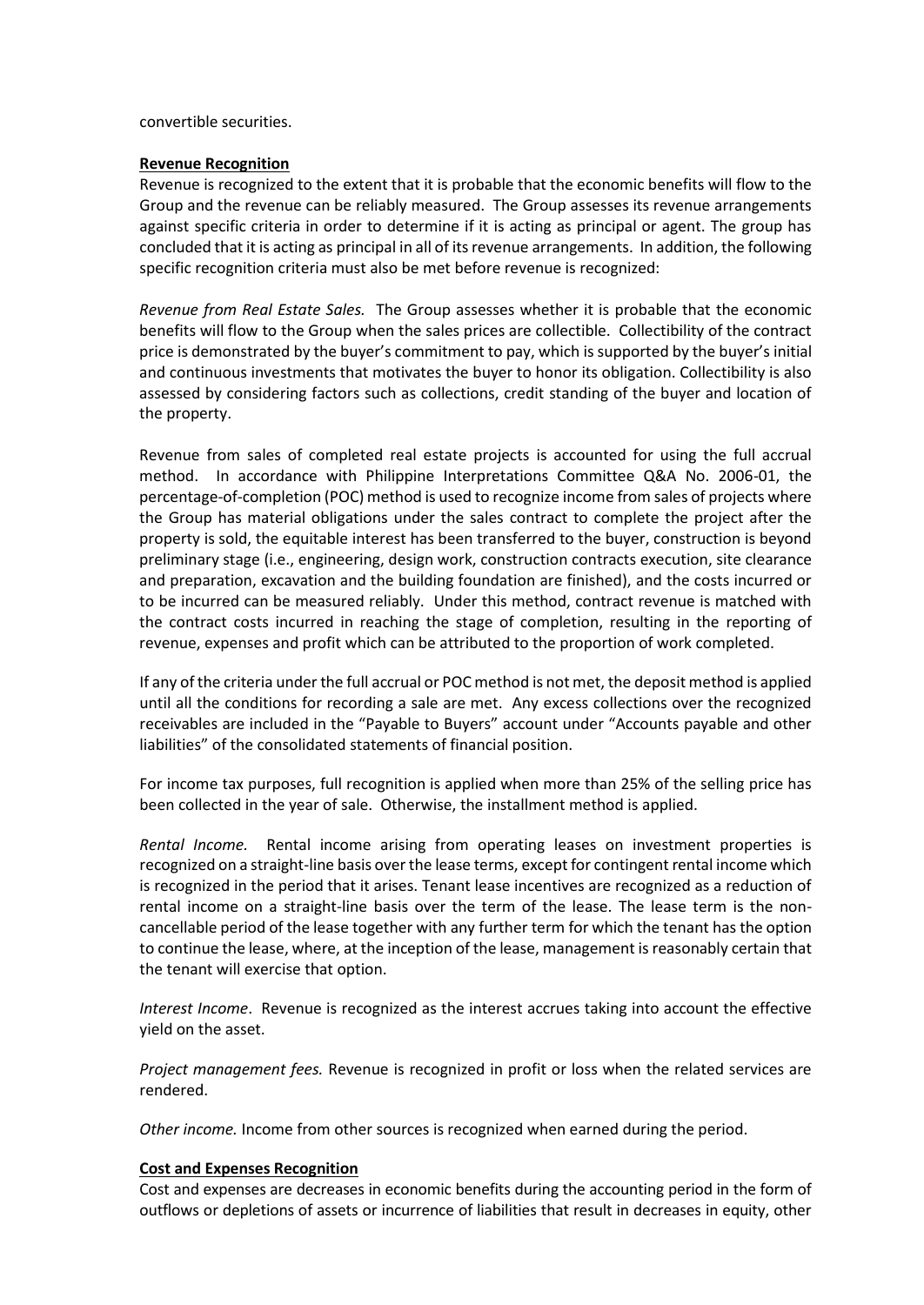convertible securities.

**Revenue Recognition**

Revenue is recognized to the extent that it is probable that the economic benefits will flow to the Group and the revenue can be reliably measured. The Group assesses its revenue arrangements against specific criteria in order to determine if it is acting as principal or agent. The group has concluded that it is acting as principal in all of its revenue arrangements. In addition, the following specific recognition criteria must also be met before revenue is recognized:

*Revenue from Real Estate Sales.* The Group assesses whether it is probable that the economic benefits will flow to the Group when the sales prices are collectible. Collectibility of the contract price is demonstrated by the buyer's commitment to pay, which is supported by the buyer's initial and continuous investments that motivates the buyer to honor its obligation. Collectibility is also assessed by considering factors such as collections, credit standing of the buyer and location of the property.

Revenue from sales of completed real estate projects is accounted for using the full accrual method. In accordance with Philippine Interpretations Committee Q&A No. 2006-01, the percentage-of-completion (POC) method is used to recognize income from sales of projects where the Group has material obligations under the sales contract to complete the project after the property is sold, the equitable interest has been transferred to the buyer, construction is beyond preliminary stage (i.e., engineering, design work, construction contracts execution, site clearance and preparation, excavation and the building foundation are finished), and the costs incurred or to be incurred can be measured reliably. Under this method, contract revenue is matched with the contract costs incurred in reaching the stage of completion, resulting in the reporting of revenue, expenses and profit which can be attributed to the proportion of work completed.

If any of the criteria under the full accrual or POC method is not met, the deposit method is applied until all the conditions for recording a sale are met. Any excess collections over the recognized receivables are included in the "Payable to Buyers" account under "Accounts payable and other liabilities" of the consolidated statements of financial position.

For income tax purposes, full recognition is applied when more than 25% of the selling price has been collected in the year of sale. Otherwise, the installment method is applied.

*Rental Income.* Rental income arising from operating leases on investment properties is recognized on a straight-line basis over the lease terms, except for contingent rental income which is recognized in the period that it arises. Tenant lease incentives are recognized as a reduction of rental income on a straight-line basis over the term of the lease. The lease term is the non-cancellable period of the lease together with any further term for which the tenant has the option to continue the lease, where, at the inception of the lease, management is reasonably certain that the tenant will exercise that option.

*Interest Income*. Revenue is recognized as the interest accrues taking into account the effective yield on the asset.

*Project management fees.* Revenue is recognized in profit or loss when the related services are rendered.

*Other income.* Income from other sources is recognized when earned during the period.

**Cost and Expenses Recognition**

Cost and expenses are decreases in economic benefits during the accounting period in the form of outflows or depletions of assets or incurrence of liabilities that result in decreases in equity, other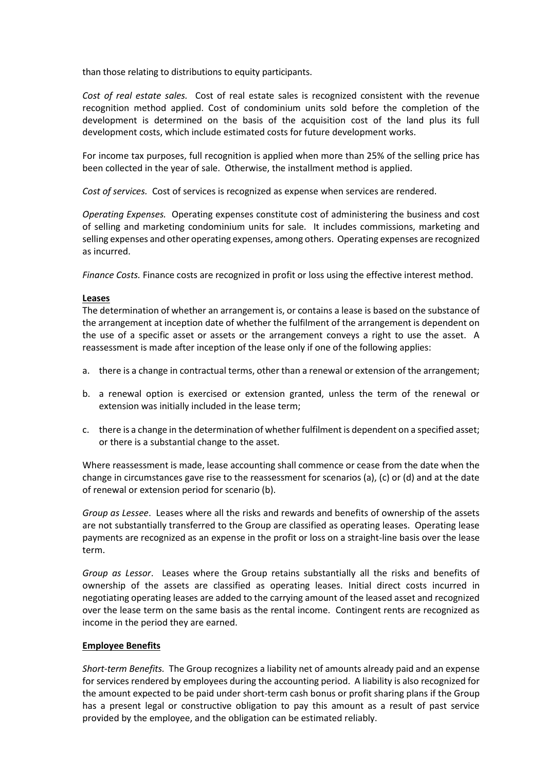than those relating to distributions to equity participants.

*Cost of real estate sales.* Cost of real estate sales is recognized consistent with the revenue recognition method applied. Cost of condominium units sold before the completion of the development is determined on the basis of the acquisition cost of the land plus its full development costs, which include estimated costs for future development works.

For income tax purposes, full recognition is applied when more than 25% of the selling price has been collected in the year of sale. Otherwise, the installment method is applied.

*Cost of services.* Cost of services is recognized as expense when services are rendered.

*Operating Expenses.* Operating expenses constitute cost of administering the business and cost of selling and marketing condominium units for sale. It includes commissions, marketing and selling expenses and other operating expenses, among others. Operating expenses are recognized as incurred.

*Finance Costs.* Finance costs are recognized in profit or loss using the effective interest method.

**Leases**

The determination of whether an arrangement is, or contains a lease is based on the substance of the arrangement at inception date of whether the fulfilment of the arrangement is dependent on the use of a specific asset or assets or the arrangement conveys a right to use the asset. A reassessment is made after inception of the lease only if one of the following applies:

a. there is a change in contractual terms, other than a renewal or extension of the arrangement;

b. a renewal option is exercised or extension granted, unless the term of the renewal or extension was initially included in the lease term;

c. there is a change in the determination of whether fulfilment is dependent on a specified asset; or there is a substantial change to the asset.

Where reassessment is made, lease accounting shall commence or cease from the date when the change in circumstances gave rise to the reassessment for scenarios (a), (c) or (d) and at the date of renewal or extension period for scenario (b).

*Group as Lessee*. Leases where all the risks and rewards and benefits of ownership of the assets are not substantially transferred to the Group are classified as operating leases. Operating lease payments are recognized as an expense in the profit or loss on a straight-line basis over the lease term.

*Group as Lessor*. Leases where the Group retains substantially all the risks and benefits of ownership of the assets are classified as operating leases. Initial direct costs incurred in negotiating operating leases are added to the carrying amount of the leased asset and recognized over the lease term on the same basis as the rental income. Contingent rents are recognized as income in the period they are earned.

**Employee Benefits**

*Short-term Benefits.* The Group recognizes a liability net of amounts already paid and an expense for services rendered by employees during the accounting period. A liability is also recognized for the amount expected to be paid under short-term cash bonus or profit sharing plans if the Group has a present legal or constructive obligation to pay this amount as a result of past service provided by the employee, and the obligation can be estimated reliably.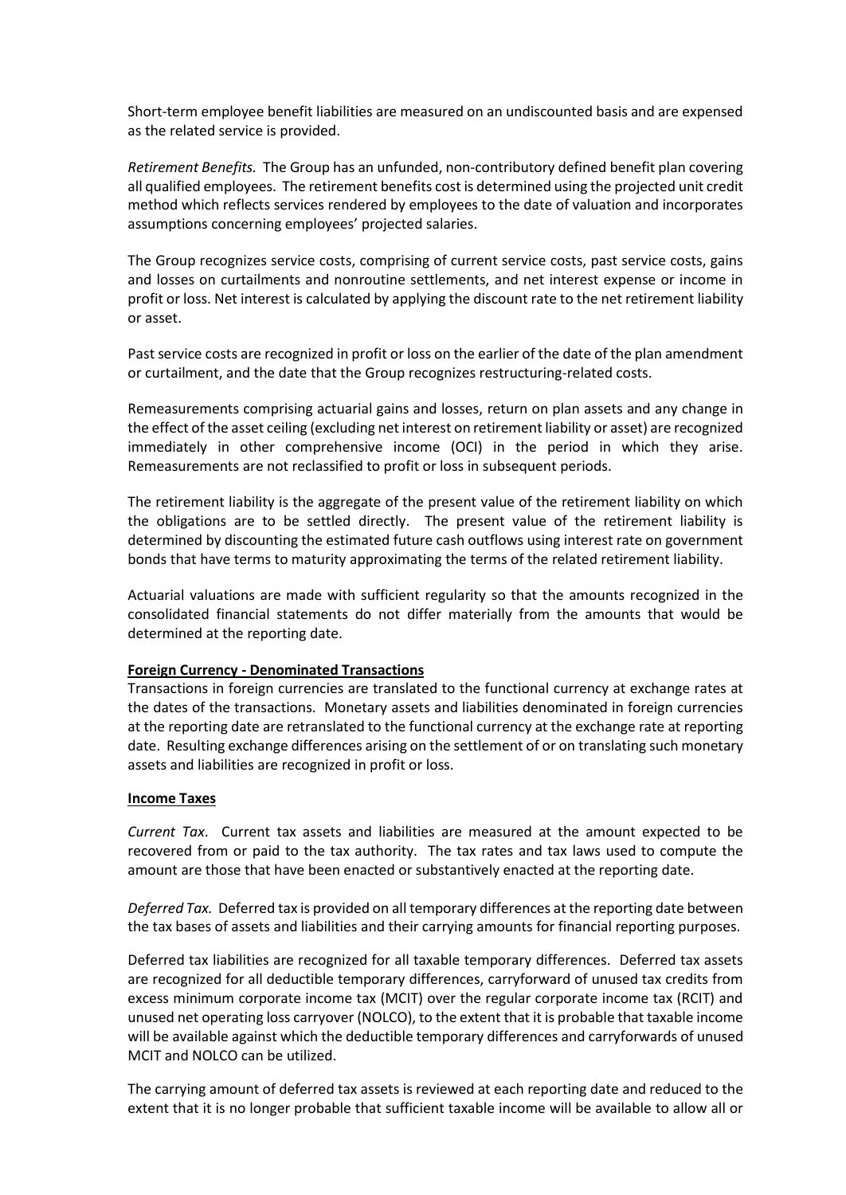Short-term employee benefit liabilities are measured on an undiscounted basis and are expensed as the related service is provided.

*Retirement Benefits.* The Group has an unfunded, non-contributory defined benefit plan covering all qualified employees. The retirement benefits cost is determined using the projected unit credit method which reflects services rendered by employees to the date of valuation and incorporates assumptions concerning employees' projected salaries.

The Group recognizes service costs, comprising of current service costs, past service costs, gains and losses on curtailments and nonroutine settlements, and net interest expense or income in profit or loss. Net interest is calculated by applying the discount rate to the net retirement liability or asset.

Past service costs are recognized in profit or loss on the earlier of the date of the plan amendment or curtailment, and the date that the Group recognizes restructuring-related costs.

Remeasurements comprising actuarial gains and losses, return on plan assets and any change in the effect of the asset ceiling (excluding net interest on retirement liability or asset) are recognized immediately in other comprehensive income (OCI) in the period in which they arise. Remeasurements are not reclassified to profit or loss in subsequent periods.

The retirement liability is the aggregate of the present value of the retirement liability on which the obligations are to be settled directly. The present value of the retirement liability is determined by discounting the estimated future cash outflows using interest rate on government bonds that have terms to maturity approximating the terms of the related retirement liability.

Actuarial valuations are made with sufficient regularity so that the amounts recognized in the consolidated financial statements do not differ materially from the amounts that would be determined at the reporting date.

**Foreign Currency - Denominated Transactions**

Transactions in foreign currencies are translated to the functional currency at exchange rates at the dates of the transactions. Monetary assets and liabilities denominated in foreign currencies at the reporting date are retranslated to the functional currency at the exchange rate at reporting date. Resulting exchange differences arising on the settlement of or on translating such monetary assets and liabilities are recognized in profit or loss.

**Income Taxes**

*Current Tax*. Current tax assets and liabilities are measured at the amount expected to be recovered from or paid to the tax authority. The tax rates and tax laws used to compute the amount are those that have been enacted or substantively enacted at the reporting date.

*Deferred Tax.* Deferred tax is provided on all temporary differences at the reporting date between the tax bases of assets and liabilities and their carrying amounts for financial reporting purposes.

Deferred tax liabilities are recognized for all taxable temporary differences. Deferred tax assets are recognized for all deductible temporary differences, carryforward of unused tax credits from excess minimum corporate income tax (MCIT) over the regular corporate income tax (RCIT) and unused net operating loss carryover (NOLCO), to the extent that it is probable that taxable income will be available against which the deductible temporary differences and carryforwards of unused MCIT and NOLCO can be utilized.

The carrying amount of deferred tax assets is reviewed at each reporting date and reduced to the extent that it is no longer probable that sufficient taxable income will be available to allow all or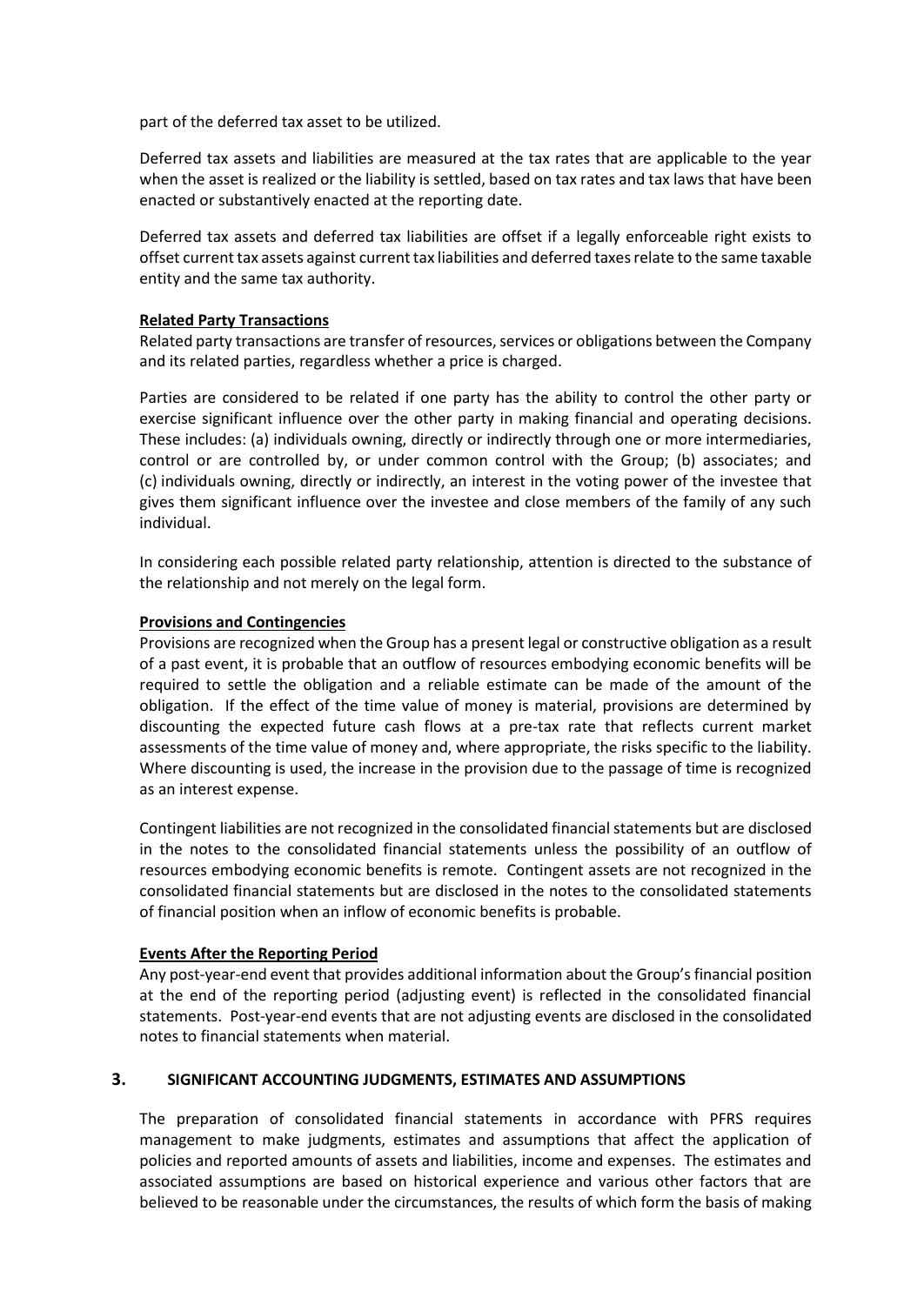part of the deferred tax asset to be utilized.

Deferred tax assets and liabilities are measured at the tax rates that are applicable to the year when the asset is realized or the liability is settled, based on tax rates and tax laws that have been enacted or substantively enacted at the reporting date.

Deferred tax assets and deferred tax liabilities are offset if a legally enforceable right exists to offset current tax assets against current tax liabilities and deferred taxes relate to the same taxable entity and the same tax authority.

**Related Party Transactions**

Related party transactions are transfer of resources, services or obligations between the Company and its related parties, regardless whether a price is charged.

Parties are considered to be related if one party has the ability to control the other party or exercise significant influence over the other party in making financial and operating decisions. These includes: (a) individuals owning, directly or indirectly through one or more intermediaries, control or are controlled by, or under common control with the Group; (b) associates; and (c) individuals owning, directly or indirectly, an interest in the voting power of the investee that gives them significant influence over the investee and close members of the family of any such individual.

In considering each possible related party relationship, attention is directed to the substance of the relationship and not merely on the legal form.

**Provisions and Contingencies**

Provisions are recognized when the Group has a present legal or constructive obligation as a result of a past event, it is probable that an outflow of resources embodying economic benefits will be required to settle the obligation and a reliable estimate can be made of the amount of the obligation. If the effect of the time value of money is material, provisions are determined by discounting the expected future cash flows at a pre-tax rate that reflects current market assessments of the time value of money and, where appropriate, the risks specific to the liability. Where discounting is used, the increase in the provision due to the passage of time is recognized as an interest expense.

Contingent liabilities are not recognized in the consolidated financial statements but are disclosed in the notes to the consolidated financial statements unless the possibility of an outflow of resources embodying economic benefits is remote. Contingent assets are not recognized in the consolidated financial statements but are disclosed in the notes to the consolidated statements of financial position when an inflow of economic benefits is probable.

**Events After the Reporting Period**

Any post-year-end event that provides additional information about the Group's financial position at the end of the reporting period (adjusting event) is reflected in the consolidated financial statements. Post-year-end events that are not adjusting events are disclosed in the consolidated notes to financial statements when material.

## 3. SIGNIFICANT ACCOUNTING JUDGMENTS, ESTIMATES AND ASSUMPTIONS

The preparation of consolidated financial statements in accordance with PFRS requires management to make judgments, estimates and assumptions that affect the application of policies and reported amounts of assets and liabilities, income and expenses. The estimates and associated assumptions are based on historical experience and various other factors that are believed to be reasonable under the circumstances, the results of which form the basis of making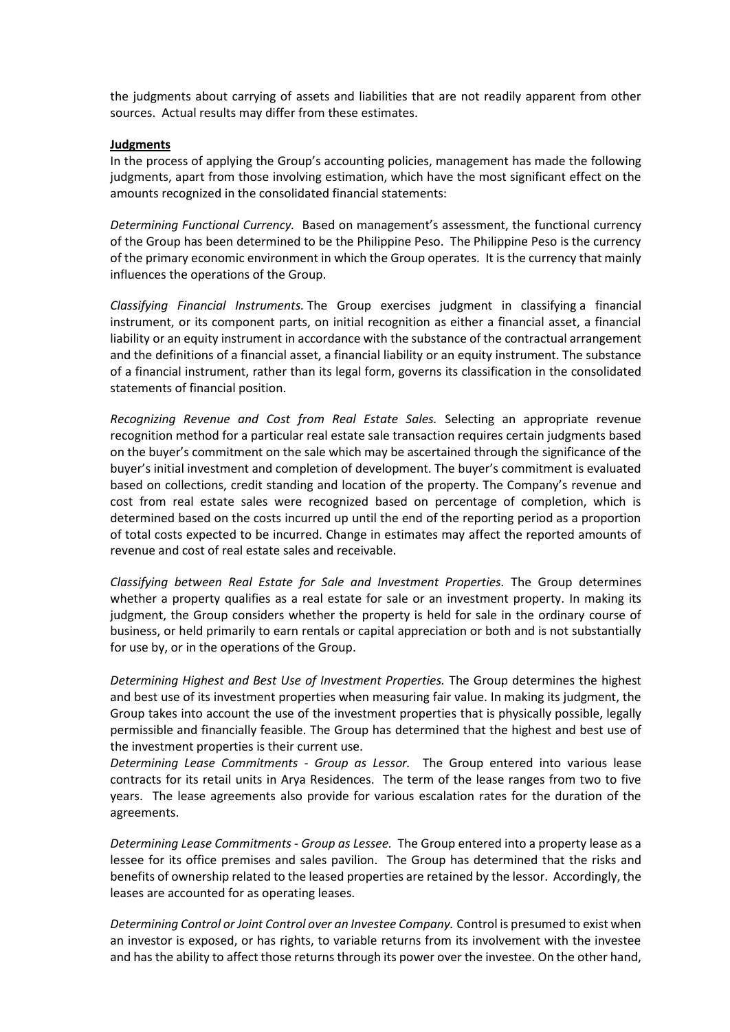the judgments about carrying of assets and liabilities that are not readily apparent from other sources. Actual results may differ from these estimates.

**Judgments**

In the process of applying the Group's accounting policies, management has made the following judgments, apart from those involving estimation, which have the most significant effect on the amounts recognized in the consolidated financial statements:

*Determining Functional Currency.* Based on management's assessment, the functional currency of the Group has been determined to be the Philippine Peso. The Philippine Peso is the currency of the primary economic environment in which the Group operates. It is the currency that mainly influences the operations of the Group.

*Classifying Financial Instruments.* The Group exercises judgment in classifying a financial instrument, or its component parts, on initial recognition as either a financial asset, a financial liability or an equity instrument in accordance with the substance of the contractual arrangement and the definitions of a financial asset, a financial liability or an equity instrument. The substance of a financial instrument, rather than its legal form, governs its classification in the consolidated statements of financial position.

*Recognizing Revenue and Cost from Real Estate Sales.* Selecting an appropriate revenue recognition method for a particular real estate sale transaction requires certain judgments based on the buyer's commitment on the sale which may be ascertained through the significance of the buyer's initial investment and completion of development. The buyer's commitment is evaluated based on collections, credit standing and location of the property. The Company's revenue and cost from real estate sales were recognized based on percentage of completion, which is determined based on the costs incurred up until the end of the reporting period as a proportion of total costs expected to be incurred. Change in estimates may affect the reported amounts of revenue and cost of real estate sales and receivable.

*Classifying between Real Estate for Sale and Investment Properties.* The Group determines whether a property qualifies as a real estate for sale or an investment property. In making its judgment, the Group considers whether the property is held for sale in the ordinary course of business, or held primarily to earn rentals or capital appreciation or both and is not substantially for use by, or in the operations of the Group.

*Determining Highest and Best Use of Investment Properties.* The Group determines the highest and best use of its investment properties when measuring fair value. In making its judgment, the Group takes into account the use of the investment properties that is physically possible, legally permissible and financially feasible. The Group has determined that the highest and best use of the investment properties is their current use.

*Determining Lease Commitments - Group as Lessor.* The Group entered into various lease contracts for its retail units in Arya Residences. The term of the lease ranges from two to five years. The lease agreements also provide for various escalation rates for the duration of the agreements.

*Determining Lease Commitments - Group as Lessee.* The Group entered into a property lease as a lessee for its office premises and sales pavilion. The Group has determined that the risks and benefits of ownership related to the leased properties are retained by the lessor. Accordingly, the leases are accounted for as operating leases.

*Determining Control or Joint Control over an Investee Company.* Control is presumed to exist when an investor is exposed, or has rights, to variable returns from its involvement with the investee and has the ability to affect those returns through its power over the investee. On the other hand,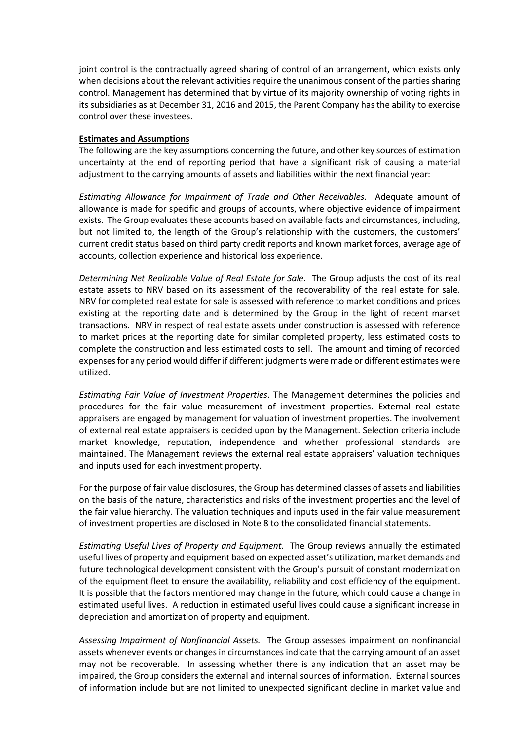joint control is the contractually agreed sharing of control of an arrangement, which exists only when decisions about the relevant activities require the unanimous consent of the parties sharing control. Management has determined that by virtue of its majority ownership of voting rights in its subsidiaries as at December 31, 2016 and 2015, the Parent Company has the ability to exercise control over these investees.

**Estimates and Assumptions**

The following are the key assumptions concerning the future, and other key sources of estimation uncertainty at the end of reporting period that have a significant risk of causing a material adjustment to the carrying amounts of assets and liabilities within the next financial year:

*Estimating Allowance for Impairment of Trade and Other Receivables.* Adequate amount of allowance is made for specific and groups of accounts, where objective evidence of impairment exists. The Group evaluates these accounts based on available facts and circumstances, including, but not limited to, the length of the Group's relationship with the customers, the customers' current credit status based on third party credit reports and known market forces, average age of accounts, collection experience and historical loss experience.

*Determining Net Realizable Value of Real Estate for Sale.* The Group adjusts the cost of its real estate assets to NRV based on its assessment of the recoverability of the real estate for sale. NRV for completed real estate for sale is assessed with reference to market conditions and prices existing at the reporting date and is determined by the Group in the light of recent market transactions. NRV in respect of real estate assets under construction is assessed with reference to market prices at the reporting date for similar completed property, less estimated costs to complete the construction and less estimated costs to sell. The amount and timing of recorded expenses for any period would differ if different judgments were made or different estimates were utilized.

*Estimating Fair Value of Investment Properties*. The Management determines the policies and procedures for the fair value measurement of investment properties. External real estate appraisers are engaged by management for valuation of investment properties. The involvement of external real estate appraisers is decided upon by the Management. Selection criteria include market knowledge, reputation, independence and whether professional standards are maintained. The Management reviews the external real estate appraisers' valuation techniques and inputs used for each investment property.

For the purpose of fair value disclosures, the Group has determined classes of assets and liabilities on the basis of the nature, characteristics and risks of the investment properties and the level of the fair value hierarchy. The valuation techniques and inputs used in the fair value measurement of investment properties are disclosed in Note 8 to the consolidated financial statements.

*Estimating Useful Lives of Property and Equipment.* The Group reviews annually the estimated useful lives of property and equipment based on expected asset's utilization, market demands and future technological development consistent with the Group's pursuit of constant modernization of the equipment fleet to ensure the availability, reliability and cost efficiency of the equipment. It is possible that the factors mentioned may change in the future, which could cause a change in estimated useful lives. A reduction in estimated useful lives could cause a significant increase in depreciation and amortization of property and equipment.

*Assessing Impairment of Nonfinancial Assets.* The Group assesses impairment on nonfinancial assets whenever events or changes in circumstances indicate that the carrying amount of an asset may not be recoverable. In assessing whether there is any indication that an asset may be impaired, the Group considers the external and internal sources of information. External sources of information include but are not limited to unexpected significant decline in market value and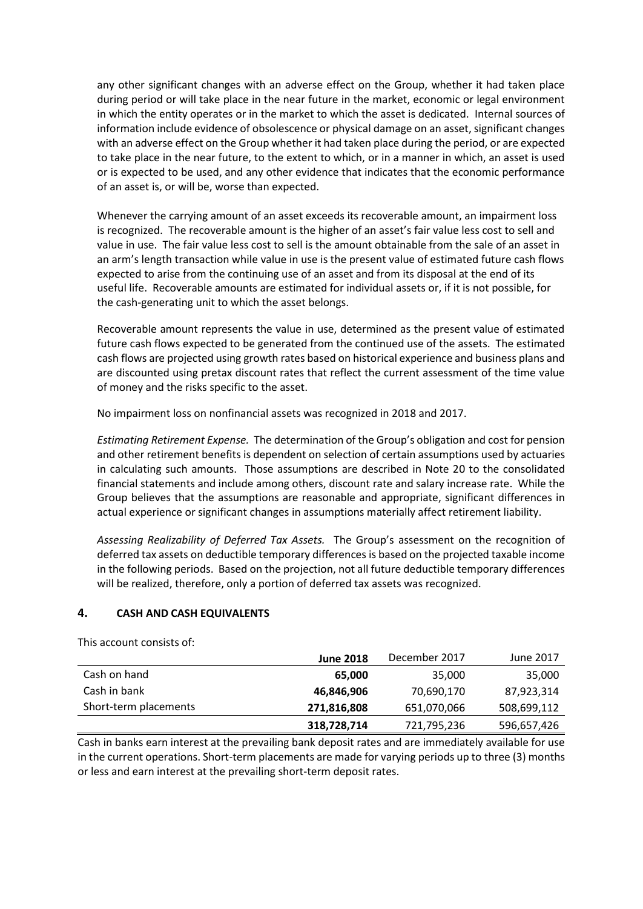any other significant changes with an adverse effect on the Group, whether it had taken place during period or will take place in the near future in the market, economic or legal environment in which the entity operates or in the market to which the asset is dedicated. Internal sources of information include evidence of obsolescence or physical damage on an asset, significant changes with an adverse effect on the Group whether it had taken place during the period, or are expected to take place in the near future, to the extent to which, or in a manner in which, an asset is used or is expected to be used, and any other evidence that indicates that the economic performance of an asset is, or will be, worse than expected.

Whenever the carrying amount of an asset exceeds its recoverable amount, an impairment loss is recognized. The recoverable amount is the higher of an asset's fair value less cost to sell and value in use. The fair value less cost to sell is the amount obtainable from the sale of an asset in an arm's length transaction while value in use is the present value of estimated future cash flows expected to arise from the continuing use of an asset and from its disposal at the end of its useful life. Recoverable amounts are estimated for individual assets or, if it is not possible, for the cash-generating unit to which the asset belongs.

Recoverable amount represents the value in use, determined as the present value of estimated future cash flows expected to be generated from the continued use of the assets. The estimated cash flows are projected using growth rates based on historical experience and business plans and are discounted using pretax discount rates that reflect the current assessment of the time value of money and the risks specific to the asset.

No impairment loss on nonfinancial assets was recognized in 2018 and 2017.

*Estimating Retirement Expense.* The determination of the Group's obligation and cost for pension and other retirement benefits is dependent on selection of certain assumptions used by actuaries in calculating such amounts. Those assumptions are described in Note 20 to the consolidated financial statements and include among others, discount rate and salary increase rate. While the Group believes that the assumptions are reasonable and appropriate, significant differences in actual experience or significant changes in assumptions materially affect retirement liability.

*Assessing Realizability of Deferred Tax Assets.* The Group's assessment on the recognition of deferred tax assets on deductible temporary differences is based on the projected taxable income in the following periods. Based on the projection, not all future deductible temporary differences will be realized, therefore, only a portion of deferred tax assets was recognized.

## 4. CASH AND CASH EQUIVALENTS

This account consists of:

| | **June 2018** | December 2017 | June 2017 |
|---|---|---|---|
| Cash on hand | **65,000** | 35,000 | 35,000 |
| Cash in bank | **46,846,906** | 70,690,170 | 87,923,314 |
| Short-term placements | **271,816,808** | 651,070,066 | 508,699,112 |
| | **318,728,714** | 721,795,236 | 596,657,426 |

Cash in banks earn interest at the prevailing bank deposit rates and are immediately available for use in the current operations. Short-term placements are made for varying periods up to three (3) months or less and earn interest at the prevailing short-term deposit rates.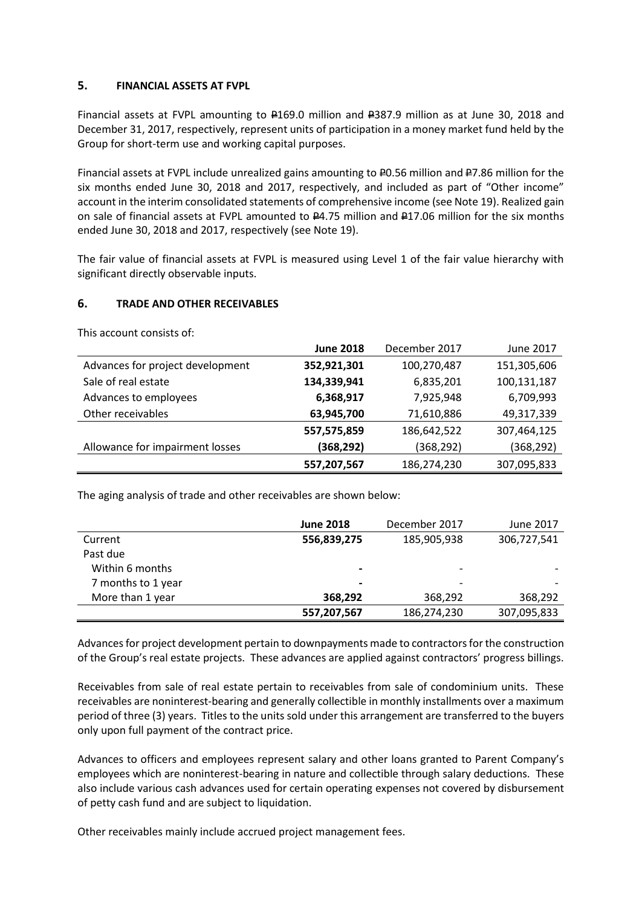## 5. FINANCIAL ASSETS AT FVPL

Financial assets at FVPL amounting to ₱169.0 million and ₱387.9 million as at June 30, 2018 and December 31, 2017, respectively, represent units of participation in a money market fund held by the Group for short-term use and working capital purposes.

Financial assets at FVPL include unrealized gains amounting to ₱0.56 million and ₱7.86 million for the six months ended June 30, 2018 and 2017, respectively, and included as part of "Other income" account in the interim consolidated statements of comprehensive income (see Note 19). Realized gain on sale of financial assets at FVPL amounted to ₱4.75 million and ₱17.06 million for the six months ended June 30, 2018 and 2017, respectively (see Note 19).

The fair value of financial assets at FVPL is measured using Level 1 of the fair value hierarchy with significant directly observable inputs.

## 6. TRADE AND OTHER RECEIVABLES

This account consists of:

| | **June 2018** | December 2017 | June 2017 |
|---|---|---|---|
| Advances for project development | **352,921,301** | 100,270,487 | 151,305,606 |
| Sale of real estate | **134,339,941** | 6,835,201 | 100,131,187 |
| Advances to employees | **6,368,917** | 7,925,948 | 6,709,993 |
| Other receivables | **63,945,700** | 71,610,886 | 49,317,339 |
| | **557,575,859** | 186,642,522 | 307,464,125 |
| Allowance for impairment losses | **(368,292)** | (368,292) | (368,292) |
| | **557,207,567** | 186,274,230 | 307,095,833 |

The aging analysis of trade and other receivables are shown below:

| | **June 2018** | December 2017 | June 2017 |
|---|---|---|---|
| Current | **556,839,275** | 185,905,938 | 306,727,541 |
| Past due | | | |
| Within 6 months | **-** | - | - |
| 7 months to 1 year | **-** | - | - |
| More than 1 year | **368,292** | 368,292 | 368,292 |
| | **557,207,567** | 186,274,230 | 307,095,833 |

Advances for project development pertain to downpayments made to contractors for the construction of the Group's real estate projects. These advances are applied against contractors' progress billings.

Receivables from sale of real estate pertain to receivables from sale of condominium units. These receivables are noninterest-bearing and generally collectible in monthly installments over a maximum period of three (3) years. Titles to the units sold under this arrangement are transferred to the buyers only upon full payment of the contract price.

Advances to officers and employees represent salary and other loans granted to Parent Company's employees which are noninterest-bearing in nature and collectible through salary deductions. These also include various cash advances used for certain operating expenses not covered by disbursement of petty cash fund and are subject to liquidation.

Other receivables mainly include accrued project management fees.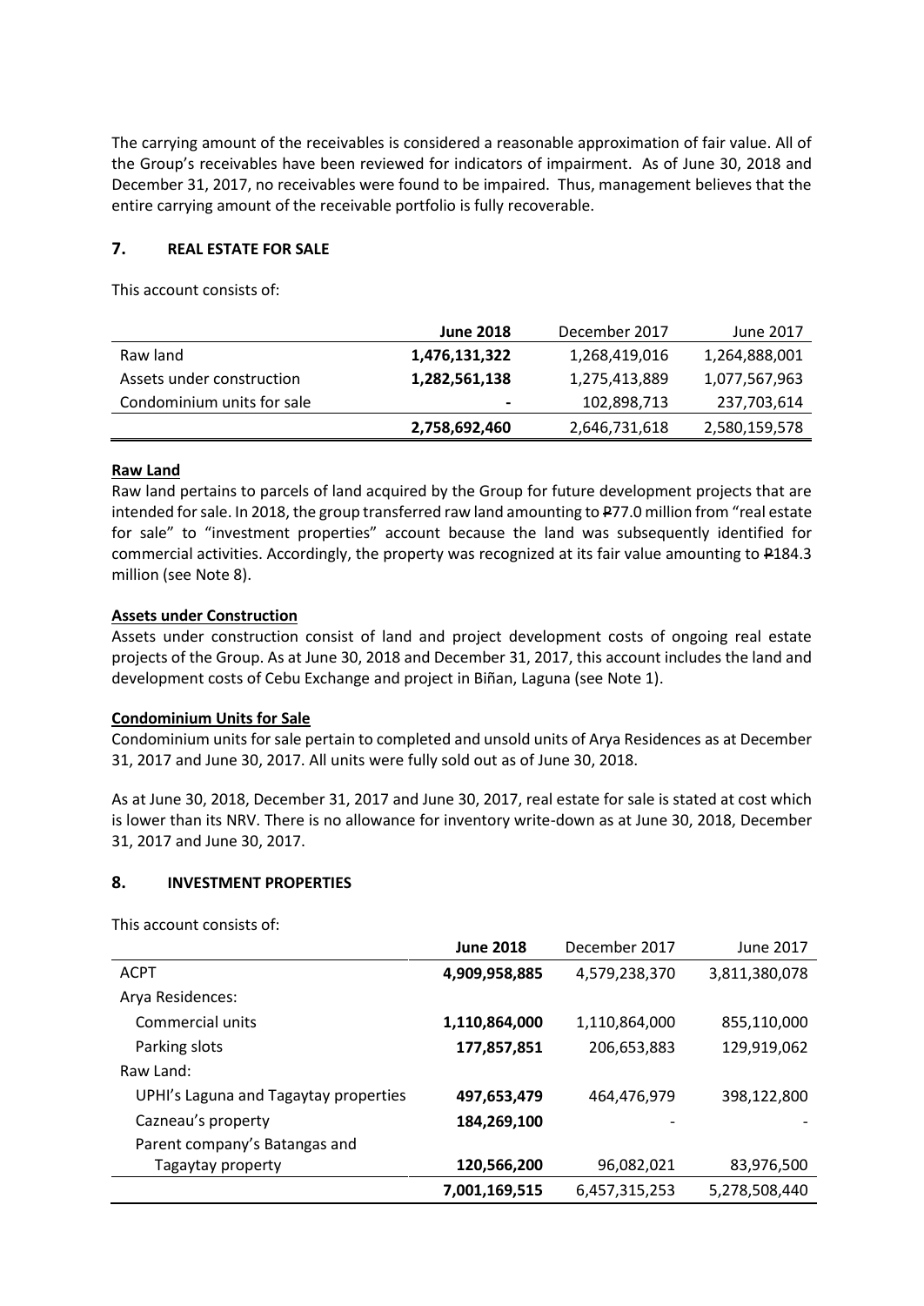The carrying amount of the receivables is considered a reasonable approximation of fair value. All of the Group's receivables have been reviewed for indicators of impairment. As of June 30, 2018 and December 31, 2017, no receivables were found to be impaired. Thus, management believes that the entire carrying amount of the receivable portfolio is fully recoverable.

## 7. REAL ESTATE FOR SALE

This account consists of:

| | **June 2018** | December 2017 | June 2017 |
|---|---|---|---|
| Raw land | **1,476,131,322** | 1,268,419,016 | 1,264,888,001 |
| Assets under construction | **1,282,561,138** | 1,275,413,889 | 1,077,567,963 |
| Condominium units for sale | **-** | 102,898,713 | 237,703,614 |
| | **2,758,692,460** | 2,646,731,618 | 2,580,159,578 |

**Raw Land**

Raw land pertains to parcels of land acquired by the Group for future development projects that are intended for sale. In 2018, the group transferred raw land amounting to ₱77.0 million from "real estate for sale" to "investment properties" account because the land was subsequently identified for commercial activities. Accordingly, the property was recognized at its fair value amounting to ₱184.3 million (see Note 8).

**Assets under Construction**

Assets under construction consist of land and project development costs of ongoing real estate projects of the Group. As at June 30, 2018 and December 31, 2017, this account includes the land and development costs of Cebu Exchange and project in Biñan, Laguna (see Note 1).

**Condominium Units for Sale**

Condominium units for sale pertain to completed and unsold units of Arya Residences as at December 31, 2017 and June 30, 2017. All units were fully sold out as of June 30, 2018.

As at June 30, 2018, December 31, 2017 and June 30, 2017, real estate for sale is stated at cost which is lower than its NRV. There is no allowance for inventory write-down as at June 30, 2018, December 31, 2017 and June 30, 2017.

## 8. INVESTMENT PROPERTIES

This account consists of:

| | **June 2018** | December 2017 | June 2017 |
|---|---|---|---|
| ACPT | **4,909,958,885** | 4,579,238,370 | 3,811,380,078 |
| Arya Residences: | | | |
| Commercial units | **1,110,864,000** | 1,110,864,000 | 855,110,000 |
| Parking slots | **177,857,851** | 206,653,883 | 129,919,062 |
| Raw Land: | | | |
| UPHI's Laguna and Tagaytay properties | **497,653,479** | 464,476,979 | 398,122,800 |
| Cazneau's property | **184,269,100** | - | - |
| Parent company's Batangas and Tagaytay property | **120,566,200** | 96,082,021 | 83,976,500 |
| | **7,001,169,515** | 6,457,315,253 | 5,278,508,440 |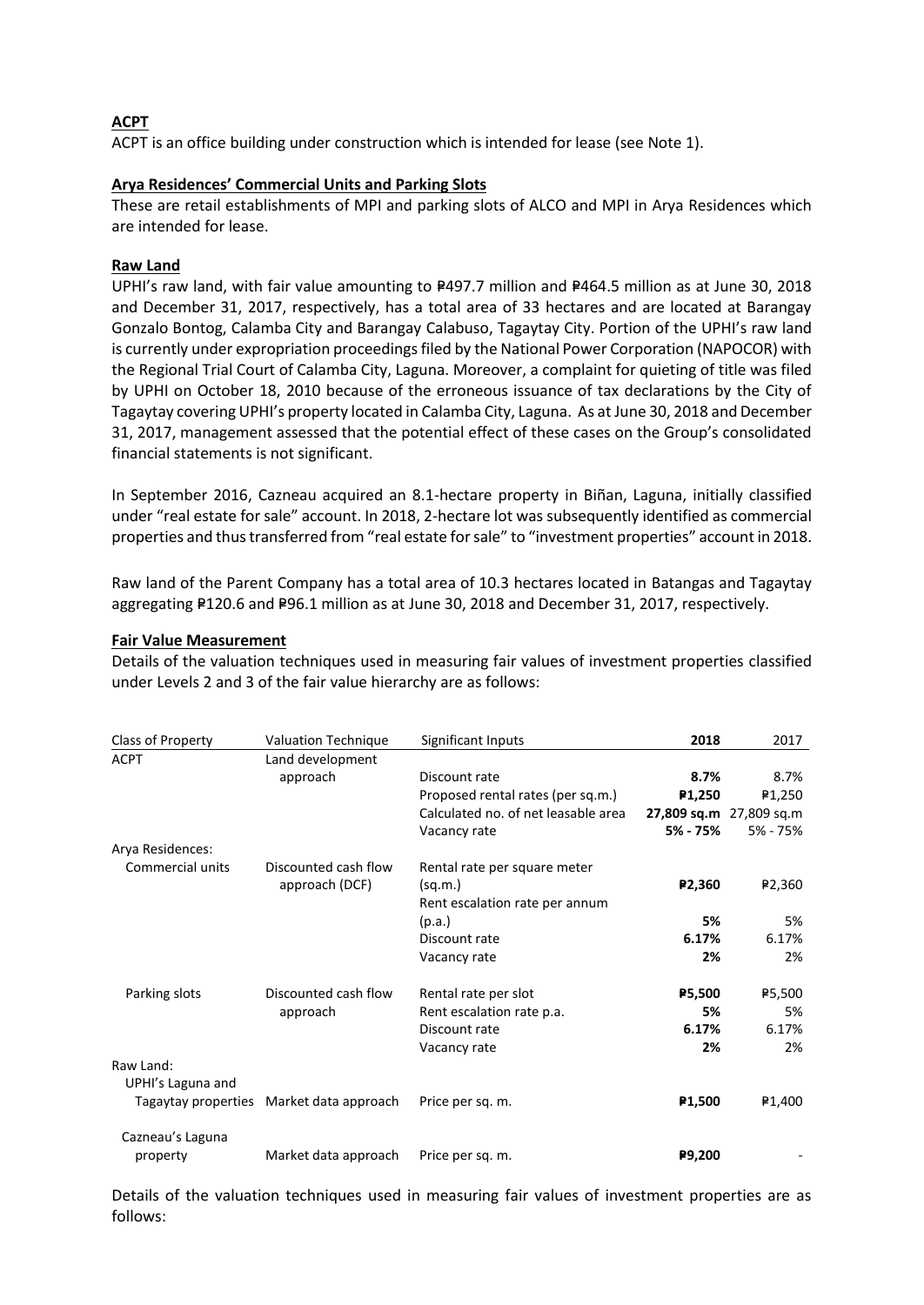**ACPT**

ACPT is an office building under construction which is intended for lease (see Note 1).

**Arya Residences' Commercial Units and Parking Slots**

These are retail establishments of MPI and parking slots of ALCO and MPI in Arya Residences which are intended for lease.

**Raw Land**

UPHI's raw land, with fair value amounting to ₱497.7 million and ₱464.5 million as at June 30, 2018 and December 31, 2017, respectively, has a total area of 33 hectares and are located at Barangay Gonzalo Bontog, Calamba City and Barangay Calabuso, Tagaytay City. Portion of the UPHI's raw land is currently under expropriation proceedings filed by the National Power Corporation (NAPOCOR) with the Regional Trial Court of Calamba City, Laguna. Moreover, a complaint for quieting of title was filed by UPHI on October 18, 2010 because of the erroneous issuance of tax declarations by the City of Tagaytay covering UPHI's property located in Calamba City, Laguna. As at June 30, 2018 and December 31, 2017, management assessed that the potential effect of these cases on the Group's consolidated financial statements is not significant.

In September 2016, Cazneau acquired an 8.1-hectare property in Biñan, Laguna, initially classified under "real estate for sale" account. In 2018, 2-hectare lot was subsequently identified as commercial properties and thus transferred from "real estate for sale" to "investment properties" account in 2018.

Raw land of the Parent Company has a total area of 10.3 hectares located in Batangas and Tagaytay aggregating ₱120.6 and ₱96.1 million as at June 30, 2018 and December 31, 2017, respectively.

**Fair Value Measurement**

Details of the valuation techniques used in measuring fair values of investment properties classified under Levels 2 and 3 of the fair value hierarchy are as follows:

| Class of Property | Valuation Technique | Significant Inputs | 2018 | 2017 |
|---|---|---|---|---|
| ACPT | Land development approach | Discount rate | **8.7%** | 8.7% |
| | | Proposed rental rates (per sq.m.) | **₱1,250** | ₱1,250 |
| | | Calculated no. of net leasable area | **27,809 sq.m** | 27,809 sq.m |
| | | Vacancy rate | **5% - 75%** | 5% - 75% |
| Arya Residences: | | | | |
| Commercial units | Discounted cash flow approach (DCF) | Rental rate per square meter (sq.m.) | **₱2,360** | ₱2,360 |
| | | Rent escalation rate per annum (p.a.) | **5%** | 5% |
| | | Discount rate | **6.17%** | 6.17% |
| | | Vacancy rate | **2%** | 2% |
| Parking slots | Discounted cash flow approach | Rental rate per slot | **₱5,500** | ₱5,500 |
| | | Rent escalation rate p.a. | **5%** | 5% |
| | | Discount rate | **6.17%** | 6.17% |
| | | Vacancy rate | **2%** | 2% |
| Raw Land: | | | | |
| UPHI's Laguna and Tagaytay properties | Market data approach | Price per sq. m. | **₱1,500** | ₱1,400 |
| Cazneau's Laguna property | Market data approach | Price per sq. m. | **₱9,200** | - |

Details of the valuation techniques used in measuring fair values of investment properties are as follows: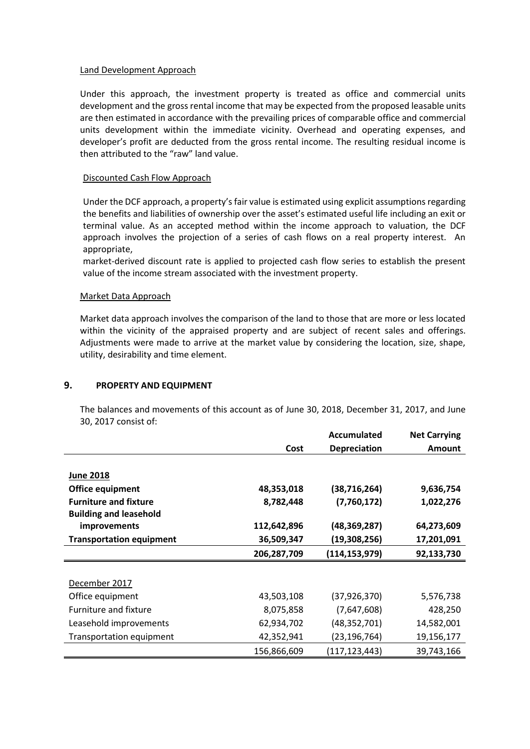Land Development Approach

Under this approach, the investment property is treated as office and commercial units development and the gross rental income that may be expected from the proposed leasable units are then estimated in accordance with the prevailing prices of comparable office and commercial units development within the immediate vicinity. Overhead and operating expenses, and developer's profit are deducted from the gross rental income. The resulting residual income is then attributed to the "raw" land value.

Discounted Cash Flow Approach

Under the DCF approach, a property's fair value is estimated using explicit assumptions regarding the benefits and liabilities of ownership over the asset's estimated useful life including an exit or terminal value. As an accepted method within the income approach to valuation, the DCF approach involves the projection of a series of cash flows on a real property interest. An appropriate,
market-derived discount rate is applied to projected cash flow series to establish the present value of the income stream associated with the investment property.

Market Data Approach

Market data approach involves the comparison of the land to those that are more or less located within the vicinity of the appraised property and are subject of recent sales and offerings. Adjustments were made to arrive at the market value by considering the location, size, shape, utility, desirability and time element.

## 9. PROPERTY AND EQUIPMENT

The balances and movements of this account as of June 30, 2018, December 31, 2017, and June 30, 2017 consist of:

| | Cost | Accumulated Depreciation | Net Carrying Amount |
|---|---|---|---|
| **June 2018** | | | |
| **Office equipment** | **48,353,018** | **(38,716,264)** | **9,636,754** |
| **Furniture and fixture** | **8,782,448** | **(7,760,172)** | **1,022,276** |
| **Building and leasehold improvements** | **112,642,896** | **(48,369,287)** | **64,273,609** |
| **Transportation equipment** | **36,509,347** | **(19,308,256)** | **17,201,091** |
| | **206,287,709** | **(114,153,979)** | **92,133,730** |
| December 2017 | | | |
| Office equipment | 43,503,108 | (37,926,370) | 5,576,738 |
| Furniture and fixture | 8,075,858 | (7,647,608) | 428,250 |
| Leasehold improvements | 62,934,702 | (48,352,701) | 14,582,001 |
| Transportation equipment | 42,352,941 | (23,196,764) | 19,156,177 |
| | 156,866,609 | (117,123,443) | 39,743,166 |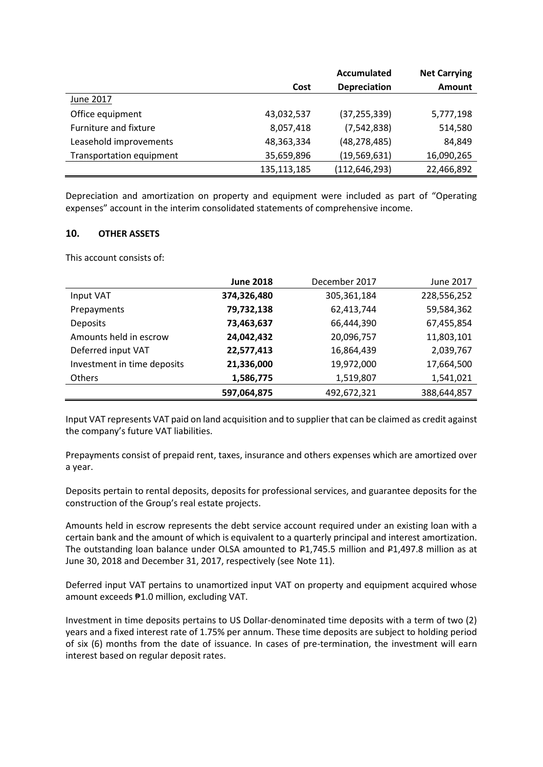|  | Cost | Accumulated Depreciation | Net Carrying Amount |
|---|---|---|---|
| June 2017 |  |  |  |
| Office equipment | 43,032,537 | (37,255,339) | 5,777,198 |
| Furniture and fixture | 8,057,418 | (7,542,838) | 514,580 |
| Leasehold improvements | 48,363,334 | (48,278,485) | 84,849 |
| Transportation equipment | 35,659,896 | (19,569,631) | 16,090,265 |
|  | 135,113,185 | (112,646,293) | 22,466,892 |

Depreciation and amortization on property and equipment were included as part of "Operating expenses" account in the interim consolidated statements of comprehensive income.

## 10. OTHER ASSETS

This account consists of:

|  | **June 2018** | December 2017 | June 2017 |
|---|---|---|---|
| Input VAT | **374,326,480** | 305,361,184 | 228,556,252 |
| Prepayments | **79,732,138** | 62,413,744 | 59,584,362 |
| Deposits | **73,463,637** | 66,444,390 | 67,455,854 |
| Amounts held in escrow | **24,042,432** | 20,096,757 | 11,803,101 |
| Deferred input VAT | **22,577,413** | 16,864,439 | 2,039,767 |
| Investment in time deposits | **21,336,000** | 19,972,000 | 17,664,500 |
| Others | **1,586,775** | 1,519,807 | 1,541,021 |
|  | **597,064,875** | 492,672,321 | 388,644,857 |

Input VAT represents VAT paid on land acquisition and to supplier that can be claimed as credit against the company's future VAT liabilities.

Prepayments consist of prepaid rent, taxes, insurance and others expenses which are amortized over a year.

Deposits pertain to rental deposits, deposits for professional services, and guarantee deposits for the construction of the Group's real estate projects.

Amounts held in escrow represents the debt service account required under an existing loan with a certain bank and the amount of which is equivalent to a quarterly principal and interest amortization. The outstanding loan balance under OLSA amounted to ₱1,745.5 million and ₱1,497.8 million as at June 30, 2018 and December 31, 2017, respectively (see Note 11).

Deferred input VAT pertains to unamortized input VAT on property and equipment acquired whose amount exceeds ₱1.0 million, excluding VAT.

Investment in time deposits pertains to US Dollar-denominated time deposits with a term of two (2) years and a fixed interest rate of 1.75% per annum. These time deposits are subject to holding period of six (6) months from the date of issuance. In cases of pre-termination, the investment will earn interest based on regular deposit rates.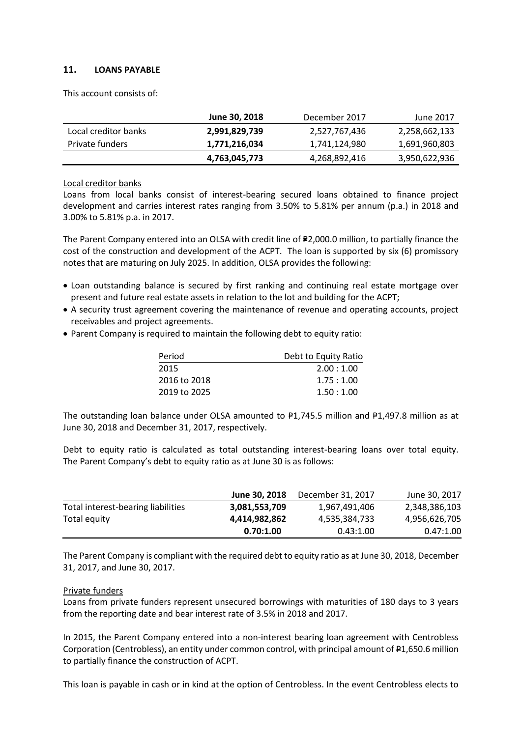## 11. LOANS PAYABLE

This account consists of:

| | **June 30, 2018** | December 2017 | June 2017 |
|---|---|---|---|
| Local creditor banks | **2,991,829,739** | 2,527,767,436 | 2,258,662,133 |
| Private funders | **1,771,216,034** | 1,741,124,980 | 1,691,960,803 |
| | **4,763,045,773** | 4,268,892,416 | 3,950,622,936 |

Local creditor banks

Loans from local banks consist of interest-bearing secured loans obtained to finance project development and carries interest rates ranging from 3.50% to 5.81% per annum (p.a.) in 2018 and 3.00% to 5.81% p.a. in 2017.

The Parent Company entered into an OLSA with credit line of ₱2,000.0 million, to partially finance the cost of the construction and development of the ACPT. The loan is supported by six (6) promissory notes that are maturing on July 2025. In addition, OLSA provides the following:

- Loan outstanding balance is secured by first ranking and continuing real estate mortgage over present and future real estate assets in relation to the lot and building for the ACPT;
- A security trust agreement covering the maintenance of revenue and operating accounts, project receivables and project agreements.
- Parent Company is required to maintain the following debt to equity ratio:

| Period | Debt to Equity Ratio |
|---|---|
| 2015 | 2.00 : 1.00 |
| 2016 to 2018 | 1.75 : 1.00 |
| 2019 to 2025 | 1.50 : 1.00 |

The outstanding loan balance under OLSA amounted to ₱1,745.5 million and ₱1,497.8 million as at June 30, 2018 and December 31, 2017, respectively.

Debt to equity ratio is calculated as total outstanding interest-bearing loans over total equity. The Parent Company's debt to equity ratio as at June 30 is as follows:

| | **June 30, 2018** | December 31, 2017 | June 30, 2017 |
|---|---|---|---|
| Total interest-bearing liabilities | **3,081,553,709** | 1,967,491,406 | 2,348,386,103 |
| Total equity | **4,414,982,862** | 4,535,384,733 | 4,956,626,705 |
| | **0.70:1.00** | 0.43:1.00 | 0.47:1.00 |

The Parent Company is compliant with the required debt to equity ratio as at June 30, 2018, December 31, 2017, and June 30, 2017.

Private funders

Loans from private funders represent unsecured borrowings with maturities of 180 days to 3 years from the reporting date and bear interest rate of 3.5% in 2018 and 2017.

In 2015, the Parent Company entered into a non-interest bearing loan agreement with Centrobless Corporation (Centrobless), an entity under common control, with principal amount of ₱1,650.6 million to partially finance the construction of ACPT.

This loan is payable in cash or in kind at the option of Centrobless. In the event Centrobless elects to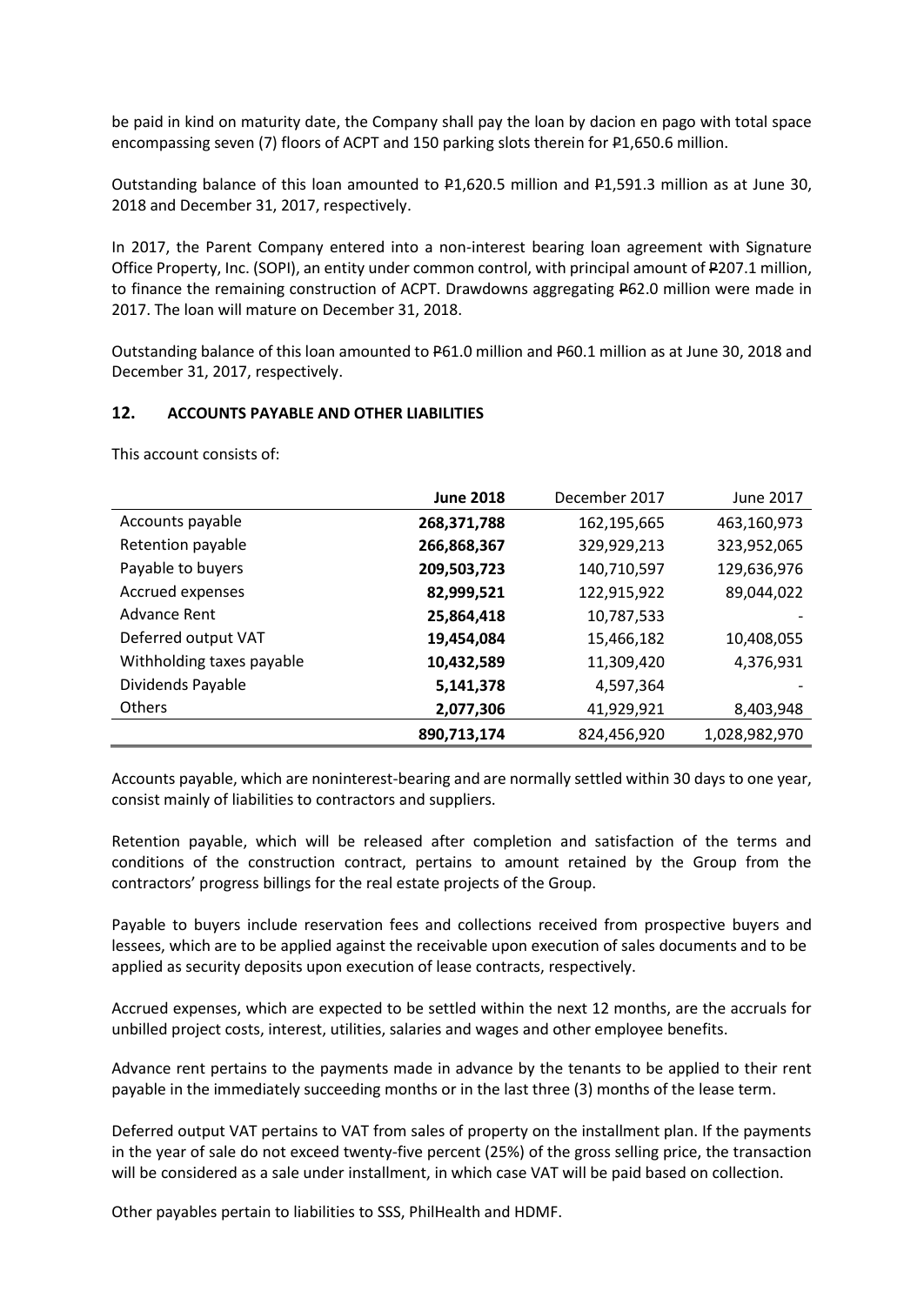be paid in kind on maturity date, the Company shall pay the loan by dacion en pago with total space encompassing seven (7) floors of ACPT and 150 parking slots therein for ₱1,650.6 million.

Outstanding balance of this loan amounted to ₱1,620.5 million and ₱1,591.3 million as at June 30, 2018 and December 31, 2017, respectively.

In 2017, the Parent Company entered into a non-interest bearing loan agreement with Signature Office Property, Inc. (SOPI), an entity under common control, with principal amount of ₱207.1 million, to finance the remaining construction of ACPT. Drawdowns aggregating ₱62.0 million were made in 2017. The loan will mature on December 31, 2018.

Outstanding balance of this loan amounted to ₱61.0 million and ₱60.1 million as at June 30, 2018 and December 31, 2017, respectively.

## 12. ACCOUNTS PAYABLE AND OTHER LIABILITIES

This account consists of:

| | **June 2018** | December 2017 | June 2017 |
|---|---|---|---|
| Accounts payable | **268,371,788** | 162,195,665 | 463,160,973 |
| Retention payable | **266,868,367** | 329,929,213 | 323,952,065 |
| Payable to buyers | **209,503,723** | 140,710,597 | 129,636,976 |
| Accrued expenses | **82,999,521** | 122,915,922 | 89,044,022 |
| Advance Rent | **25,864,418** | 10,787,533 | - |
| Deferred output VAT | **19,454,084** | 15,466,182 | 10,408,055 |
| Withholding taxes payable | **10,432,589** | 11,309,420 | 4,376,931 |
| Dividends Payable | **5,141,378** | 4,597,364 | - |
| Others | **2,077,306** | 41,929,921 | 8,403,948 |
| | **890,713,174** | 824,456,920 | 1,028,982,970 |

Accounts payable, which are noninterest-bearing and are normally settled within 30 days to one year, consist mainly of liabilities to contractors and suppliers.

Retention payable, which will be released after completion and satisfaction of the terms and conditions of the construction contract, pertains to amount retained by the Group from the contractors' progress billings for the real estate projects of the Group.

Payable to buyers include reservation fees and collections received from prospective buyers and lessees, which are to be applied against the receivable upon execution of sales documents and to be applied as security deposits upon execution of lease contracts, respectively.

Accrued expenses, which are expected to be settled within the next 12 months, are the accruals for unbilled project costs, interest, utilities, salaries and wages and other employee benefits.

Advance rent pertains to the payments made in advance by the tenants to be applied to their rent payable in the immediately succeeding months or in the last three (3) months of the lease term.

Deferred output VAT pertains to VAT from sales of property on the installment plan. If the payments in the year of sale do not exceed twenty-five percent (25%) of the gross selling price, the transaction will be considered as a sale under installment, in which case VAT will be paid based on collection.

Other payables pertain to liabilities to SSS, PhilHealth and HDMF.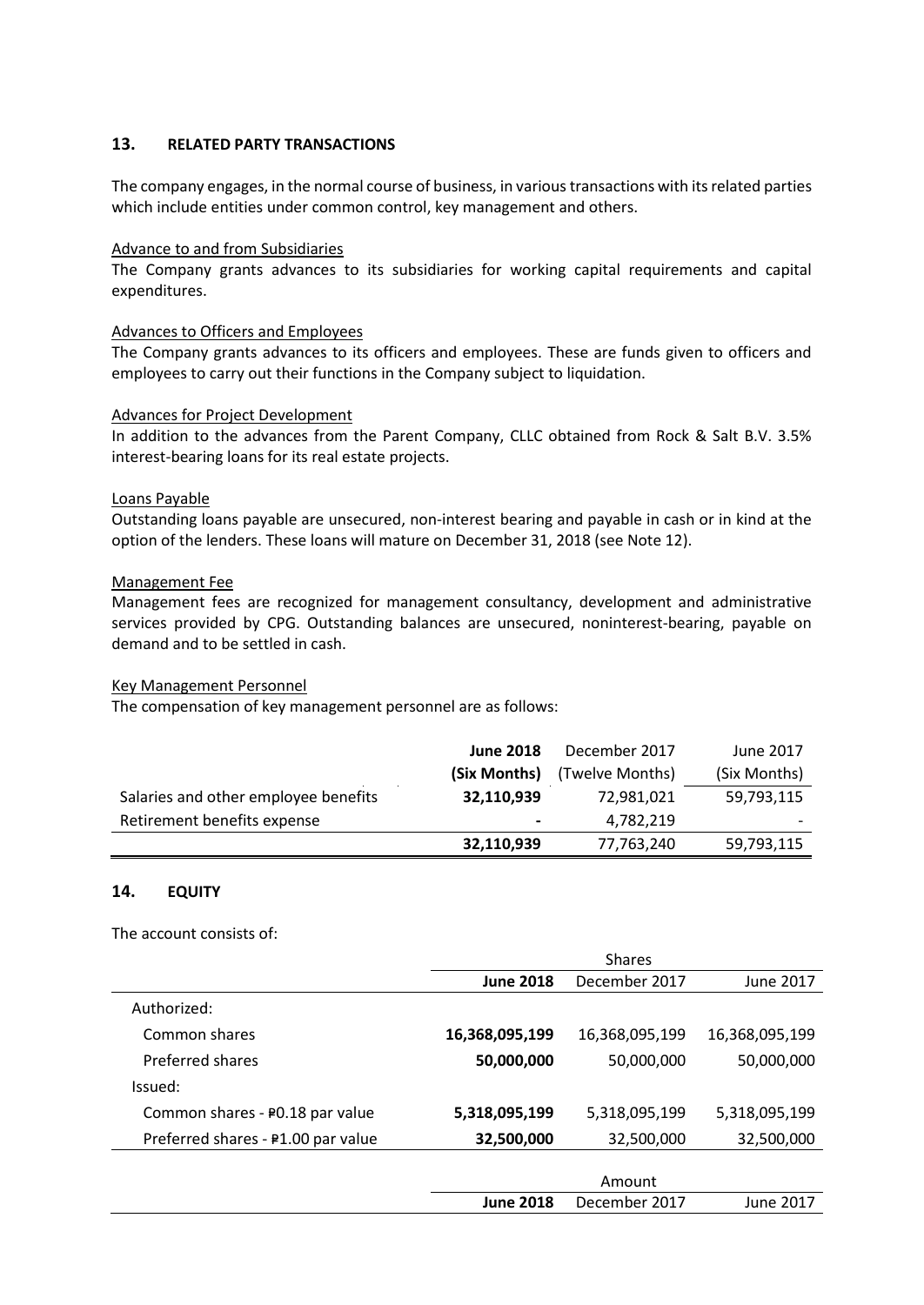## 13. RELATED PARTY TRANSACTIONS

The company engages, in the normal course of business, in various transactions with its related parties which include entities under common control, key management and others.

Advance to and from Subsidiaries
The Company grants advances to its subsidiaries for working capital requirements and capital expenditures.

Advances to Officers and Employees
The Company grants advances to its officers and employees. These are funds given to officers and employees to carry out their functions in the Company subject to liquidation.

Advances for Project Development
In addition to the advances from the Parent Company, CLLC obtained from Rock & Salt B.V. 3.5% interest-bearing loans for its real estate projects.

Loans Payable
Outstanding loans payable are unsecured, non-interest bearing and payable in cash or in kind at the option of the lenders. These loans will mature on December 31, 2018 (see Note 12).

Management Fee
Management fees are recognized for management consultancy, development and administrative services provided by CPG. Outstanding balances are unsecured, noninterest-bearing, payable on demand and to be settled in cash.

Key Management Personnel
The compensation of key management personnel are as follows:

| | **June 2018 (Six Months)** | December 2017 (Twelve Months) | June 2017 (Six Months) |
|---|---|---|---|
| Salaries and other employee benefits | **32,110,939** | 72,981,021 | 59,793,115 |
| Retirement benefits expense | **-** | 4,782,219 | - |
| | **32,110,939** | 77,763,240 | 59,793,115 |

## 14. EQUITY

The account consists of:

| | Shares | | |
|---|---|---|---|
| | **June 2018** | December 2017 | June 2017 |
| Authorized: | | | |
| Common shares | **16,368,095,199** | 16,368,095,199 | 16,368,095,199 |
| Preferred shares | **50,000,000** | 50,000,000 | 50,000,000 |
| Issued: | | | |
| Common shares - ₱0.18 par value | **5,318,095,199** | 5,318,095,199 | 5,318,095,199 |
| Preferred shares - ₱1.00 par value | **32,500,000** | 32,500,000 | 32,500,000 |

| | Amount | | |
|---|---|---|---|
| | **June 2018** | December 2017 | June 2017 |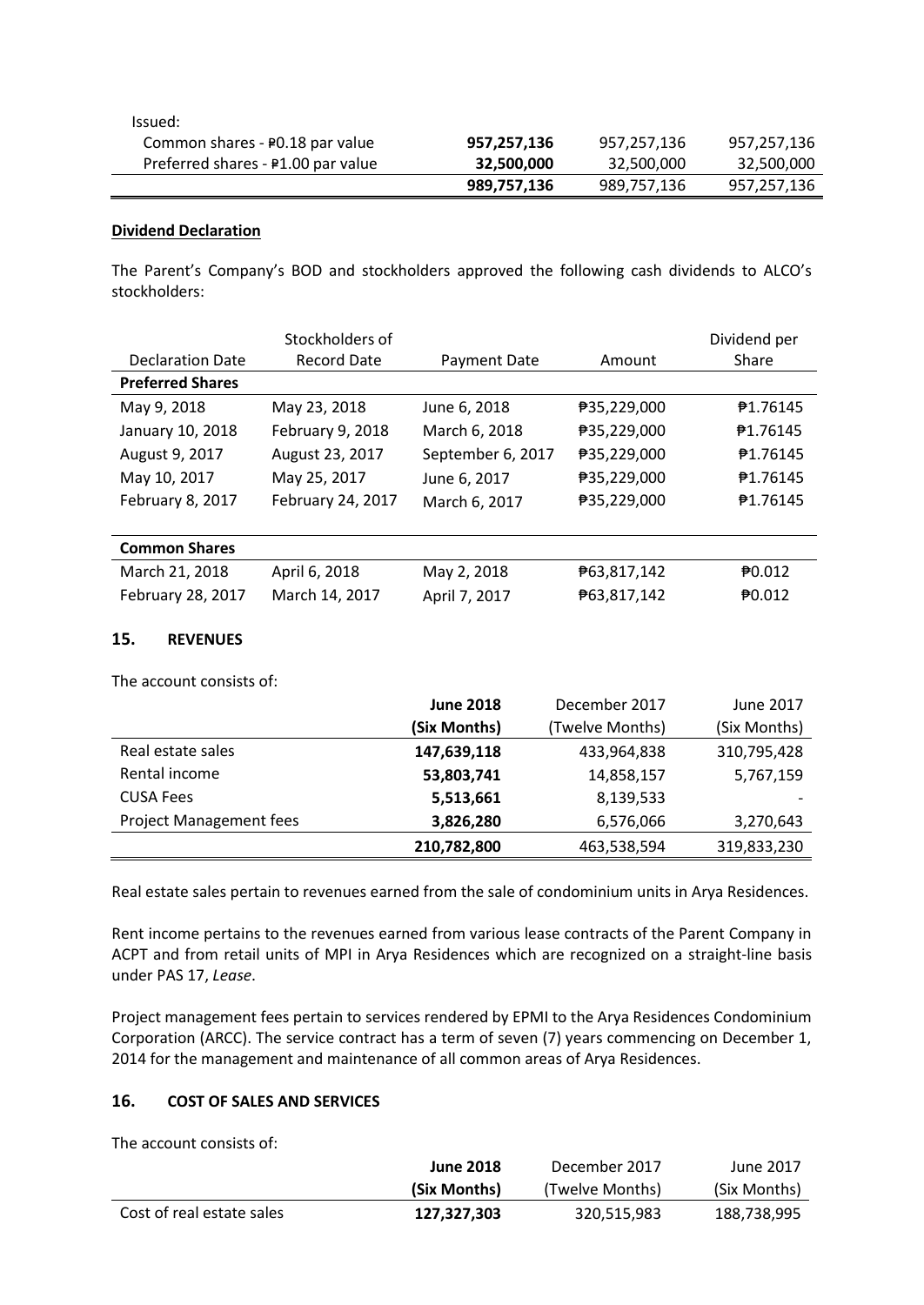| Issued: | | | |
|---|---|---|---|
| Common shares - ₱0.18 par value | **957,257,136** | 957,257,136 | 957,257,136 |
| Preferred shares - ₱1.00 par value | **32,500,000** | 32,500,000 | 32,500,000 |
| | **989,757,136** | 989,757,136 | 957,257,136 |

**Dividend Declaration**

The Parent's Company's BOD and stockholders approved the following cash dividends to ALCO's stockholders:

| Declaration Date | Stockholders of Record Date | Payment Date | Amount | Dividend per Share |
|---|---|---|---|---|
| **Preferred Shares** | | | | |
| May 9, 2018 | May 23, 2018 | June 6, 2018 | ₱35,229,000 | ₱1.76145 |
| January 10, 2018 | February 9, 2018 | March 6, 2018 | ₱35,229,000 | ₱1.76145 |
| August 9, 2017 | August 23, 2017 | September 6, 2017 | ₱35,229,000 | ₱1.76145 |
| May 10, 2017 | May 25, 2017 | June 6, 2017 | ₱35,229,000 | ₱1.76145 |
| February 8, 2017 | February 24, 2017 | March 6, 2017 | ₱35,229,000 | ₱1.76145 |
| **Common Shares** | | | | |
| March 21, 2018 | April 6, 2018 | May 2, 2018 | ₱63,817,142 | ₱0.012 |
| February 28, 2017 | March 14, 2017 | April 7, 2017 | ₱63,817,142 | ₱0.012 |

## 15. REVENUES

The account consists of:

| | **June 2018 (Six Months)** | December 2017 (Twelve Months) | June 2017 (Six Months) |
|---|---|---|---|
| Real estate sales | **147,639,118** | 433,964,838 | 310,795,428 |
| Rental income | **53,803,741** | 14,858,157 | 5,767,159 |
| CUSA Fees | **5,513,661** | 8,139,533 | - |
| Project Management fees | **3,826,280** | 6,576,066 | 3,270,643 |
| | **210,782,800** | 463,538,594 | 319,833,230 |

Real estate sales pertain to revenues earned from the sale of condominium units in Arya Residences.

Rent income pertains to the revenues earned from various lease contracts of the Parent Company in ACPT and from retail units of MPI in Arya Residences which are recognized on a straight-line basis under PAS 17, *Lease*.

Project management fees pertain to services rendered by EPMI to the Arya Residences Condominium Corporation (ARCC). The service contract has a term of seven (7) years commencing on December 1, 2014 for the management and maintenance of all common areas of Arya Residences.

## 16. COST OF SALES AND SERVICES

The account consists of:

| | **June 2018 (Six Months)** | December 2017 (Twelve Months) | June 2017 (Six Months) |
|---|---|---|---|
| Cost of real estate sales | **127,327,303** | 320,515,983 | 188,738,995 |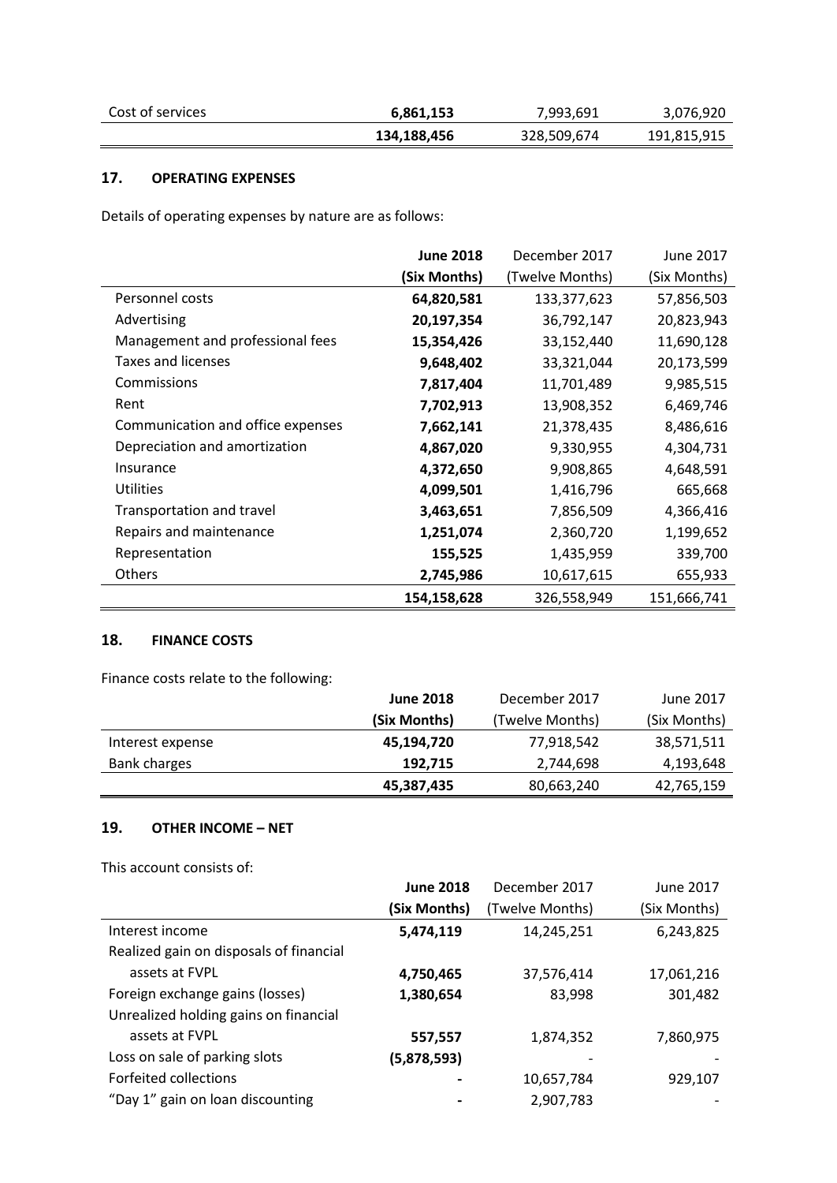| | | | |
|---|---|---|---|
| Cost of services | **6,861,153** | 7,993,691 | 3,076,920 |
| | **134,188,456** | 328,509,674 | 191,815,915 |

## 17. OPERATING EXPENSES

Details of operating expenses by nature are as follows:

| | **June 2018 (Six Months)** | December 2017 (Twelve Months) | June 2017 (Six Months) |
|---|---|---|---|
| Personnel costs | **64,820,581** | 133,377,623 | 57,856,503 |
| Advertising | **20,197,354** | 36,792,147 | 20,823,943 |
| Management and professional fees | **15,354,426** | 33,152,440 | 11,690,128 |
| Taxes and licenses | **9,648,402** | 33,321,044 | 20,173,599 |
| Commissions | **7,817,404** | 11,701,489 | 9,985,515 |
| Rent | **7,702,913** | 13,908,352 | 6,469,746 |
| Communication and office expenses | **7,662,141** | 21,378,435 | 8,486,616 |
| Depreciation and amortization | **4,867,020** | 9,330,955 | 4,304,731 |
| Insurance | **4,372,650** | 9,908,865 | 4,648,591 |
| Utilities | **4,099,501** | 1,416,796 | 665,668 |
| Transportation and travel | **3,463,651** | 7,856,509 | 4,366,416 |
| Repairs and maintenance | **1,251,074** | 2,360,720 | 1,199,652 |
| Representation | **155,525** | 1,435,959 | 339,700 |
| Others | **2,745,986** | 10,617,615 | 655,933 |
| | **154,158,628** | 326,558,949 | 151,666,741 |

## 18. FINANCE COSTS

Finance costs relate to the following:

| | **June 2018 (Six Months)** | December 2017 (Twelve Months) | June 2017 (Six Months) |
|---|---|---|---|
| Interest expense | **45,194,720** | 77,918,542 | 38,571,511 |
| Bank charges | **192,715** | 2,744,698 | 4,193,648 |
| | **45,387,435** | 80,663,240 | 42,765,159 |

## 19. OTHER INCOME – NET

This account consists of:

| | **June 2018 (Six Months)** | December 2017 (Twelve Months) | June 2017 (Six Months) |
|---|---|---|---|
| Interest income | **5,474,119** | 14,245,251 | 6,243,825 |
| Realized gain on disposals of financial assets at FVPL | **4,750,465** | 37,576,414 | 17,061,216 |
| Foreign exchange gains (losses) | **1,380,654** | 83,998 | 301,482 |
| Unrealized holding gains on financial assets at FVPL | **557,557** | 1,874,352 | 7,860,975 |
| Loss on sale of parking slots | **(5,878,593)** | - | - |
| Forfeited collections | **-** | 10,657,784 | 929,107 |
| "Day 1" gain on loan discounting | **-** | 2,907,783 | - |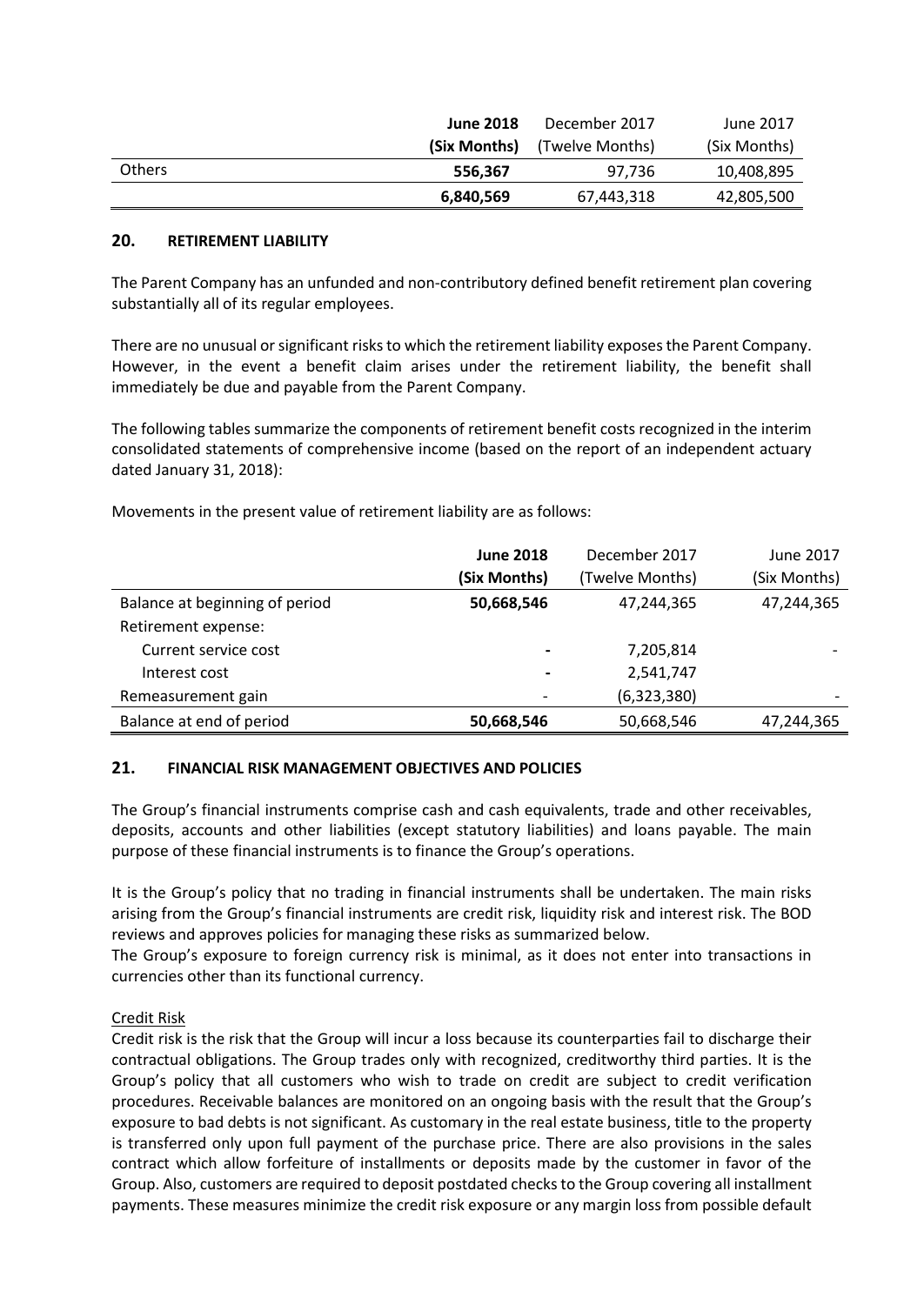| | **June 2018 (Six Months)** | December 2017 (Twelve Months) | June 2017 (Six Months) |
|---|---|---|---|
| Others | **556,367** | 97,736 | 10,408,895 |
| | **6,840,569** | 67,443,318 | 42,805,500 |

## 20. RETIREMENT LIABILITY

The Parent Company has an unfunded and non-contributory defined benefit retirement plan covering substantially all of its regular employees.

There are no unusual or significant risks to which the retirement liability exposes the Parent Company. However, in the event a benefit claim arises under the retirement liability, the benefit shall immediately be due and payable from the Parent Company.

The following tables summarize the components of retirement benefit costs recognized in the interim consolidated statements of comprehensive income (based on the report of an independent actuary dated January 31, 2018):

Movements in the present value of retirement liability are as follows:

| | **June 2018 (Six Months)** | December 2017 (Twelve Months) | June 2017 (Six Months) |
|---|---|---|---|
| Balance at beginning of period | **50,668,546** | 47,244,365 | 47,244,365 |
| Retirement expense: | | | |
| Current service cost | **-** | 7,205,814 | - |
| Interest cost | **-** | 2,541,747 | |
| Remeasurement gain | - | (6,323,380) | - |
| Balance at end of period | **50,668,546** | 50,668,546 | 47,244,365 |

## 21. FINANCIAL RISK MANAGEMENT OBJECTIVES AND POLICIES

The Group's financial instruments comprise cash and cash equivalents, trade and other receivables, deposits, accounts and other liabilities (except statutory liabilities) and loans payable. The main purpose of these financial instruments is to finance the Group's operations.

It is the Group's policy that no trading in financial instruments shall be undertaken. The main risks arising from the Group's financial instruments are credit risk, liquidity risk and interest risk. The BOD reviews and approves policies for managing these risks as summarized below.
The Group's exposure to foreign currency risk is minimal, as it does not enter into transactions in currencies other than its functional currency.

Credit Risk

Credit risk is the risk that the Group will incur a loss because its counterparties fail to discharge their contractual obligations. The Group trades only with recognized, creditworthy third parties. It is the Group's policy that all customers who wish to trade on credit are subject to credit verification procedures. Receivable balances are monitored on an ongoing basis with the result that the Group's exposure to bad debts is not significant. As customary in the real estate business, title to the property is transferred only upon full payment of the purchase price. There are also provisions in the sales contract which allow forfeiture of installments or deposits made by the customer in favor of the Group. Also, customers are required to deposit postdated checks to the Group covering all installment payments. These measures minimize the credit risk exposure or any margin loss from possible default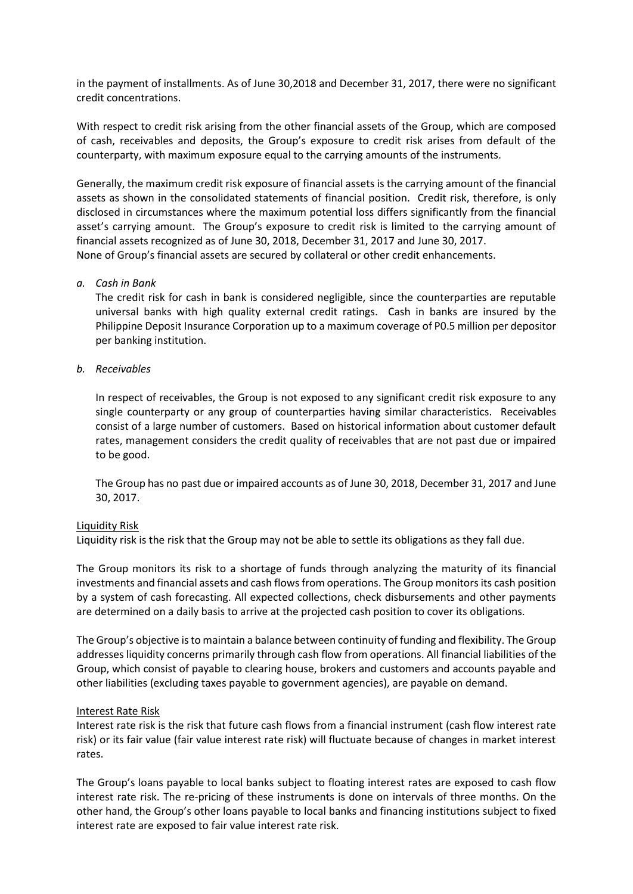in the payment of installments. As of June 30,2018 and December 31, 2017, there were no significant credit concentrations.

With respect to credit risk arising from the other financial assets of the Group, which are composed of cash, receivables and deposits, the Group's exposure to credit risk arises from default of the counterparty, with maximum exposure equal to the carrying amounts of the instruments.

Generally, the maximum credit risk exposure of financial assets is the carrying amount of the financial assets as shown in the consolidated statements of financial position. Credit risk, therefore, is only disclosed in circumstances where the maximum potential loss differs significantly from the financial asset's carrying amount. The Group's exposure to credit risk is limited to the carrying amount of financial assets recognized as of June 30, 2018, December 31, 2017 and June 30, 2017.
None of Group's financial assets are secured by collateral or other credit enhancements.

*a. Cash in Bank*

The credit risk for cash in bank is considered negligible, since the counterparties are reputable universal banks with high quality external credit ratings. Cash in banks are insured by the Philippine Deposit Insurance Corporation up to a maximum coverage of P0.5 million per depositor per banking institution.

*b. Receivables*

In respect of receivables, the Group is not exposed to any significant credit risk exposure to any single counterparty or any group of counterparties having similar characteristics. Receivables consist of a large number of customers. Based on historical information about customer default rates, management considers the credit quality of receivables that are not past due or impaired to be good.

The Group has no past due or impaired accounts as of June 30, 2018, December 31, 2017 and June 30, 2017.

Liquidity Risk

Liquidity risk is the risk that the Group may not be able to settle its obligations as they fall due.

The Group monitors its risk to a shortage of funds through analyzing the maturity of its financial investments and financial assets and cash flows from operations. The Group monitors its cash position by a system of cash forecasting. All expected collections, check disbursements and other payments are determined on a daily basis to arrive at the projected cash position to cover its obligations.

The Group's objective is to maintain a balance between continuity of funding and flexibility. The Group addresses liquidity concerns primarily through cash flow from operations. All financial liabilities of the Group, which consist of payable to clearing house, brokers and customers and accounts payable and other liabilities (excluding taxes payable to government agencies), are payable on demand.

Interest Rate Risk

Interest rate risk is the risk that future cash flows from a financial instrument (cash flow interest rate risk) or its fair value (fair value interest rate risk) will fluctuate because of changes in market interest rates.

The Group's loans payable to local banks subject to floating interest rates are exposed to cash flow interest rate risk. The re-pricing of these instruments is done on intervals of three months. On the other hand, the Group's other loans payable to local banks and financing institutions subject to fixed interest rate are exposed to fair value interest rate risk.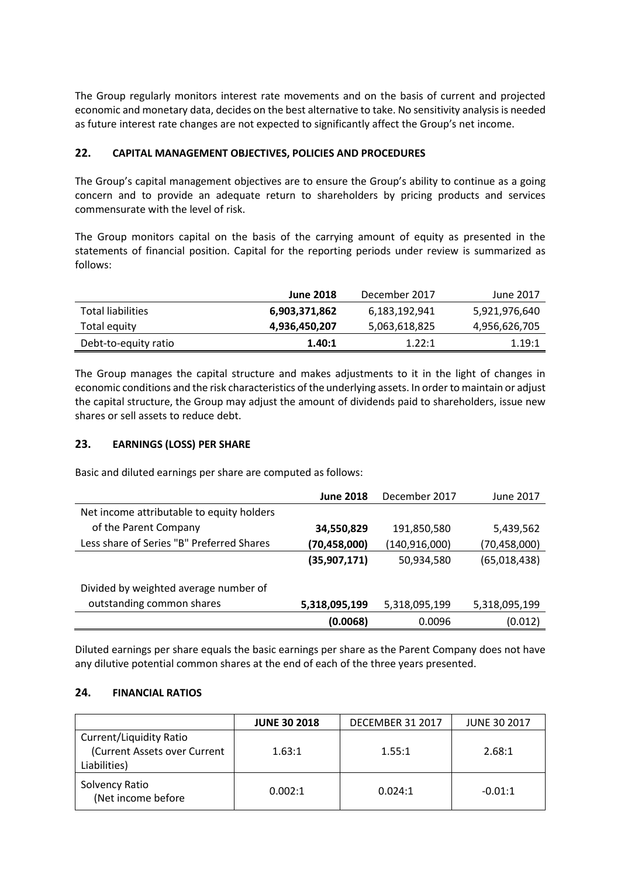The Group regularly monitors interest rate movements and on the basis of current and projected economic and monetary data, decides on the best alternative to take. No sensitivity analysis is needed as future interest rate changes are not expected to significantly affect the Group's net income.

## 22. CAPITAL MANAGEMENT OBJECTIVES, POLICIES AND PROCEDURES

The Group's capital management objectives are to ensure the Group's ability to continue as a going concern and to provide an adequate return to shareholders by pricing products and services commensurate with the level of risk.

The Group monitors capital on the basis of the carrying amount of equity as presented in the statements of financial position. Capital for the reporting periods under review is summarized as follows:

| | **June 2018** | December 2017 | June 2017 |
|---|---|---|---|
| Total liabilities | **6,903,371,862** | 6,183,192,941 | 5,921,976,640 |
| Total equity | **4,936,450,207** | 5,063,618,825 | 4,956,626,705 |
| Debt-to-equity ratio | **1.40:1** | 1.22:1 | 1.19:1 |

The Group manages the capital structure and makes adjustments to it in the light of changes in economic conditions and the risk characteristics of the underlying assets. In order to maintain or adjust the capital structure, the Group may adjust the amount of dividends paid to shareholders, issue new shares or sell assets to reduce debt.

## 23. EARNINGS (LOSS) PER SHARE

Basic and diluted earnings per share are computed as follows:

| | **June 2018** | December 2017 | June 2017 |
|---|---|---|---|
| Net income attributable to equity holders of the Parent Company | **34,550,829** | 191,850,580 | 5,439,562 |
| Less share of Series "B" Preferred Shares | **(70,458,000)** | (140,916,000) | (70,458,000) |
| | **(35,907,171)** | 50,934,580 | (65,018,438) |
| Divided by weighted average number of outstanding common shares | **5,318,095,199** | 5,318,095,199 | 5,318,095,199 |
| | **(0.0068)** | 0.0096 | (0.012) |

Diluted earnings per share equals the basic earnings per share as the Parent Company does not have any dilutive potential common shares at the end of each of the three years presented.

## 24. FINANCIAL RATIOS

| | **JUNE 30 2018** | DECEMBER 31 2017 | JUNE 30 2017 |
|---|---|---|---|
| Current/Liquidity Ratio (Current Assets over Current Liabilities) | 1.63:1 | 1.55:1 | 2.68:1 |
| Solvency Ratio (Net income before | 0.002:1 | 0.024:1 | -0.01:1 |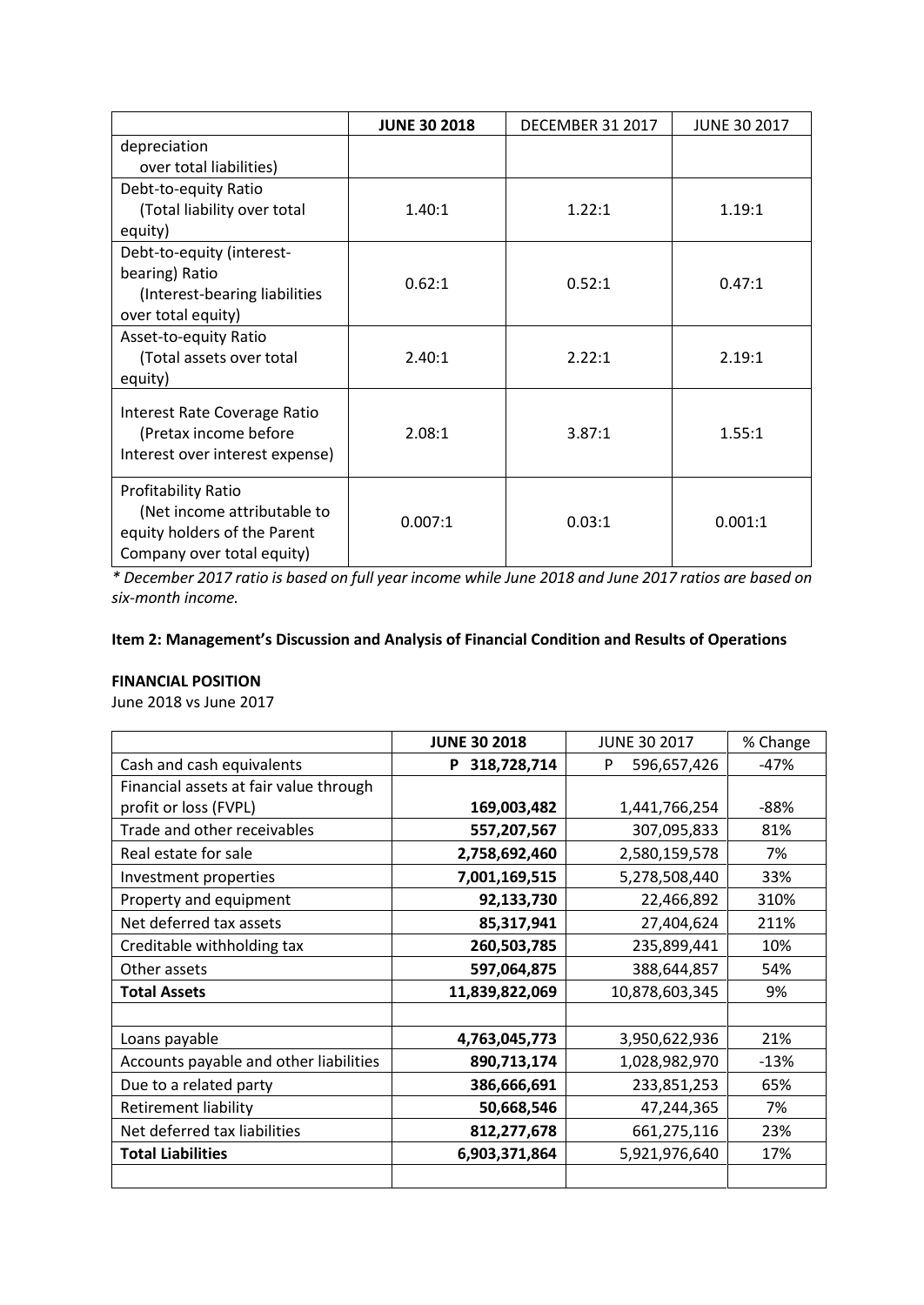| | **JUNE 30 2018** | DECEMBER 31 2017 | JUNE 30 2017 |
|---|---|---|---|
| depreciation over total liabilities) | | | |
| Debt-to-equity Ratio (Total liability over total equity) | 1.40:1 | 1.22:1 | 1.19:1 |
| Debt-to-equity (interest-bearing) Ratio (Interest-bearing liabilities over total equity) | 0.62:1 | 0.52:1 | 0.47:1 |
| Asset-to-equity Ratio (Total assets over total equity) | 2.40:1 | 2.22:1 | 2.19:1 |
| Interest Rate Coverage Ratio (Pretax income before Interest over interest expense) | 2.08:1 | 3.87:1 | 1.55:1 |
| Profitability Ratio (Net income attributable to equity holders of the Parent Company over total equity) | 0.007:1 | 0.03:1 | 0.001:1 |

*\* December 2017 ratio is based on full year income while June 2018 and June 2017 ratios are based on six-month income.*

**Item 2: Management's Discussion and Analysis of Financial Condition and Results of Operations**

**FINANCIAL POSITION**

June 2018 vs June 2017

| | **JUNE 30 2018** | JUNE 30 2017 | % Change |
|---|---|---|---|
| Cash and cash equivalents | **P 318,728,714** | P 596,657,426 | -47% |
| Financial assets at fair value through profit or loss (FVPL) | **169,003,482** | 1,441,766,254 | -88% |
| Trade and other receivables | **557,207,567** | 307,095,833 | 81% |
| Real estate for sale | **2,758,692,460** | 2,580,159,578 | 7% |
| Investment properties | **7,001,169,515** | 5,278,508,440 | 33% |
| Property and equipment | **92,133,730** | 22,466,892 | 310% |
| Net deferred tax assets | **85,317,941** | 27,404,624 | 211% |
| Creditable withholding tax | **260,503,785** | 235,899,441 | 10% |
| Other assets | **597,064,875** | 388,644,857 | 54% |
| **Total Assets** | **11,839,822,069** | 10,878,603,345 | 9% |
| | | | |
| Loans payable | **4,763,045,773** | 3,950,622,936 | 21% |
| Accounts payable and other liabilities | **890,713,174** | 1,028,982,970 | -13% |
| Due to a related party | **386,666,691** | 233,851,253 | 65% |
| Retirement liability | **50,668,546** | 47,244,365 | 7% |
| Net deferred tax liabilities | **812,277,678** | 661,275,116 | 23% |
| **Total Liabilities** | **6,903,371,864** | 5,921,976,640 | 17% |
| | | | |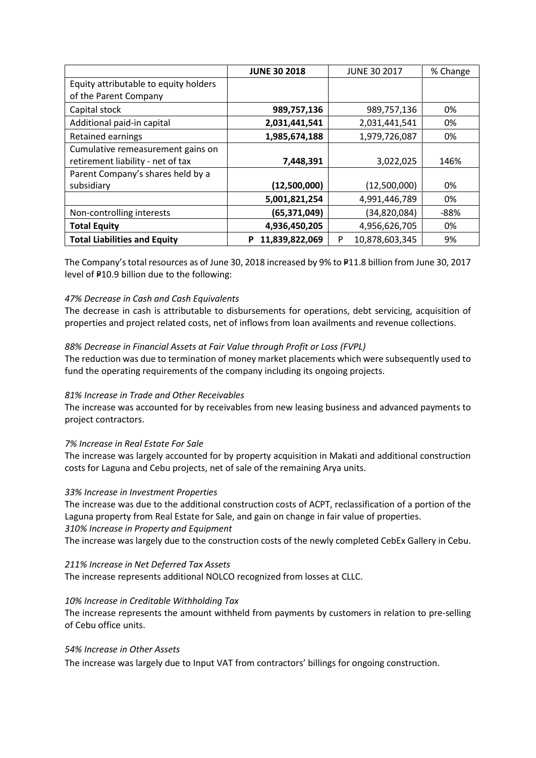| | **JUNE 30 2018** | JUNE 30 2017 | % Change |
|---|---|---|---|
| Equity attributable to equity holders of the Parent Company | | | |
| Capital stock | **989,757,136** | 989,757,136 | 0% |
| Additional paid-in capital | **2,031,441,541** | 2,031,441,541 | 0% |
| Retained earnings | **1,985,674,188** | 1,979,726,087 | 0% |
| Cumulative remeasurement gains on retirement liability - net of tax | **7,448,391** | 3,022,025 | 146% |
| Parent Company's shares held by a subsidiary | **(12,500,000)** | (12,500,000) | 0% |
| | **5,001,821,254** | 4,991,446,789 | 0% |
| Non-controlling interests | **(65,371,049)** | (34,820,084) | -88% |
| **Total Equity** | **4,936,450,205** | 4,956,626,705 | 0% |
| **Total Liabilities and Equity** | **P 11,839,822,069** | P 10,878,603,345 | 9% |

The Company's total resources as of June 30, 2018 increased by 9% to ₱11.8 billion from June 30, 2017 level of ₱10.9 billion due to the following:

*47% Decrease in Cash and Cash Equivalents*

The decrease in cash is attributable to disbursements for operations, debt servicing, acquisition of properties and project related costs, net of inflows from loan availments and revenue collections.

*88% Decrease in Financial Assets at Fair Value through Profit or Loss (FVPL)*

The reduction was due to termination of money market placements which were subsequently used to fund the operating requirements of the company including its ongoing projects.

*81% Increase in Trade and Other Receivables*

The increase was accounted for by receivables from new leasing business and advanced payments to project contractors.

*7% Increase in Real Estate For Sale*

The increase was largely accounted for by property acquisition in Makati and additional construction costs for Laguna and Cebu projects, net of sale of the remaining Arya units.

*33% Increase in Investment Properties*

The increase was due to the additional construction costs of ACPT, reclassification of a portion of the Laguna property from Real Estate for Sale, and gain on change in fair value of properties.

*310% Increase in Property and Equipment*

The increase was largely due to the construction costs of the newly completed CebEx Gallery in Cebu.

*211% Increase in Net Deferred Tax Assets*

The increase represents additional NOLCO recognized from losses at CLLC.

*10% Increase in Creditable Withholding Tax*

The increase represents the amount withheld from payments by customers in relation to pre-selling of Cebu office units.

*54% Increase in Other Assets*

The increase was largely due to Input VAT from contractors' billings for ongoing construction.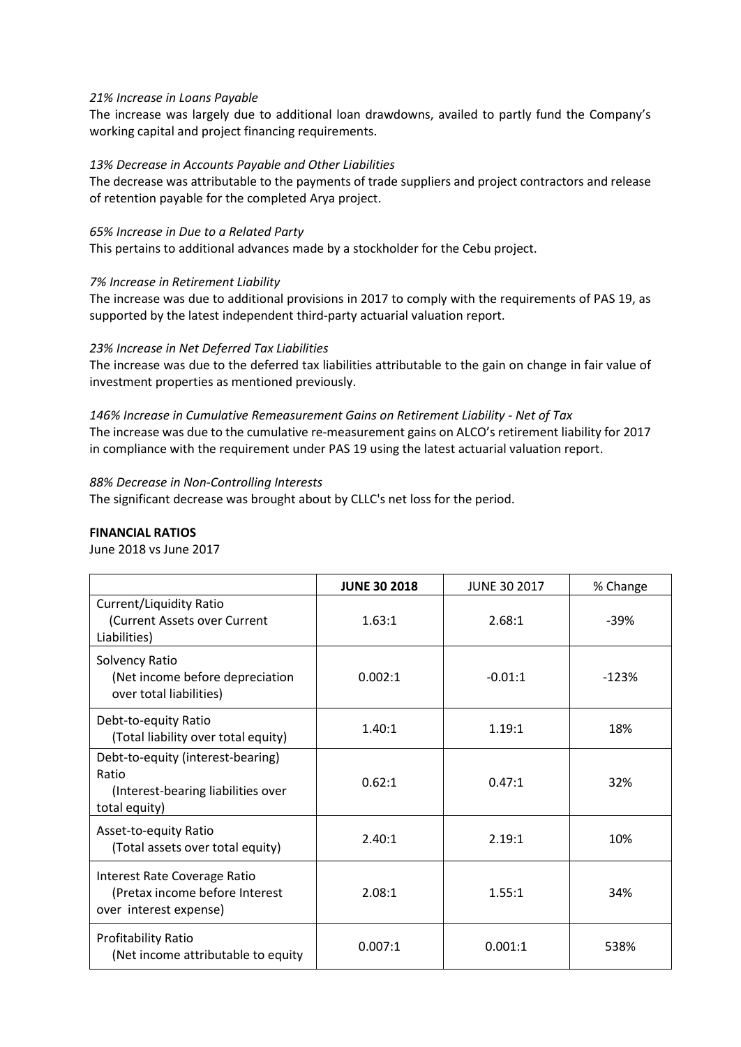*21% Increase in Loans Payable*
The increase was largely due to additional loan drawdowns, availed to partly fund the Company's working capital and project financing requirements.

*13% Decrease in Accounts Payable and Other Liabilities*
The decrease was attributable to the payments of trade suppliers and project contractors and release of retention payable for the completed Arya project.

*65% Increase in Due to a Related Party*
This pertains to additional advances made by a stockholder for the Cebu project.

*7% Increase in Retirement Liability*
The increase was due to additional provisions in 2017 to comply with the requirements of PAS 19, as supported by the latest independent third-party actuarial valuation report.

*23% Increase in Net Deferred Tax Liabilities*
The increase was due to the deferred tax liabilities attributable to the gain on change in fair value of investment properties as mentioned previously.

*146% Increase in Cumulative Remeasurement Gains on Retirement Liability - Net of Tax*
The increase was due to the cumulative re-measurement gains on ALCO's retirement liability for 2017 in compliance with the requirement under PAS 19 using the latest actuarial valuation report.

*88% Decrease in Non-Controlling Interests*
The significant decrease was brought about by CLLC's net loss for the period.

**FINANCIAL RATIOS**
June 2018 vs June 2017

| | **JUNE 30 2018** | JUNE 30 2017 | % Change |
|---|---|---|---|
| Current/Liquidity Ratio (Current Assets over Current Liabilities) | 1.63:1 | 2.68:1 | -39% |
| Solvency Ratio (Net income before depreciation over total liabilities) | 0.002:1 | -0.01:1 | -123% |
| Debt-to-equity Ratio (Total liability over total equity) | 1.40:1 | 1.19:1 | 18% |
| Debt-to-equity (interest-bearing) Ratio (Interest-bearing liabilities over total equity) | 0.62:1 | 0.47:1 | 32% |
| Asset-to-equity Ratio (Total assets over total equity) | 2.40:1 | 2.19:1 | 10% |
| Interest Rate Coverage Ratio (Pretax income before Interest over interest expense) | 2.08:1 | 1.55:1 | 34% |
| Profitability Ratio (Net income attributable to equity | 0.007:1 | 0.001:1 | 538% |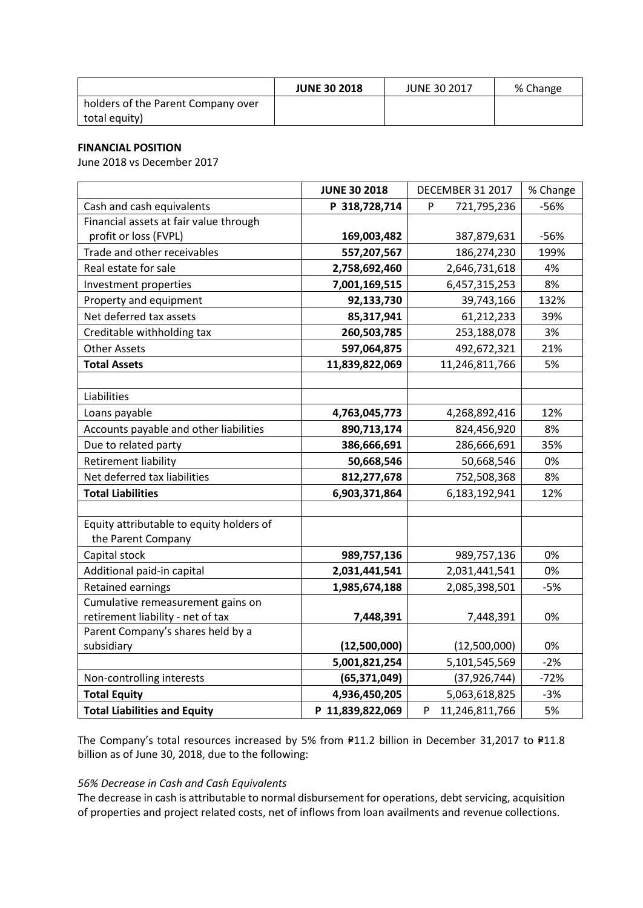| | **JUNE 30 2018** | JUNE 30 2017 | % Change |
|---|---|---|---|
| holders of the Parent Company over total equity) | | | |

**FINANCIAL POSITION**

June 2018 vs December 2017

| | **JUNE 30 2018** | DECEMBER 31 2017 | % Change |
|---|---|---|---|
| Cash and cash equivalents | **P 318,728,714** | P 721,795,236 | -56% |
| Financial assets at fair value through profit or loss (FVPL) | **169,003,482** | 387,879,631 | -56% |
| Trade and other receivables | **557,207,567** | 186,274,230 | 199% |
| Real estate for sale | **2,758,692,460** | 2,646,731,618 | 4% |
| Investment properties | **7,001,169,515** | 6,457,315,253 | 8% |
| Property and equipment | **92,133,730** | 39,743,166 | 132% |
| Net deferred tax assets | **85,317,941** | 61,212,233 | 39% |
| Creditable withholding tax | **260,503,785** | 253,188,078 | 3% |
| Other Assets | **597,064,875** | 492,672,321 | 21% |
| **Total Assets** | **11,839,822,069** | 11,246,811,766 | 5% |
| | | | |
| Liabilities | | | |
| Loans payable | **4,763,045,773** | 4,268,892,416 | 12% |
| Accounts payable and other liabilities | **890,713,174** | 824,456,920 | 8% |
| Due to related party | **386,666,691** | 286,666,691 | 35% |
| Retirement liability | **50,668,546** | 50,668,546 | 0% |
| Net deferred tax liabilities | **812,277,678** | 752,508,368 | 8% |
| **Total Liabilities** | **6,903,371,864** | 6,183,192,941 | 12% |
| | | | |
| Equity attributable to equity holders of the Parent Company | | | |
| Capital stock | **989,757,136** | 989,757,136 | 0% |
| Additional paid-in capital | **2,031,441,541** | 2,031,441,541 | 0% |
| Retained earnings | **1,985,674,188** | 2,085,398,501 | -5% |
| Cumulative remeasurement gains on retirement liability - net of tax | **7,448,391** | 7,448,391 | 0% |
| Parent Company's shares held by a subsidiary | **(12,500,000)** | (12,500,000) | 0% |
| | **5,001,821,254** | 5,101,545,569 | -2% |
| Non-controlling interests | **(65,371,049)** | (37,926,744) | -72% |
| **Total Equity** | **4,936,450,205** | 5,063,618,825 | -3% |
| **Total Liabilities and Equity** | **P 11,839,822,069** | P 11,246,811,766 | 5% |

The Company's total resources increased by 5% from ₱11.2 billion in December 31,2017 to ₱11.8 billion as of June 30, 2018, due to the following:

*56% Decrease in Cash and Cash Equivalents*

The decrease in cash is attributable to normal disbursement for operations, debt servicing, acquisition of properties and project related costs, net of inflows from loan availments and revenue collections.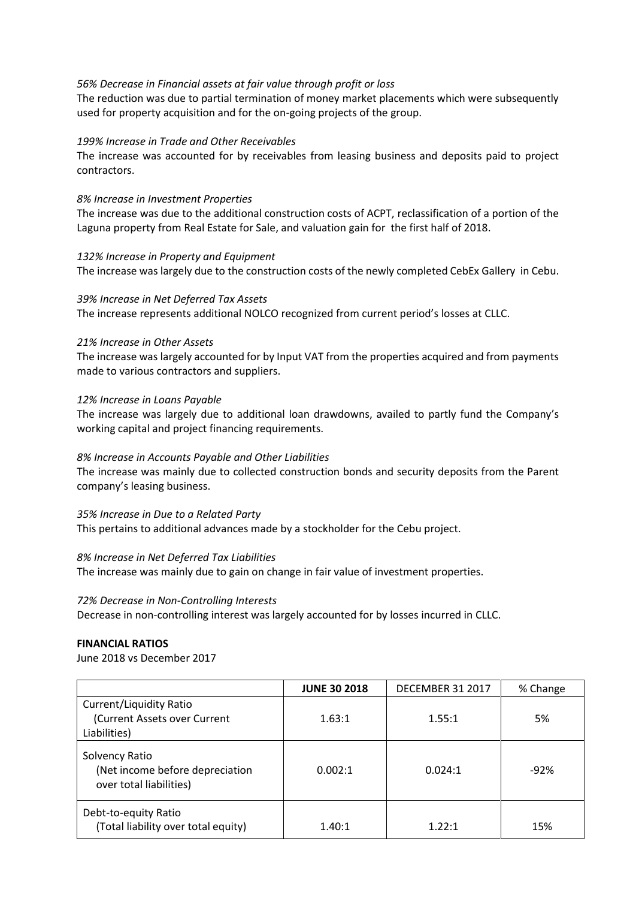*56% Decrease in Financial assets at fair value through profit or loss*
The reduction was due to partial termination of money market placements which were subsequently used for property acquisition and for the on-going projects of the group.

*199% Increase in Trade and Other Receivables*
The increase was accounted for by receivables from leasing business and deposits paid to project contractors.

*8% Increase in Investment Properties*
The increase was due to the additional construction costs of ACPT, reclassification of a portion of the Laguna property from Real Estate for Sale, and valuation gain for the first half of 2018.

*132% Increase in Property and Equipment*
The increase was largely due to the construction costs of the newly completed CebEx Gallery in Cebu.

*39% Increase in Net Deferred Tax Assets*
The increase represents additional NOLCO recognized from current period's losses at CLLC.

*21% Increase in Other Assets*
The increase was largely accounted for by Input VAT from the properties acquired and from payments made to various contractors and suppliers.

*12% Increase in Loans Payable*
The increase was largely due to additional loan drawdowns, availed to partly fund the Company's working capital and project financing requirements.

*8% Increase in Accounts Payable and Other Liabilities*
The increase was mainly due to collected construction bonds and security deposits from the Parent company's leasing business.

*35% Increase in Due to a Related Party*
This pertains to additional advances made by a stockholder for the Cebu project.

*8% Increase in Net Deferred Tax Liabilities*
The increase was mainly due to gain on change in fair value of investment properties.

*72% Decrease in Non-Controlling Interests*
Decrease in non-controlling interest was largely accounted for by losses incurred in CLLC.

**FINANCIAL RATIOS**

June 2018 vs December 2017

| | **JUNE 30 2018** | DECEMBER 31 2017 | % Change |
|---|---|---|---|
| Current/Liquidity Ratio (Current Assets over Current Liabilities) | 1.63:1 | 1.55:1 | 5% |
| Solvency Ratio (Net income before depreciation over total liabilities) | 0.002:1 | 0.024:1 | -92% |
| Debt-to-equity Ratio (Total liability over total equity) | 1.40:1 | 1.22:1 | 15% |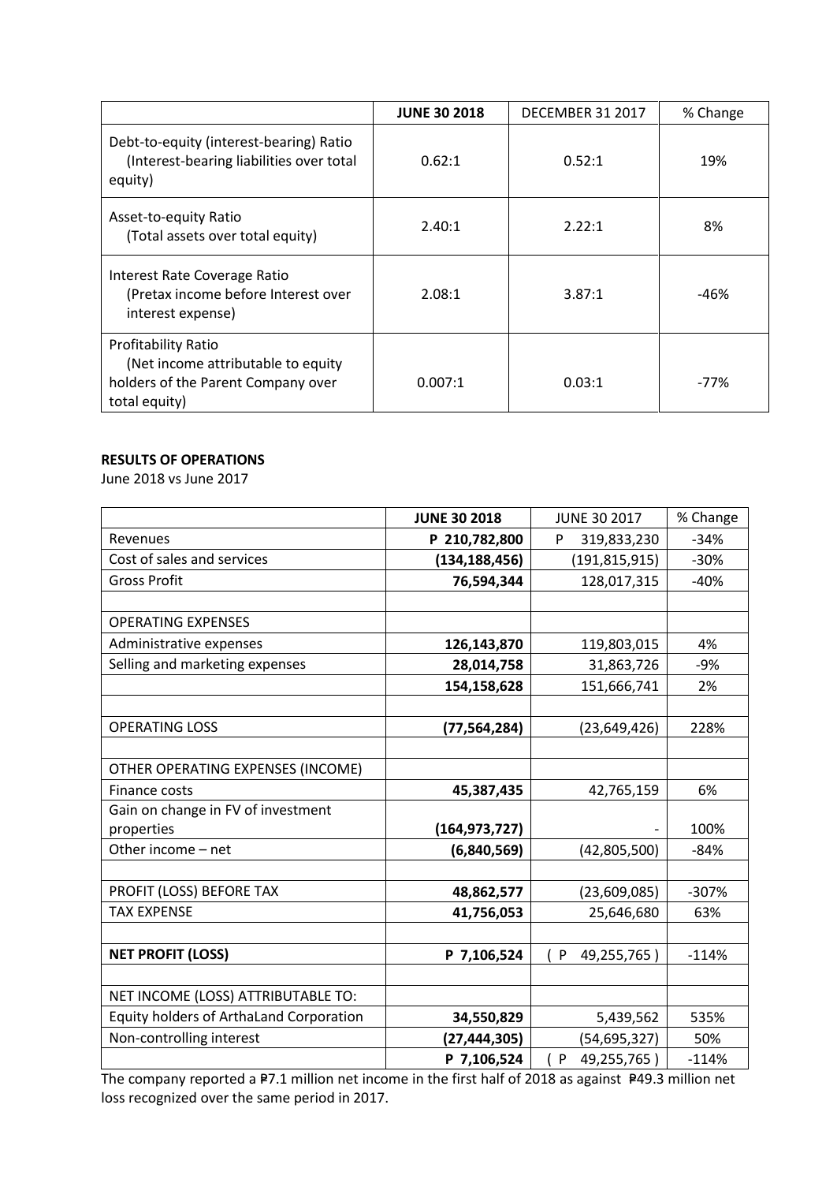| | **JUNE 30 2018** | DECEMBER 31 2017 | % Change |
|---|---|---|---|
| Debt-to-equity (interest-bearing) Ratio (Interest-bearing liabilities over total equity) | 0.62:1 | 0.52:1 | 19% |
| Asset-to-equity Ratio (Total assets over total equity) | 2.40:1 | 2.22:1 | 8% |
| Interest Rate Coverage Ratio (Pretax income before Interest over interest expense) | 2.08:1 | 3.87:1 | -46% |
| Profitability Ratio (Net income attributable to equity holders of the Parent Company over total equity) | 0.007:1 | 0.03:1 | -77% |

**RESULTS OF OPERATIONS**

June 2018 vs June 2017

| | **JUNE 30 2018** | JUNE 30 2017 | % Change |
|---|---|---|---|
| Revenues | **P 210,782,800** | P 319,833,230 | -34% |
| Cost of sales and services | **(134,188,456)** | (191,815,915) | -30% |
| Gross Profit | **76,594,344** | 128,017,315 | -40% |
| | | | |
| OPERATING EXPENSES | | | |
| Administrative expenses | **126,143,870** | 119,803,015 | 4% |
| Selling and marketing expenses | **28,014,758** | 31,863,726 | -9% |
| | **154,158,628** | 151,666,741 | 2% |
| | | | |
| OPERATING LOSS | **(77,564,284)** | (23,649,426) | 228% |
| | | | |
| OTHER OPERATING EXPENSES (INCOME) | | | |
| Finance costs | **45,387,435** | 42,765,159 | 6% |
| Gain on change in FV of investment properties | **(164,973,727)** | - | 100% |
| Other income – net | **(6,840,569)** | (42,805,500) | -84% |
| | | | |
| PROFIT (LOSS) BEFORE TAX | **48,862,577** | (23,609,085) | -307% |
| TAX EXPENSE | **41,756,053** | 25,646,680 | 63% |
| | | | |
| **NET PROFIT (LOSS)** | **P 7,106,524** | ( P 49,255,765 ) | -114% |
| | | | |
| NET INCOME (LOSS) ATTRIBUTABLE TO: | | | |
| Equity holders of ArthaLand Corporation | **34,550,829** | 5,439,562 | 535% |
| Non-controlling interest | **(27,444,305)** | (54,695,327) | 50% |
| | **P 7,106,524** | ( P 49,255,765 ) | -114% |

The company reported a ₱7.1 million net income in the first half of 2018 as against ₱49.3 million net loss recognized over the same period in 2017.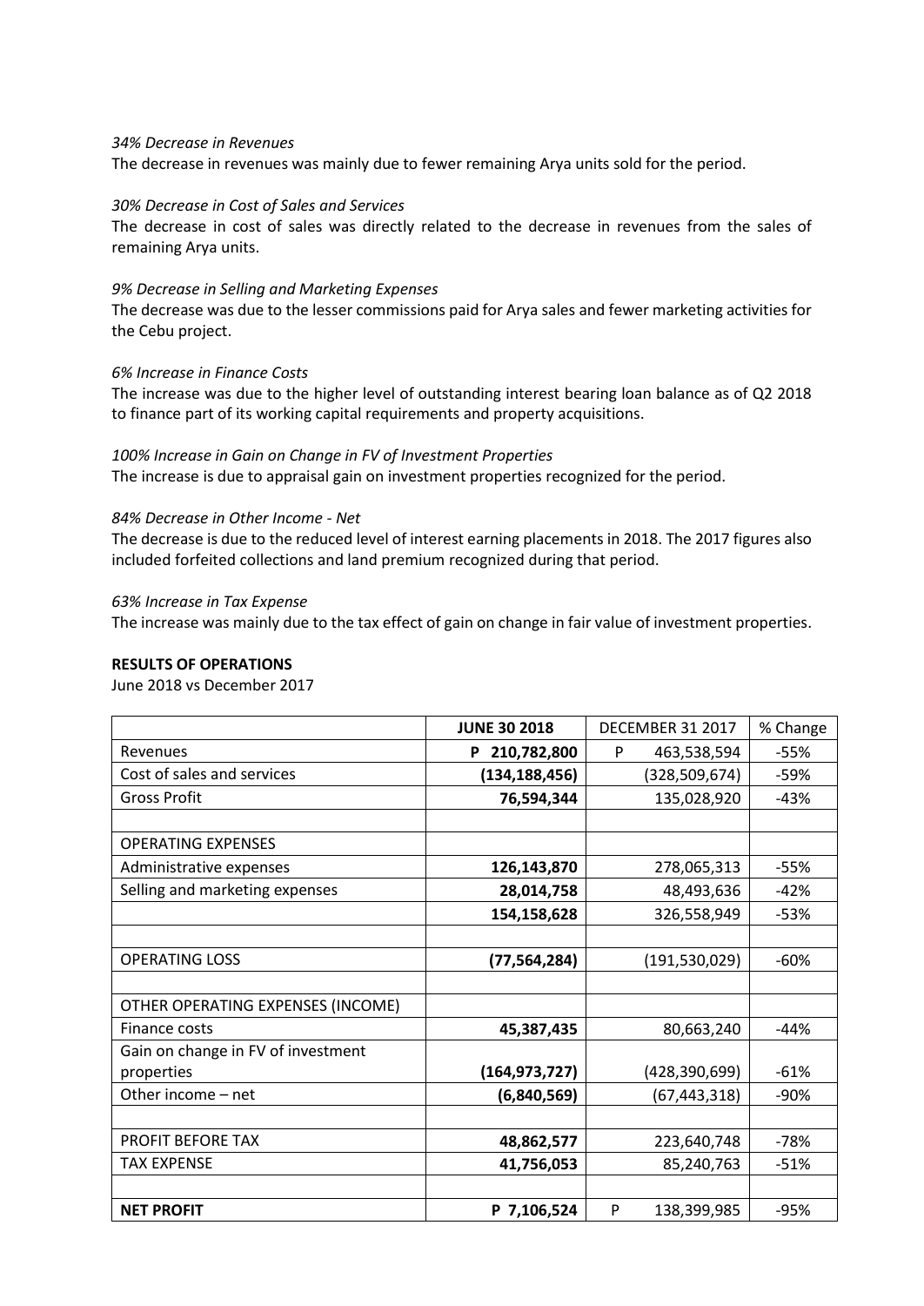*34% Decrease in Revenues*
The decrease in revenues was mainly due to fewer remaining Arya units sold for the period.

*30% Decrease in Cost of Sales and Services*
The decrease in cost of sales was directly related to the decrease in revenues from the sales of remaining Arya units.

*9% Decrease in Selling and Marketing Expenses*
The decrease was due to the lesser commissions paid for Arya sales and fewer marketing activities for the Cebu project.

*6% Increase in Finance Costs*
The increase was due to the higher level of outstanding interest bearing loan balance as of Q2 2018 to finance part of its working capital requirements and property acquisitions.

*100% Increase in Gain on Change in FV of Investment Properties*
The increase is due to appraisal gain on investment properties recognized for the period.

*84% Decrease in Other Income - Net*
The decrease is due to the reduced level of interest earning placements in 2018. The 2017 figures also included forfeited collections and land premium recognized during that period.

*63% Increase in Tax Expense*
The increase was mainly due to the tax effect of gain on change in fair value of investment properties.

**RESULTS OF OPERATIONS**
June 2018 vs December 2017

| | **JUNE 30 2018** | DECEMBER 31 2017 | % Change |
|---|---|---|---|
| Revenues | **P 210,782,800** | P 463,538,594 | -55% |
| Cost of sales and services | **(134,188,456)** | (328,509,674) | -59% |
| Gross Profit | **76,594,344** | 135,028,920 | -43% |
| | | | |
| OPERATING EXPENSES | | | |
| Administrative expenses | **126,143,870** | 278,065,313 | -55% |
| Selling and marketing expenses | **28,014,758** | 48,493,636 | -42% |
| | **154,158,628** | 326,558,949 | -53% |
| | | | |
| OPERATING LOSS | **(77,564,284)** | (191,530,029) | -60% |
| | | | |
| OTHER OPERATING EXPENSES (INCOME) | | | |
| Finance costs | **45,387,435** | 80,663,240 | -44% |
| Gain on change in FV of investment properties | **(164,973,727)** | (428,390,699) | -61% |
| Other income – net | **(6,840,569)** | (67,443,318) | -90% |
| | | | |
| PROFIT BEFORE TAX | **48,862,577** | 223,640,748 | -78% |
| TAX EXPENSE | **41,756,053** | 85,240,763 | -51% |
| | | | |
| **NET PROFIT** | **P 7,106,524** | P 138,399,985 | -95% |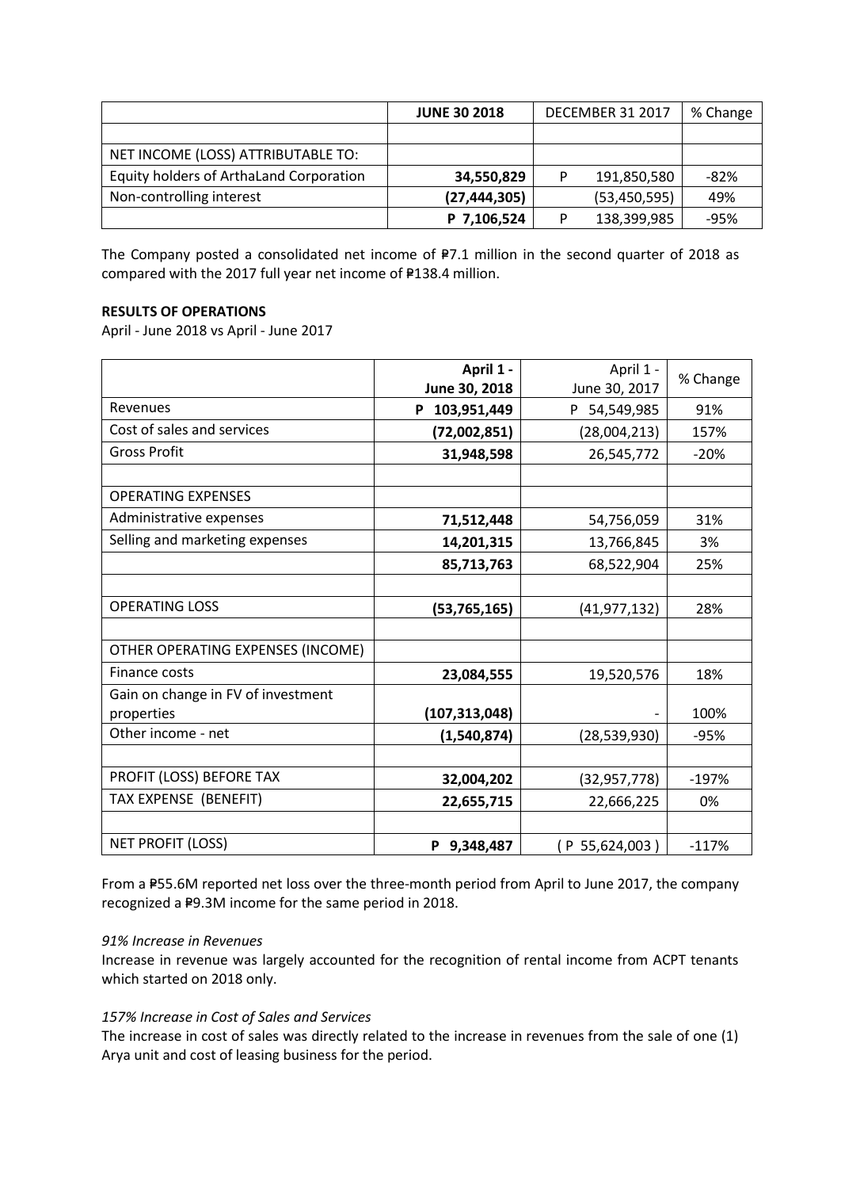| | JUNE 30 2018 | DECEMBER 31 2017 | % Change |
|---|---|---|---|
| | | | |
| NET INCOME (LOSS) ATTRIBUTABLE TO: | | | |
| Equity holders of ArthaLand Corporation | **34,550,829** | P 191,850,580 | -82% |
| Non-controlling interest | **(27,444,305)** | (53,450,595) | 49% |
| | **P 7,106,524** | P 138,399,985 | -95% |

The Company posted a consolidated net income of ₱7.1 million in the second quarter of 2018 as compared with the 2017 full year net income of ₱138.4 million.

**RESULTS OF OPERATIONS**

April - June 2018 vs April - June 2017

| | **April 1 - June 30, 2018** | April 1 - June 30, 2017 | % Change |
|---|---|---|---|
| Revenues | **P 103,951,449** | P 54,549,985 | 91% |
| Cost of sales and services | **(72,002,851)** | (28,004,213) | 157% |
| Gross Profit | **31,948,598** | 26,545,772 | -20% |
| | | | |
| OPERATING EXPENSES | | | |
| Administrative expenses | **71,512,448** | 54,756,059 | 31% |
| Selling and marketing expenses | **14,201,315** | 13,766,845 | 3% |
| | **85,713,763** | 68,522,904 | 25% |
| | | | |
| OPERATING LOSS | **(53,765,165)** | (41,977,132) | 28% |
| | | | |
| OTHER OPERATING EXPENSES (INCOME) | | | |
| Finance costs | **23,084,555** | 19,520,576 | 18% |
| Gain on change in FV of investment properties | **(107,313,048)** | - | 100% |
| Other income - net | **(1,540,874)** | (28,539,930) | -95% |
| | | | |
| PROFIT (LOSS) BEFORE TAX | **32,004,202** | (32,957,778) | -197% |
| TAX EXPENSE (BENEFIT) | **22,655,715** | 22,666,225 | 0% |
| | | | |
| NET PROFIT (LOSS) | **P 9,348,487** | ( P 55,624,003 ) | -117% |

From a ₱55.6M reported net loss over the three-month period from April to June 2017, the company recognized a ₱9.3M income for the same period in 2018.

*91% Increase in Revenues*

Increase in revenue was largely accounted for the recognition of rental income from ACPT tenants which started on 2018 only.

*157% Increase in Cost of Sales and Services*

The increase in cost of sales was directly related to the increase in revenues from the sale of one (1) Arya unit and cost of leasing business for the period.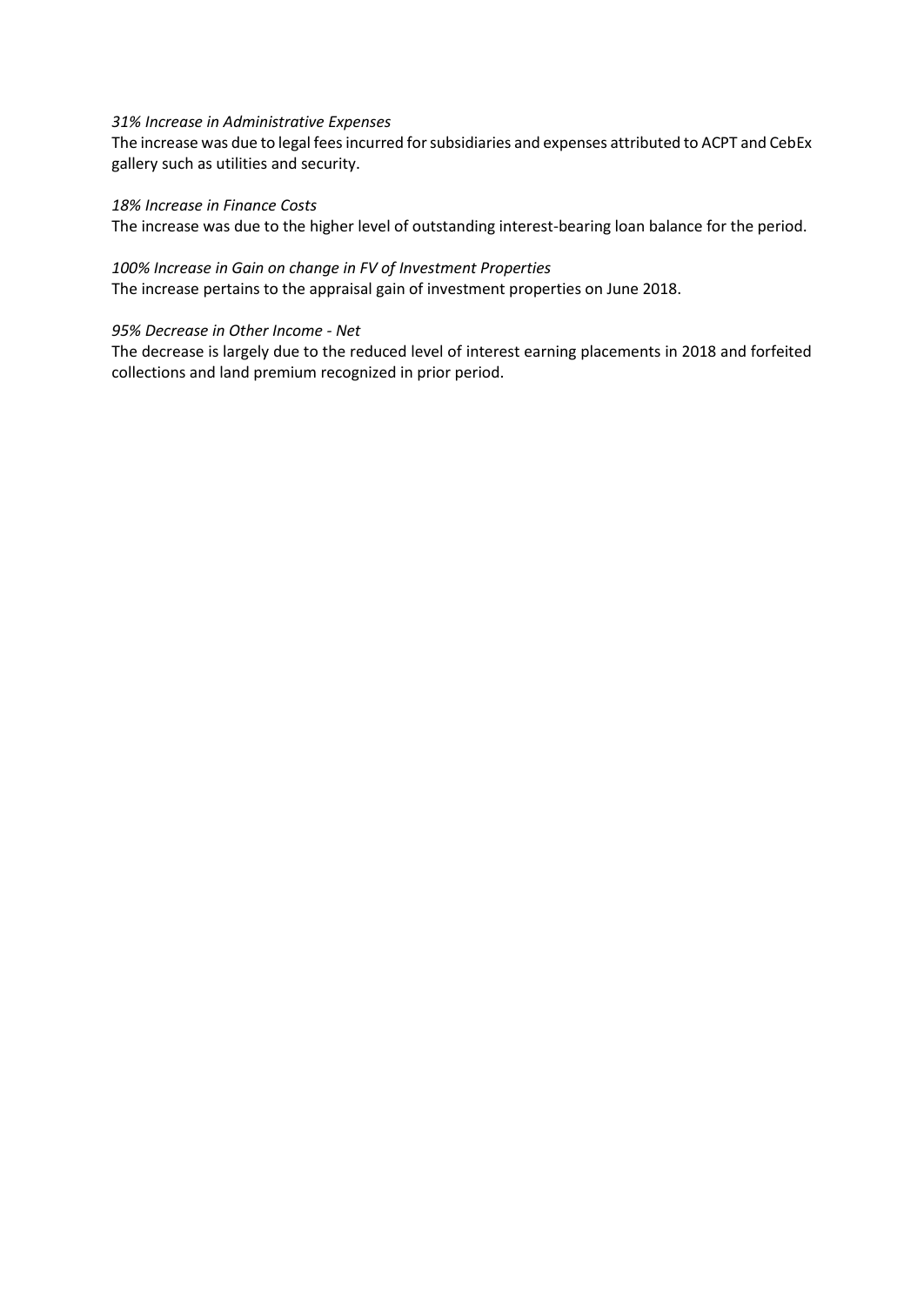*31% Increase in Administrative Expenses*
The increase was due to legal fees incurred for subsidiaries and expenses attributed to ACPT and CebEx gallery such as utilities and security.

*18% Increase in Finance Costs*
The increase was due to the higher level of outstanding interest-bearing loan balance for the period.

*100% Increase in Gain on change in FV of Investment Properties*
The increase pertains to the appraisal gain of investment properties on June 2018.

*95% Decrease in Other Income - Net*
The decrease is largely due to the reduced level of interest earning placements in 2018 and forfeited collections and land premium recognized in prior period.